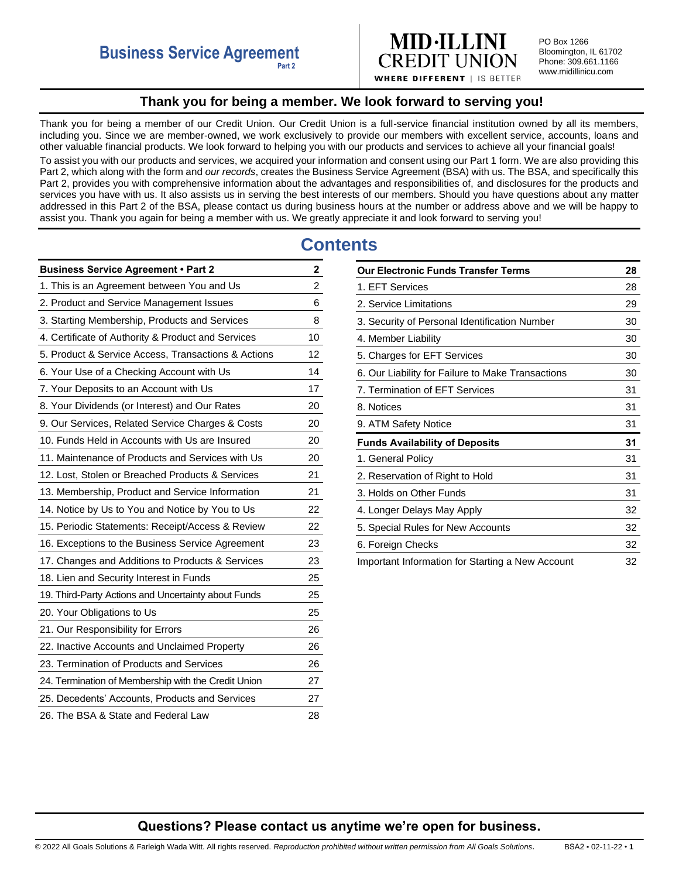# Business Service Agreement

Part 2

**MID·ILLINI CREDIT UNION**

WHERE DIFFERENT | IS BETTER

PO Box 1266
Bloomington, IL 61702
Phone: 309.661.1166
www.midillinicu.com

## Thank you for being a member. We look forward to serving you!

Thank you for being a member of our Credit Union. Our Credit Union is a full-service financial institution owned by all its members, including you. Since we are member-owned, we work exclusively to provide our members with excellent service, accounts, loans and other valuable financial products. We look forward to helping you with our products and services to achieve all your financial goals!

To assist you with our products and services, we acquired your information and consent using our Part 1 form. We are also providing this Part 2, which along with the form and *our records*, creates the Business Service Agreement (BSA) with us. The BSA, and specifically this Part 2, provides you with comprehensive information about the advantages and responsibilities of, and disclosures for the products and services you have with us. It also assists us in serving the best interests of our members. Should you have questions about any matter addressed in this Part 2 of the BSA, please contact us during business hours at the number or address above and we will be happy to assist you. Thank you again for being a member with us. We greatly appreciate it and look forward to serving you!

# Contents

| **Business Service Agreement • Part 2** | **2** |
|---|---|
| 1. This is an Agreement between You and Us | 2 |
| 2. Product and Service Management Issues | 6 |
| 3. Starting Membership, Products and Services | 8 |
| 4. Certificate of Authority & Product and Services | 10 |
| 5. Product & Service Access, Transactions & Actions | 12 |
| 6. Your Use of a Checking Account with Us | 14 |
| 7. Your Deposits to an Account with Us | 17 |
| 8. Your Dividends (or Interest) and Our Rates | 20 |
| 9. Our Services, Related Service Charges & Costs | 20 |
| 10. Funds Held in Accounts with Us are Insured | 20 |
| 11. Maintenance of Products and Services with Us | 20 |
| 12. Lost, Stolen or Breached Products & Services | 21 |
| 13. Membership, Product and Service Information | 21 |
| 14. Notice by Us to You and Notice by You to Us | 22 |
| 15. Periodic Statements: Receipt/Access & Review | 22 |
| 16. Exceptions to the Business Service Agreement | 23 |
| 17. Changes and Additions to Products & Services | 23 |
| 18. Lien and Security Interest in Funds | 25 |
| 19. Third-Party Actions and Uncertainty about Funds | 25 |
| 20. Your Obligations to Us | 25 |
| 21. Our Responsibility for Errors | 26 |
| 22. Inactive Accounts and Unclaimed Property | 26 |
| 23. Termination of Products and Services | 26 |
| 24. Termination of Membership with the Credit Union | 27 |
| 25. Decedents' Accounts, Products and Services | 27 |
| 26. The BSA & State and Federal Law | 28 |

| **Our Electronic Funds Transfer Terms** | **28** |
|---|---|
| 1. EFT Services | 28 |
| 2. Service Limitations | 29 |
| 3. Security of Personal Identification Number | 30 |
| 4. Member Liability | 30 |
| 5. Charges for EFT Services | 30 |
| 6. Our Liability for Failure to Make Transactions | 30 |
| 7. Termination of EFT Services | 31 |
| 8. Notices | 31 |
| 9. ATM Safety Notice | 31 |
| **Funds Availability of Deposits** | **31** |
| 1. General Policy | 31 |
| 2. Reservation of Right to Hold | 31 |
| 3. Holds on Other Funds | 31 |
| 4. Longer Delays May Apply | 32 |
| 5. Special Rules for New Accounts | 32 |
| 6. Foreign Checks | 32 |
| Important Information for Starting a New Account | 32 |

## Questions? Please contact us anytime we're open for business.

© 2022 All Goals Solutions & Farleigh Wada Witt. All rights reserved. *Reproduction prohibited without written permission from All Goals Solutions.* BSA2 • 02-11-22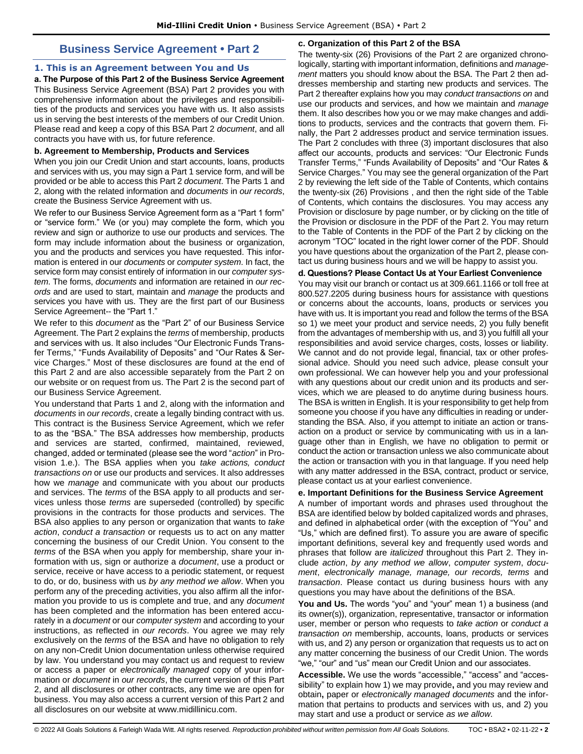# Business Service Agreement • Part 2

## 1. This is an Agreement between You and Us

**a. The Purpose of this Part 2 of the Business Service Agreement**

This Business Service Agreement (BSA) Part 2 provides you with comprehensive information about the privileges and responsibilities of the products and services you have with us. It also assists us in serving the best interests of the members of our Credit Union. Please read and keep a copy of this BSA Part 2 *document*, and all contracts you have with us, for future reference.

**b. Agreement to Membership, Products and Services**

When you join our Credit Union and start accounts, loans, products and services with us, you may sign a Part 1 service form, and will be provided or be able to access this Part 2 *document*. The Parts 1 and 2, along with the related information and *documents* in *our records*, create the Business Service Agreement with us.

We refer to our Business Service Agreement form as a "Part 1 form" or "service form." We (or you) may complete the form, which you review and sign or authorize to use our products and services. The form may include information about the business or organization, you and the products and services you have requested. This information is entered in our *documents* or *computer system*. In fact, the service form may consist entirely of information in our *computer system*. The forms, *documents* and information are retained in *our records* and are used to start, maintain and *manage* the products and services you have with us. They are the first part of our Business Service Agreement-- the "Part 1."

We refer to this *document* as the "Part 2" of our Business Service Agreement. The Part 2 explains the *terms* of membership, products and services with us. It also includes "Our Electronic Funds Transfer Terms," "Funds Availability of Deposits" and "Our Rates & Service Charges." Most of these disclosures are found at the end of this Part 2 and are also accessible separately from the Part 2 on our website or on request from us. The Part 2 is the second part of our Business Service Agreement.

You understand that Parts 1 and 2, along with the information and *documents* in *our records*, create a legally binding contract with us. This contract is the Business Service Agreement, which we refer to as the "BSA." The BSA addresses how membership, products and services are started, confirmed, maintained, reviewed, changed, added or terminated (please see the word "*action*" in Provision 1.e.). The BSA applies when you *take actions, conduct transactions on* or use our products and services. It also addresses how we *manage* and communicate with you about our products and services. The *terms* of the BSA apply to all products and services unless those *terms* are superseded (controlled) by specific provisions in the contracts for those products and services. The BSA also applies to any person or organization that wants to *take action*, *conduct a transaction* or requests us to act on any matter concerning the business of our Credit Union. You consent to the *terms* of the BSA when you apply for membership, share your information with us, sign or authorize a *document*, use a product or service, receive or have access to a periodic statement, or request to do, or do, business with us *by any method we allow*. When you perform any of the preceding activities, you also affirm all the information you provide to us is complete and true, and any *document* has been completed and the information has been entered accurately in a *document* or our *computer system* and according to your instructions, as reflected in *our records*. You agree we may rely exclusively on the *terms* of the BSA and have no obligation to rely on any non-Credit Union documentation unless otherwise required by law. You understand you may contact us and request to review or access a paper or *electronically managed* copy of your information or *document* in *our records*, the current version of this Part 2, and all disclosures or other contracts, any time we are open for business. You may also access a current version of this Part 2 and all disclosures on our website at www.midillinicu.com.

**c. Organization of this Part 2 of the BSA**

The twenty-six (26) Provisions of the Part 2 are organized chronologically, starting with important information, definitions and *management* matters you should know about the BSA. The Part 2 then addresses membership and starting new products and services. The Part 2 thereafter explains how you may *conduct transactions on* and use our products and services, and how we maintain and *manage* them. It also describes how you or we may make changes and additions to products, services and the contracts that govern them. Finally, the Part 2 addresses product and service termination issues. The Part 2 concludes with three (3) important disclosures that also affect our accounts, products and services: "Our Electronic Funds Transfer Terms," "Funds Availability of Deposits" and "Our Rates & Service Charges." You may see the general organization of the Part 2 by reviewing the left side of the Table of Contents, which contains the twenty-six (26) Provisions , and then the right side of the Table of Contents, which contains the disclosures. You may access any Provision or disclosure by page number, or by clicking on the title of the Provision or disclosure in the PDF of the Part 2. You may return to the Table of Contents in the PDF of the Part 2 by clicking on the acronym "TOC" located in the right lower corner of the PDF. Should you have questions about the organization of the Part 2, please contact us during business hours and we will be happy to assist you.

**d. Questions? Please Contact Us at Your Earliest Convenience**

You may visit our branch or contact us at 309.661.1166 or toll free at 800.527.2205 during business hours for assistance with questions or concerns about the accounts, loans, products or services you have with us. It is important you read and follow the terms of the BSA so 1) we meet your product and service needs, 2) you fully benefit from the advantages of membership with us, and 3) you fulfill all your responsibilities and avoid service charges, costs, losses or liability. We cannot and do not provide legal, financial, tax or other professional advice. Should you need such advice, please consult your own professional. We can however help you and your professional with any questions about our credit union and its products and services, which we are pleased to do anytime during business hours. The BSA is written in English. It is your responsibility to get help from someone you choose if you have any difficulties in reading or understanding the BSA. Also, if you attempt to initiate an action or transaction on a product or service by communicating with us in a language other than in English, we have no obligation to permit or conduct the action or transaction unless we also communicate about the action or transaction with you in that language. If you need help with any matter addressed in the BSA, contract, product or service, please contact us at your earliest convenience.

**e. Important Definitions for the Business Service Agreement**

A number of important words and phrases used throughout the BSA are identified below by bolded capitalized words and phrases, and defined in alphabetical order (with the exception of "You" and "Us," which are defined first). To assure you are aware of specific important definitions, several key and frequently used words and phrases that follow are *italicized* throughout this Part 2. They include *action*, *by any method we allow*, *computer system*, *document*, *electronically manage, manage, our records, terms* and *transaction*. Please contact us during business hours with any questions you may have about the definitions of the BSA.

**You and Us.** The words "you" and "your" mean 1) a business (and its owner(s)), organization, representative, transactor or information user, member or person who requests to *take action* or *conduct a transaction on* membership, accounts, loans, products or services with us, and 2) any person or organization that requests us to act on any matter concerning the business of our Credit Union. The words "we," "our" and "us" mean our Credit Union and our associates.

**Accessible.** We use the words "accessible," "access" and "accessibility" to explain how 1) we may provide**,** and you may review and obtain**,** paper or *electronically managed documents* and the information that pertains to products and services with us, and 2) you may start and use a product or service *as we allow.*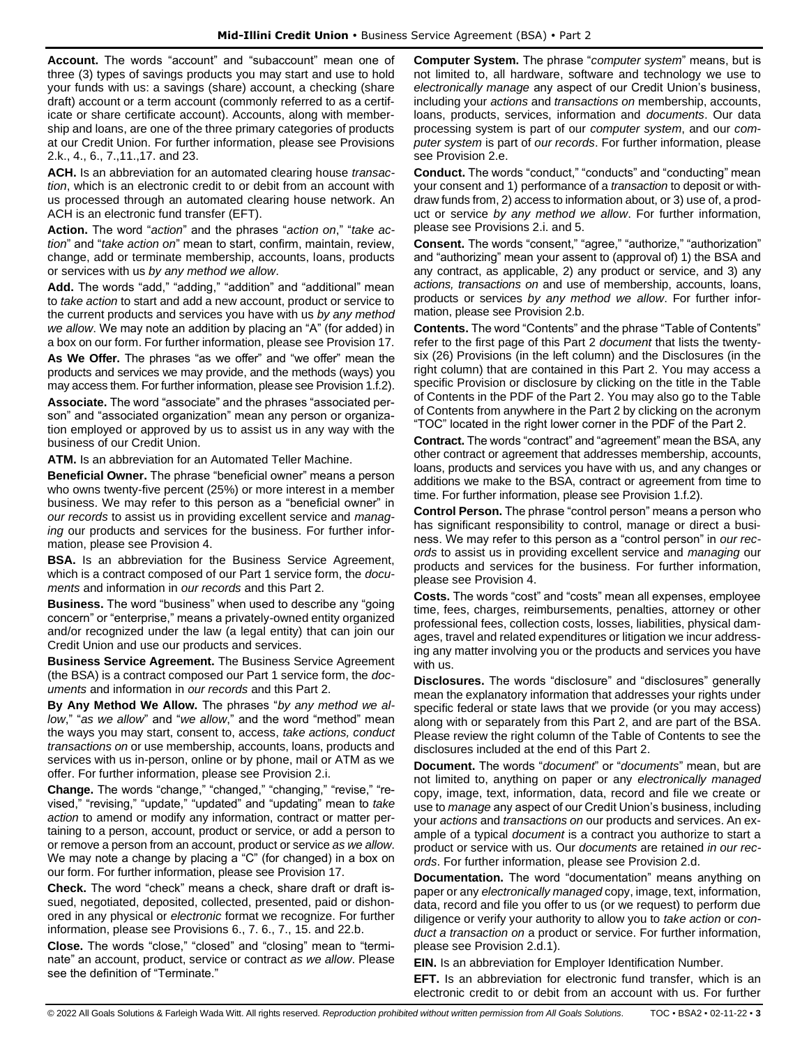**Account.** The words "account" and "subaccount" mean one of three (3) types of savings products you may start and use to hold your funds with us: a savings (share) account, a checking (share draft) account or a term account (commonly referred to as a certificate or share certificate account). Accounts, along with membership and loans, are one of the three primary categories of products at our Credit Union. For further information, please see Provisions 2.k., 4., 6., 7.,11.,17. and 23.

**ACH.** Is an abbreviation for an automated clearing house *transaction*, which is an electronic credit to or debit from an account with us processed through an automated clearing house network. An ACH is an electronic fund transfer (EFT).

**Action.** The word "*action*" and the phrases "*action on*," "*take action*" and "*take action on*" mean to start, confirm, maintain, review, change, add or terminate membership, accounts, loans, products or services with us *by any method we allow*.

**Add.** The words "add," "adding," "addition" and "additional" mean to *take action* to start and add a new account, product or service to the current products and services you have with us *by any method we allow*. We may note an addition by placing an "A" (for added) in a box on our form. For further information, please see Provision 17.

**As We Offer.** The phrases "as we offer" and "we offer" mean the products and services we may provide, and the methods (ways) you may access them. For further information, please see Provision 1.f.2).

**Associate.** The word "associate" and the phrases "associated person" and "associated organization" mean any person or organization employed or approved by us to assist us in any way with the business of our Credit Union.

**ATM.** Is an abbreviation for an Automated Teller Machine.

**Beneficial Owner.** The phrase "beneficial owner" means a person who owns twenty-five percent (25%) or more interest in a member business. We may refer to this person as a "beneficial owner" in *our records* to assist us in providing excellent service and *managing* our products and services for the business. For further information, please see Provision 4.

**BSA.** Is an abbreviation for the Business Service Agreement, which is a contract composed of our Part 1 service form, the *documents* and information in *our records* and this Part 2.

**Business.** The word "business" when used to describe any "going concern" or "enterprise," means a privately-owned entity organized and/or recognized under the law (a legal entity) that can join our Credit Union and use our products and services.

**Business Service Agreement.** The Business Service Agreement (the BSA) is a contract composed our Part 1 service form, the *documents* and information in *our records* and this Part 2.

**By Any Method We Allow.** The phrases "*by any method we allow*," "*as we allow*" and "*we allow*," and the word "method" mean the ways you may start, consent to, access, *take actions, conduct transactions on* or use membership, accounts, loans, products and services with us in-person, online or by phone, mail or ATM as we offer. For further information, please see Provision 2.i.

**Change.** The words "change," "changed," "changing," "revise," "revised," "revising," "update," "updated" and "updating" mean to *take action* to amend or modify any information, contract or matter pertaining to a person, account, product or service, or add a person to or remove a person from an account, product or service *as we allow*. We may note a change by placing a "C" (for changed) in a box on our form. For further information, please see Provision 17.

**Check.** The word "check" means a check, share draft or draft issued, negotiated, deposited, collected, presented, paid or dishonored in any physical or *electronic* format we recognize. For further information, please see Provisions 6., 7. 6., 7., 15. and 22.b.

**Close.** The words "close," "closed" and "closing" mean to "terminate" an account, product, service or contract *as we allow*. Please see the definition of "Terminate."

**Computer System.** The phrase "*computer system*" means, but is not limited to, all hardware, software and technology we use to *electronically manage* any aspect of our Credit Union's business, including your *actions* and *transactions on* membership, accounts, loans, products, services, information and *documents*. Our data processing system is part of our *computer system*, and our *computer system* is part of *our records*. For further information, please see Provision 2.e.

**Conduct.** The words "conduct," "conducts" and "conducting" mean your consent and 1) performance of a *transaction* to deposit or withdraw funds from, 2) access to information about, or 3) use of, a product or service *by any method we allow*. For further information, please see Provisions 2.i. and 5.

**Consent.** The words "consent," "agree," "authorize," "authorization" and "authorizing" mean your assent to (approval of) 1) the BSA and any contract, as applicable, 2) any product or service, and 3) any *actions, transactions on* and use of membership, accounts, loans, products or services *by any method we allow*. For further information, please see Provision 2.b.

**Contents.** The word "Contents" and the phrase "Table of Contents" refer to the first page of this Part 2 *document* that lists the twenty-six (26) Provisions (in the left column) and the Disclosures (in the right column) that are contained in this Part 2. You may access a specific Provision or disclosure by clicking on the title in the Table of Contents in the PDF of the Part 2. You may also go to the Table of Contents from anywhere in the Part 2 by clicking on the acronym "TOC" located in the right lower corner in the PDF of the Part 2.

**Contract.** The words "contract" and "agreement" mean the BSA, any other contract or agreement that addresses membership, accounts, loans, products and services you have with us, and any changes or additions we make to the BSA, contract or agreement from time to time. For further information, please see Provision 1.f.2).

**Control Person.** The phrase "control person" means a person who has significant responsibility to control, manage or direct a business. We may refer to this person as a "control person" in *our records* to assist us in providing excellent service and *managing* our products and services for the business. For further information, please see Provision 4.

**Costs.** The words "cost" and "costs" mean all expenses, employee time, fees, charges, reimbursements, penalties, attorney or other professional fees, collection costs, losses, liabilities, physical damages, travel and related expenditures or litigation we incur addressing any matter involving you or the products and services you have with us.

**Disclosures.** The words "disclosure" and "disclosures" generally mean the explanatory information that addresses your rights under specific federal or state laws that we provide (or you may access) along with or separately from this Part 2, and are part of the BSA. Please review the right column of the Table of Contents to see the disclosures included at the end of this Part 2.

**Document.** The words "*document*" or "*documents*" mean, but are not limited to, anything on paper or any *electronically managed* copy, image, text, information, data, record and file we create or use to *manage* any aspect of our Credit Union's business, including your *actions* and *transactions on* our products and services. An example of a typical *document* is a contract you authorize to start a product or service with us. Our *documents* are retained *in our records*. For further information, please see Provision 2.d.

**Documentation.** The word "documentation" means anything on paper or any *electronically managed* copy, image, text, information, data, record and file you offer to us (or we request) to perform due diligence or verify your authority to allow you to *take action* or *conduct a transaction on* a product or service. For further information, please see Provision 2.d.1).

**EIN.** Is an abbreviation for Employer Identification Number.

**EFT.** Is an abbreviation for electronic fund transfer, which is an electronic credit to or debit from an account with us. For further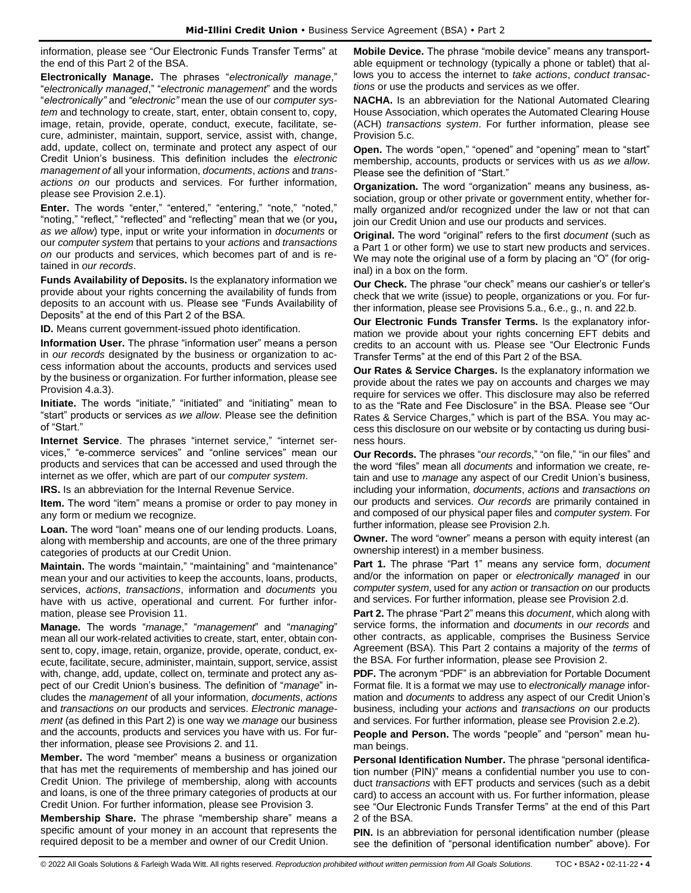information, please see "Our Electronic Funds Transfer Terms" at the end of this Part 2 of the BSA.

**Electronically Manage.** The phrases "*electronically manage*," "*electronically managed*," "*electronic management*" and the words "*electronically"* and *"electronic"* mean the use of our *computer system* and technology to create, start, enter, obtain consent to, copy, image, retain, provide, operate, conduct, execute, facilitate, secure, administer, maintain, support, service, assist with, change, add, update, collect on, terminate and protect any aspect of our Credit Union's business. This definition includes the *electronic management of* all your information, *documents*, *actions* and *transactions on* our products and services. For further information, please see Provision 2.e.1).

**Enter.** The words "enter," "entered," "entering," "note," "noted," "noting," "reflect," "reflected" and "reflecting" mean that we (or you**,** *as we allow*) type, input or write your information in *documents* or our *computer system* that pertains to your *actions* and *transactions on* our products and services, which becomes part of and is retained in *our records*.

**Funds Availability of Deposits.** Is the explanatory information we provide about your rights concerning the availability of funds from deposits to an account with us. Please see "Funds Availability of Deposits" at the end of this Part 2 of the BSA.

**ID.** Means current government-issued photo identification.

**Information User.** The phrase "information user" means a person in *our records* designated by the business or organization to access information about the accounts, products and services used by the business or organization. For further information, please see Provision 4.a.3).

**Initiate.** The words "initiate," "initiated" and "initiating" mean to "start" products or services *as we allow*. Please see the definition of "Start."

**Internet Service**. The phrases "internet service," "internet services," "e-commerce services" and "online services" mean our products and services that can be accessed and used through the internet as we offer, which are part of our *computer system*.

**IRS.** Is an abbreviation for the Internal Revenue Service.

**Item.** The word "item" means a promise or order to pay money in any form or medium we recognize.

**Loan.** The word "loan" means one of our lending products. Loans, along with membership and accounts, are one of the three primary categories of products at our Credit Union.

**Maintain.** The words "maintain," "maintaining" and "maintenance" mean your and our activities to keep the accounts, loans, products, services, *actions*, *transactions*, information and *documents* you have with us active, operational and current. For further information, please see Provision 11.

**Manage.** The words "*manage*," "*management*" and "*managing*" mean all our work-related activities to create, start, enter, obtain consent to, copy, image, retain, organize, provide, operate, conduct, execute, facilitate, secure, administer, maintain, support, service, assist with, change, add, update, collect on, terminate and protect any aspect of our Credit Union's business. The definition of "*manage*" includes the *management* of all your information, *documents*, *actions* and *transactions on* our products and services. *Electronic management* (as defined in this Part 2) is one way we *manage* our business and the accounts, products and services you have with us. For further information, please see Provisions 2. and 11.

**Member.** The word "member" means a business or organization that has met the requirements of membership and has joined our Credit Union. The privilege of membership, along with accounts and loans, is one of the three primary categories of products at our Credit Union. For further information, please see Provision 3.

**Membership Share.** The phrase "membership share" means a specific amount of your money in an account that represents the required deposit to be a member and owner of our Credit Union.

**Mobile Device.** The phrase "mobile device" means any transportable equipment or technology (typically a phone or tablet) that allows you to access the internet to *take actions*, *conduct transactions* or use the products and services as we offer.

**NACHA.** Is an abbreviation for the National Automated Clearing House Association, which operates the Automated Clearing House (ACH) *transactions system*. For further information, please see Provision 5.c.

**Open.** The words "open," "opened" and "opening" mean to "start" membership, accounts, products or services with us *as we allow*. Please see the definition of "Start."

**Organization.** The word "organization" means any business, association, group or other private or government entity, whether formally organized and/or recognized under the law or not that can join our Credit Union and use our products and services.

**Original.** The word "original" refers to the first *document* (such as a Part 1 or other form) we use to start new products and services. We may note the original use of a form by placing an "O" (for original) in a box on the form.

**Our Check.** The phrase "our check" means our cashier's or teller's check that we write (issue) to people, organizations or you. For further information, please see Provisions 5.a., 6.e., g., n. and 22.b.

**Our Electronic Funds Transfer Terms.** Is the explanatory information we provide about your rights concerning EFT debits and credits to an account with us. Please see "Our Electronic Funds Transfer Terms" at the end of this Part 2 of the BSA.

**Our Rates & Service Charges.** Is the explanatory information we provide about the rates we pay on accounts and charges we may require for services we offer. This disclosure may also be referred to as the "Rate and Fee Disclosure" in the BSA. Please see "Our Rates & Service Charges," which is part of the BSA. You may access this disclosure on our website or by contacting us during business hours.

**Our Records.** The phrases "*our records*," "on file," "in our files" and the word "files" mean all *documents* and information we create, retain and use to *manage* any aspect of our Credit Union's business, including your information, *documents*, *actions* and *transactions on* our products and services. *Our records* are primarily contained in and composed of our physical paper files and *computer system*. For further information, please see Provision 2.h.

**Owner.** The word "owner" means a person with equity interest (an ownership interest) in a member business.

**Part 1.** The phrase "Part 1" means any service form, *document* and/or the information on paper or *electronically managed* in our *computer system*, used for any *action* or *transaction on* our products and services. For further information, please see Provision 2.d.

**Part 2.** The phrase "Part 2" means this *document*, which along with service forms, the information and *documents* in *our records* and other contracts, as applicable, comprises the Business Service Agreement (BSA). This Part 2 contains a majority of the *terms* of the BSA. For further information, please see Provision 2.

**PDF.** The acronym "PDF" is an abbreviation for Portable Document Format file. It is a format we may use to *electronically manage* information and *documents* to address any aspect of our Credit Union's business, including your *actions* and *transactions on* our products and services. For further information, please see Provision 2.e.2).

**People and Person.** The words "people" and "person" mean human beings.

**Personal Identification Number.** The phrase "personal identification number (PIN)" means a confidential number you use to conduct *transactions* with EFT products and services (such as a debit card) to access an account with us. For further information, please see "Our Electronic Funds Transfer Terms" at the end of this Part 2 of the BSA.

**PIN.** Is an abbreviation for personal identification number (please see the definition of "personal identification number" above). For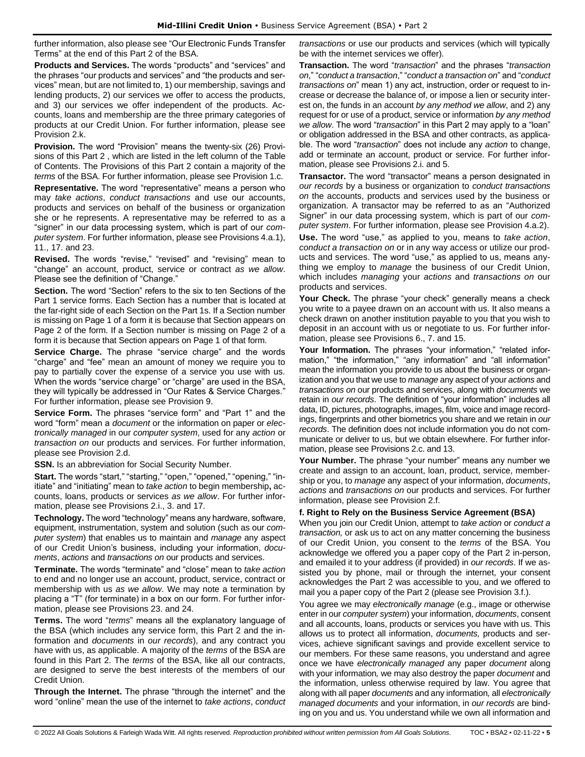further information, also please see "Our Electronic Funds Transfer Terms" at the end of this Part 2 of the BSA.

**Products and Services.** The words "products" and "services" and the phrases "our products and services" and "the products and services" mean, but are not limited to, 1) our membership, savings and lending products, 2) our services we offer to access the products, and 3) our services we offer independent of the products. Accounts, loans and membership are the three primary categories of products at our Credit Union. For further information, please see Provision 2.k.

**Provision.** The word "Provision" means the twenty-six (26) Provisions of this Part 2 , which are listed in the left column of the Table of Contents. The Provisions of this Part 2 contain a majority of the *terms* of the BSA. For further information, please see Provision 1.c.

**Representative.** The word "representative" means a person who may *take actions*, *conduct transactions* and use our accounts, products and services on behalf of the business or organization she or he represents. A representative may be referred to as a "signer" in our data processing system, which is part of our *computer system*. For further information, please see Provisions 4.a.1), 11., 17. and 23.

**Revised.** The words "revise," "revised" and "revising" mean to "change" an account, product, service or contract *as we allow*. Please see the definition of "Change."

**Section.** The word "Section" refers to the six to ten Sections of the Part 1 service forms. Each Section has a number that is located at the far-right side of each Section on the Part 1s. If a Section number is missing on Page 1 of a form it is because that Section appears on Page 2 of the form. If a Section number is missing on Page 2 of a form it is because that Section appears on Page 1 of that form.

**Service Charge.** The phrase "service charge" and the words "charge" and "fee" mean an amount of money we require you to pay to partially cover the expense of a service you use with us. When the words "service charge" or "charge" are used in the BSA, they will typically be addressed in "Our Rates & Service Charges." For further information, please see Provision 9.

**Service Form.** The phrases "service form" and "Part 1" and the word "form" mean a *document* or the information on paper or *electronically managed* in our *computer system*, used for any *action* or *transaction on* our products and services. For further information, please see Provision 2.d.

**SSN.** Is an abbreviation for Social Security Number.

**Start.** The words "start," "starting," "open," "opened," "opening," "initiate" and "initiating" mean to *take action* to begin membership**,** accounts, loans, products or services *as we allow*. For further information, please see Provisions 2.i., 3. and 17.

**Technology.** The word "technology" means any hardware, software, equipment, instrumentation, system and solution (such as our *computer system*) that enables us to maintain and *manage* any aspect of our Credit Union's business, including your information, *documents*, *actions* and *transactions on* our products and services.

**Terminate.** The words "terminate" and "close" mean to *take action* to end and no longer use an account, product, service, contract or membership with us *as we allow*. We may note a termination by placing a "T" (for terminate) in a box on our form. For further information, please see Provisions 23. and 24.

**Terms.** The word "*terms*" means all the explanatory language of the BSA (which includes any service form, this Part 2 and the information and *documents* in *our records*), and any contract you have with us, as applicable. A majority of the *terms* of the BSA are found in this Part 2. The *terms* of the BSA, like all our contracts, are designed to serve the best interests of the members of our Credit Union.

**Through the Internet.** The phrase "through the internet" and the word "online" mean the use of the internet to *take actions*, *conduct transactions* or use our products and services (which will typically be with the internet services we offer).

**Transaction.** The word "*transaction*" and the phrases "*transaction on*," "*conduct a transaction*," "*conduct a transaction on*" and "*conduct transactions on*" mean 1) any act, instruction, order or request to increase or decrease the balance of, or impose a lien or security interest on, the funds in an account *by any method we allow*, and 2) any request for or use of a product, service or information *by any method we allow*. The word "*transaction*" in this Part 2 may apply to a "loan" or obligation addressed in the BSA and other contracts, as applicable. The word "*transaction*" does not include any *action* to change, add or terminate an account, product or service. For further information, please see Provisions 2.i. and 5.

**Transactor.** The word "transactor" means a person designated in *our records* by a business or organization to *conduct transactions on* the accounts, products and services used by the business or organization. A transactor may be referred to as an "Authorized Signer" in our data processing system, which is part of our *computer system*. For further information, please see Provision 4.a.2).

**Use.** The word "use," as applied to you, means to *take action*, *conduct a transaction on* or in any way access or utilize our products and services. The word "use," as applied to us, means anything we employ to *manage* the business of our Credit Union, which includes *managing* your *actions* and *transactions on* our products and services.

**Your Check.** The phrase "your check" generally means a check you write to a payee drawn on an account with us. It also means a check drawn on another institution payable to you that you wish to deposit in an account with us or negotiate to us. For further information, please see Provisions 6., 7. and 15.

**Your Information.** The phrases "your information," "related information," "the information," "any information" and "all information" mean the information you provide to us about the business or organization and you that we use to *manage* any aspect of your *actions* and *transactions on* our products and services, along with *documents* we retain in *our records*. The definition of "your information" includes all data, ID, pictures, photographs, images, film, voice and image recordings, fingerprints and other biometrics you share and we retain in *our records*. The definition does not include information you do not communicate or deliver to us, but we obtain elsewhere. For further information, please see Provisions 2.c. and 13.

**Your Number.** The phrase "your number" means any number we create and assign to an account, loan, product, service, membership or you, to *manage* any aspect of your information, *documents*, *actions* and *transactions on* our products and services. For further information, please see Provision 2.f.

### f. Right to Rely on the Business Service Agreement (BSA)

When you join our Credit Union, attempt to *take action* or *conduct a transaction,* or ask us to act on any matter concerning the business of our Credit Union, you consent to the *terms* of the BSA. You acknowledge we offered you a paper copy of the Part 2 in-person, and emailed it to your address (if provided) in *our records*. If we assisted you by phone, mail or through the internet, your consent acknowledges the Part 2 was accessible to you, and we offered to mail you a paper copy of the Part 2 (please see Provision 3.f.).

You agree we may *electronically manage* (e.g., image or otherwise enter in our *computer system*) your information, *documents*, consent and all accounts, loans, products or services you have with us. This allows us to protect all information, *documents,* products and services, achieve significant savings and provide excellent service to our members. For these same reasons, you understand and agree once we have *electronically managed* any paper *document* along with your information*,* we may also destroy the paper *document* and the information, unless otherwise required by law. You agree that along with all paper *documents* and any information*,* all *electronically managed documents* and your information, in *our records* are binding on you and us. You understand while we own all information and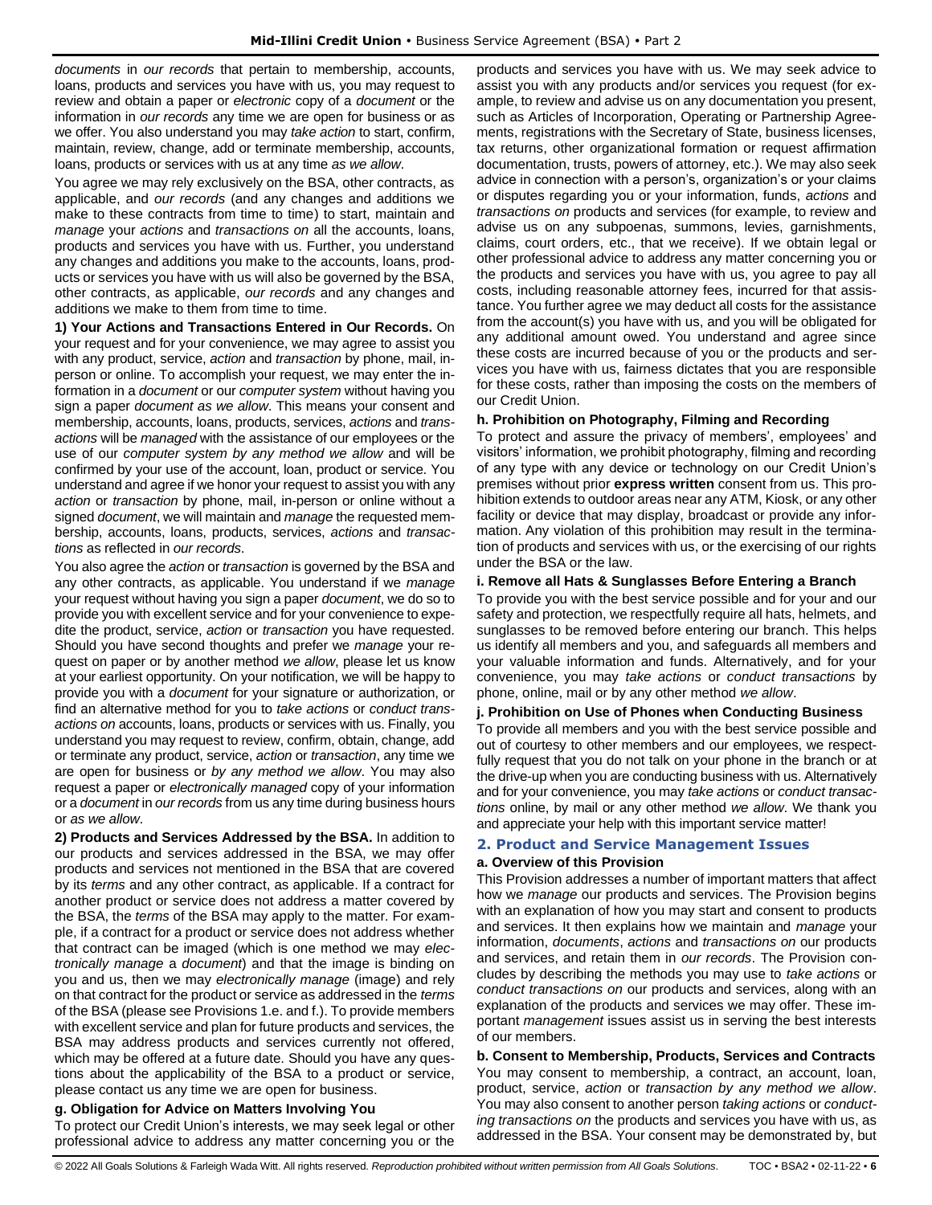*documents* in *our records* that pertain to membership, accounts, loans, products and services you have with us, you may request to review and obtain a paper or *electronic* copy of a *document* or the information in *our records* any time we are open for business or as we offer. You also understand you may *take action* to start, confirm, maintain, review, change, add or terminate membership, accounts, loans, products or services with us at any time *as we allow*.

You agree we may rely exclusively on the BSA, other contracts, as applicable, and *our records* (and any changes and additions we make to these contracts from time to time) to start, maintain and *manage* your *actions* and *transactions on* all the accounts, loans, products and services you have with us. Further, you understand any changes and additions you make to the accounts, loans, products or services you have with us will also be governed by the BSA, other contracts, as applicable, *our records* and any changes and additions we make to them from time to time.

**1) Your Actions and Transactions Entered in Our Records.** On your request and for your convenience, we may agree to assist you with any product, service, *action* and *transaction* by phone, mail, in-person or online. To accomplish your request, we may enter the information in a *document* or our *computer system* without having you sign a paper *document as we allow*. This means your consent and membership, accounts, loans, products, services, *actions* and *transactions* will be *managed* with the assistance of our employees or the use of our *computer system by any method we allow* and will be confirmed by your use of the account, loan, product or service. You understand and agree if we honor your request to assist you with any *action* or *transaction* by phone, mail, in-person or online without a signed *document*, we will maintain and *manage* the requested membership, accounts, loans, products, services, *actions* and *transactions* as reflected in *our records*.

You also agree the *action* or *transaction* is governed by the BSA and any other contracts, as applicable. You understand if we *manage* your request without having you sign a paper *document*, we do so to provide you with excellent service and for your convenience to expedite the product, service, *action* or *transaction* you have requested. Should you have second thoughts and prefer we *manage* your request on paper or by another method *we allow*, please let us know at your earliest opportunity. On your notification, we will be happy to provide you with a *document* for your signature or authorization, or find an alternative method for you to *take actions* or *conduct transactions on* accounts, loans, products or services with us. Finally, you understand you may request to review, confirm, obtain, change, add or terminate any product, service, *action* or *transaction*, any time we are open for business or *by any method we allow*. You may also request a paper or *electronically managed* copy of your information or a *document* in *our records* from us any time during business hours or *as we allow*.

**2) Products and Services Addressed by the BSA.** In addition to our products and services addressed in the BSA, we may offer products and services not mentioned in the BSA that are covered by its *terms* and any other contract, as applicable. If a contract for another product or service does not address a matter covered by the BSA, the *terms* of the BSA may apply to the matter. For example, if a contract for a product or service does not address whether that contract can be imaged (which is one method we may *electronically manage* a *document*) and that the image is binding on you and us, then we may *electronically manage* (image) and rely on that contract for the product or service as addressed in the *terms* of the BSA (please see Provisions 1.e. and f.). To provide members with excellent service and plan for future products and services, the BSA may address products and services currently not offered, which may be offered at a future date. Should you have any questions about the applicability of the BSA to a product or service, please contact us any time we are open for business.

### g. Obligation for Advice on Matters Involving You

To protect our Credit Union's interests, we may seek legal or other professional advice to address any matter concerning you or the products and services you have with us. We may seek advice to assist you with any products and/or services you request (for example, to review and advise us on any documentation you present, such as Articles of Incorporation, Operating or Partnership Agreements, registrations with the Secretary of State, business licenses, tax returns, other organizational formation or request affirmation documentation, trusts, powers of attorney, etc.). We may also seek advice in connection with a person's, organization's or your claims or disputes regarding you or your information, funds, *actions* and *transactions on* products and services (for example, to review and advise us on any subpoenas, summons, levies, garnishments, claims, court orders, etc., that we receive). If we obtain legal or other professional advice to address any matter concerning you or the products and services you have with us, you agree to pay all costs, including reasonable attorney fees, incurred for that assistance. You further agree we may deduct all costs for the assistance from the account(s) you have with us, and you will be obligated for any additional amount owed. You understand and agree since these costs are incurred because of you or the products and services you have with us, fairness dictates that you are responsible for these costs, rather than imposing the costs on the members of our Credit Union.

### h. Prohibition on Photography, Filming and Recording

To protect and assure the privacy of members', employees' and visitors' information, we prohibit photography, filming and recording of any type with any device or technology on our Credit Union's premises without prior **express written** consent from us. This prohibition extends to outdoor areas near any ATM, Kiosk, or any other facility or device that may display, broadcast or provide any information. Any violation of this prohibition may result in the termination of products and services with us, or the exercising of our rights under the BSA or the law.

### i. Remove all Hats & Sunglasses Before Entering a Branch

To provide you with the best service possible and for your and our safety and protection, we respectfully require all hats, helmets, and sunglasses to be removed before entering our branch. This helps us identify all members and you, and safeguards all members and your valuable information and funds. Alternatively, and for your convenience, you may *take actions* or *conduct transactions* by phone, online, mail or by any other method *we allow*.

### j. Prohibition on Use of Phones when Conducting Business

To provide all members and you with the best service possible and out of courtesy to other members and our employees, we respectfully request that you do not talk on your phone in the branch or at the drive-up when you are conducting business with us. Alternatively and for your convenience, you may *take actions* or *conduct transactions* online, by mail or any other method *we allow*. We thank you and appreciate your help with this important service matter!

## 2. Product and Service Management Issues

### a. Overview of this Provision

This Provision addresses a number of important matters that affect how we *manage* our products and services. The Provision begins with an explanation of how you may start and consent to products and services. It then explains how we maintain and *manage* your information, *documents*, *actions* and *transactions on* our products and services, and retain them in *our records*. The Provision concludes by describing the methods you may use to *take actions* or *conduct transactions on* our products and services, along with an explanation of the products and services we may offer. These important *management* issues assist us in serving the best interests of our members.

### b. Consent to Membership, Products, Services and Contracts

You may consent to membership, a contract, an account, loan, product, service, *action* or *transaction by any method we allow*. You may also consent to another person *taking actions* or *conducting transactions on* the products and services you have with us, as addressed in the BSA. Your consent may be demonstrated by, but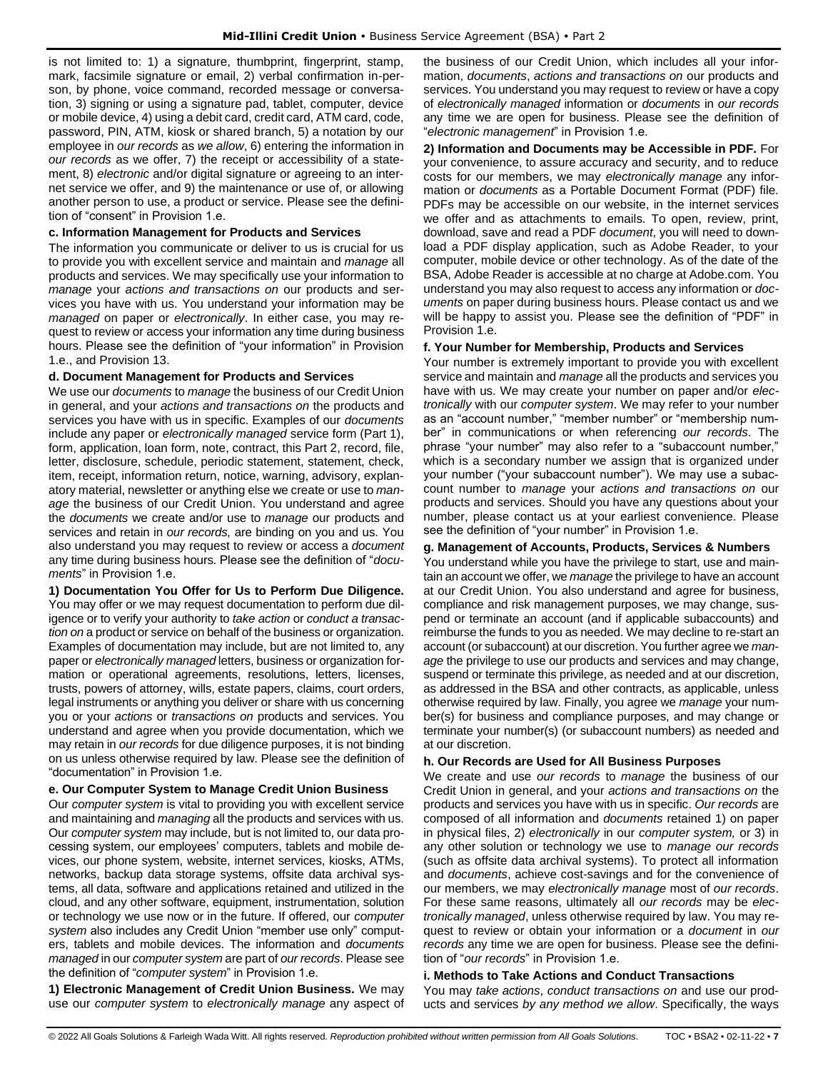is not limited to: 1) a signature, thumbprint, fingerprint, stamp, mark, facsimile signature or email, 2) verbal confirmation in-person, by phone, voice command, recorded message or conversation, 3) signing or using a signature pad, tablet, computer, device or mobile device, 4) using a debit card, credit card, ATM card, code, password, PIN, ATM, kiosk or shared branch, 5) a notation by our employee in *our records* as *we allow*, 6) entering the information in *our records* as we offer, 7) the receipt or accessibility of a statement, 8) *electronic* and/or digital signature or agreeing to an internet service we offer, and 9) the maintenance or use of, or allowing another person to use, a product or service. Please see the definition of "consent" in Provision 1.e.

### c. Information Management for Products and Services

The information you communicate or deliver to us is crucial for us to provide you with excellent service and maintain and *manage* all products and services. We may specifically use your information to *manage* your *actions and transactions on* our products and services you have with us. You understand your information may be *managed* on paper or *electronically*. In either case, you may request to review or access your information any time during business hours. Please see the definition of "your information" in Provision 1.e., and Provision 13.

### d. Document Management for Products and Services

We use our *documents* to *manage* the business of our Credit Union in general, and your *actions and transactions on* the products and services you have with us in specific. Examples of our *documents* include any paper or *electronically managed* service form (Part 1), form, application, loan form, note, contract, this Part 2, record, file, letter, disclosure, schedule, periodic statement, statement, check, item, receipt, information return, notice, warning, advisory, explanatory material, newsletter or anything else we create or use to *manage* the business of our Credit Union. You understand and agree the *documents* we create and/or use to *manage* our products and services and retain in *our records,* are binding on you and us. You also understand you may request to review or access a *document* any time during business hours. Please see the definition of "*documents*" in Provision 1.e.

**1) Documentation You Offer for Us to Perform Due Diligence.** You may offer or we may request documentation to perform due diligence or to verify your authority to *take action* or *conduct a transaction on* a product or service on behalf of the business or organization. Examples of documentation may include, but are not limited to, any paper or *electronically managed* letters, business or organization formation or operational agreements, resolutions, letters, licenses, trusts, powers of attorney, wills, estate papers, claims, court orders, legal instruments or anything you deliver or share with us concerning you or your *actions* or *transactions on* products and services. You understand and agree when you provide documentation, which we may retain in *our records* for due diligence purposes, it is not binding on us unless otherwise required by law. Please see the definition of "documentation" in Provision 1.e.

### e. Our Computer System to Manage Credit Union Business

Our *computer system* is vital to providing you with excellent service and maintaining and *managing* all the products and services with us. Our *computer system* may include, but is not limited to, our data processing system, our employees' computers, tablets and mobile devices, our phone system, website, internet services, kiosks, ATMs, networks, backup data storage systems, offsite data archival systems, all data, software and applications retained and utilized in the cloud, and any other software, equipment, instrumentation, solution or technology we use now or in the future. If offered, our *computer system* also includes any Credit Union "member use only" computers, tablets and mobile devices. The information and *documents managed* in our *computer system* are part of *our records*. Please see the definition of "*computer system*" in Provision 1.e.

**1) Electronic Management of Credit Union Business.** We may use our *computer system* to *electronically manage* any aspect of the business of our Credit Union, which includes all your information, *documents*, *actions and transactions on* our products and services. You understand you may request to review or have a copy of *electronically managed* information or *documents* in *our records* any time we are open for business. Please see the definition of "*electronic management*" in Provision 1.e.

**2) Information and Documents may be Accessible in PDF.** For your convenience, to assure accuracy and security, and to reduce costs for our members, we may *electronically manage* any information or *documents* as a Portable Document Format (PDF) file. PDFs may be accessible on our website, in the internet services we offer and as attachments to emails. To open, review, print, download, save and read a PDF *document*, you will need to download a PDF display application, such as Adobe Reader, to your computer, mobile device or other technology. As of the date of the BSA, Adobe Reader is accessible at no charge at Adobe.com. You understand you may also request to access any information or *documents* on paper during business hours. Please contact us and we will be happy to assist you. Please see the definition of "PDF" in Provision 1.e.

### f. Your Number for Membership, Products and Services

Your number is extremely important to provide you with excellent service and maintain and *manage* all the products and services you have with us. We may create your number on paper and/or *electronically* with our *computer system*. We may refer to your number as an "account number," "member number" or "membership number" in communications or when referencing *our records*. The phrase "your number" may also refer to a "subaccount number," which is a secondary number we assign that is organized under your number ("your subaccount number"). We may use a subaccount number to *manage* your *actions and transactions on* our products and services. Should you have any questions about your number, please contact us at your earliest convenience. Please see the definition of "your number" in Provision 1.e.

### g. Management of Accounts, Products, Services & Numbers

You understand while you have the privilege to start, use and maintain an account we offer, we *manage* the privilege to have an account at our Credit Union. You also understand and agree for business, compliance and risk management purposes, we may change, suspend or terminate an account (and if applicable subaccounts) and reimburse the funds to you as needed. We may decline to re-start an account (or subaccount) at our discretion. You further agree we *manage* the privilege to use our products and services and may change, suspend or terminate this privilege, as needed and at our discretion, as addressed in the BSA and other contracts, as applicable, unless otherwise required by law. Finally, you agree we *manage* your number(s) for business and compliance purposes, and may change or terminate your number(s) (or subaccount numbers) as needed and at our discretion.

### h. Our Records are Used for All Business Purposes

We create and use *our records* to *manage* the business of our Credit Union in general, and your *actions and transactions on* the products and services you have with us in specific. *Our records* are composed of all information and *documents* retained 1) on paper in physical files, 2) *electronically* in our *computer system,* or 3) in any other solution or technology we use to *manage our records* (such as offsite data archival systems). To protect all information and *documents*, achieve cost-savings and for the convenience of our members, we may *electronically manage* most of *our records*. For these same reasons, ultimately all *our records* may be *electronically managed*, unless otherwise required by law. You may request to review or obtain your information or a *document* in *our records* any time we are open for business. Please see the definition of "*our records*" in Provision 1.e.

### i. Methods to Take Actions and Conduct Transactions

You may *take actions*, *conduct transactions on* and use our products and services *by any method we allow*. Specifically, the ways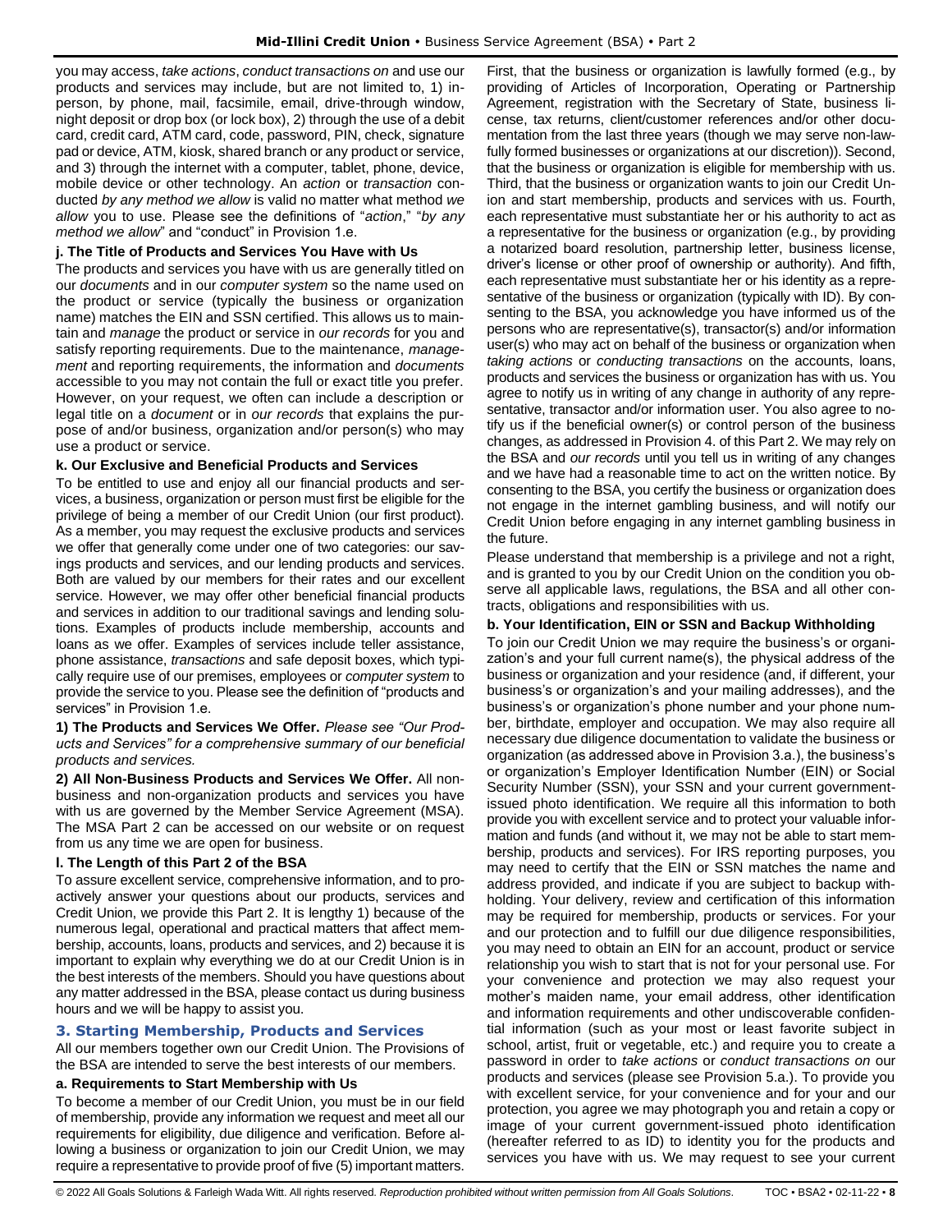you may access, *take actions*, *conduct transactions on* and use our products and services may include, but are not limited to, 1) in-person, by phone, mail, facsimile, email, drive-through window, night deposit or drop box (or lock box), 2) through the use of a debit card, credit card, ATM card, code, password, PIN, check, signature pad or device, ATM, kiosk, shared branch or any product or service, and 3) through the internet with a computer, tablet, phone, device, mobile device or other technology. An *action* or *transaction* conducted *by any method we allow* is valid no matter what method *we allow* you to use. Please see the definitions of "*action*," "*by any method we allow*" and "conduct" in Provision 1.e.

**j. The Title of Products and Services You Have with Us**

The products and services you have with us are generally titled on our *documents* and in our *computer system* so the name used on the product or service (typically the business or organization name) matches the EIN and SSN certified. This allows us to maintain and *manage* the product or service in *our records* for you and satisfy reporting requirements. Due to the maintenance, *management* and reporting requirements, the information and *documents* accessible to you may not contain the full or exact title you prefer. However, on your request, we often can include a description or legal title on a *document* or in *our records* that explains the purpose of and/or business, organization and/or person(s) who may use a product or service.

**k. Our Exclusive and Beneficial Products and Services**

To be entitled to use and enjoy all our financial products and services, a business, organization or person must first be eligible for the privilege of being a member of our Credit Union (our first product). As a member, you may request the exclusive products and services we offer that generally come under one of two categories: our savings products and services, and our lending products and services. Both are valued by our members for their rates and our excellent service. However, we may offer other beneficial financial products and services in addition to our traditional savings and lending solutions. Examples of products include membership, accounts and loans as we offer. Examples of services include teller assistance, phone assistance, *transactions* and safe deposit boxes, which typically require use of our premises, employees or *computer system* to provide the service to you. Please see the definition of "products and services" in Provision 1.e.

**1) The Products and Services We Offer.** *Please see "Our Products and Services" for a comprehensive summary of our beneficial products and services.*

**2) All Non-Business Products and Services We Offer.** All non-business and non-organization products and services you have with us are governed by the Member Service Agreement (MSA). The MSA Part 2 can be accessed on our website or on request from us any time we are open for business.

**l. The Length of this Part 2 of the BSA**

To assure excellent service, comprehensive information, and to proactively answer your questions about our products, services and Credit Union, we provide this Part 2. It is lengthy 1) because of the numerous legal, operational and practical matters that affect membership, accounts, loans, products and services, and 2) because it is important to explain why everything we do at our Credit Union is in the best interests of the members. Should you have questions about any matter addressed in the BSA, please contact us during business hours and we will be happy to assist you.

## 3. Starting Membership, Products and Services

All our members together own our Credit Union. The Provisions of the BSA are intended to serve the best interests of our members.

**a. Requirements to Start Membership with Us**

To become a member of our Credit Union, you must be in our field of membership, provide any information we request and meet all our requirements for eligibility, due diligence and verification. Before allowing a business or organization to join our Credit Union, we may require a representative to provide proof of five (5) important matters. First, that the business or organization is lawfully formed (e.g., by providing of Articles of Incorporation, Operating or Partnership Agreement, registration with the Secretary of State, business license, tax returns, client/customer references and/or other documentation from the last three years (though we may serve non-lawfully formed businesses or organizations at our discretion)). Second, that the business or organization is eligible for membership with us. Third, that the business or organization wants to join our Credit Union and start membership, products and services with us. Fourth, each representative must substantiate her or his authority to act as a representative for the business or organization (e.g., by providing a notarized board resolution, partnership letter, business license, driver's license or other proof of ownership or authority). And fifth, each representative must substantiate her or his identity as a representative of the business or organization (typically with ID). By consenting to the BSA, you acknowledge you have informed us of the persons who are representative(s), transactor(s) and/or information user(s) who may act on behalf of the business or organization when *taking actions* or *conducting transactions* on the accounts, loans, products and services the business or organization has with us. You agree to notify us in writing of any change in authority of any representative, transactor and/or information user. You also agree to notify us if the beneficial owner(s) or control person of the business changes, as addressed in Provision 4. of this Part 2. We may rely on the BSA and *our records* until you tell us in writing of any changes and we have had a reasonable time to act on the written notice. By consenting to the BSA, you certify the business or organization does not engage in the internet gambling business, and will notify our Credit Union before engaging in any internet gambling business in the future.

Please understand that membership is a privilege and not a right, and is granted to you by our Credit Union on the condition you observe all applicable laws, regulations, the BSA and all other contracts, obligations and responsibilities with us.

**b. Your Identification, EIN or SSN and Backup Withholding**

To join our Credit Union we may require the business's or organization's and your full current name(s), the physical address of the business or organization and your residence (and, if different, your business's or organization's and your mailing addresses), and the business's or organization's phone number and your phone number, birthdate, employer and occupation. We may also require all necessary due diligence documentation to validate the business or organization (as addressed above in Provision 3.a.), the business's or organization's Employer Identification Number (EIN) or Social Security Number (SSN), your SSN and your current government-issued photo identification. We require all this information to both provide you with excellent service and to protect your valuable information and funds (and without it, we may not be able to start membership, products and services). For IRS reporting purposes, you may need to certify that the EIN or SSN matches the name and address provided, and indicate if you are subject to backup withholding. Your delivery, review and certification of this information may be required for membership, products or services. For your and our protection and to fulfill our due diligence responsibilities, you may need to obtain an EIN for an account, product or service relationship you wish to start that is not for your personal use. For your convenience and protection we may also request your mother's maiden name, your email address, other identification and information requirements and other undiscoverable confidential information (such as your most or least favorite subject in school, artist, fruit or vegetable, etc.) and require you to create a password in order to *take actions* or *conduct transactions on* our products and services (please see Provision 5.a.). To provide you with excellent service, for your convenience and for your and our protection, you agree we may photograph you and retain a copy or image of your current government-issued photo identification (hereafter referred to as ID) to identity you for the products and services you have with us. We may request to see your current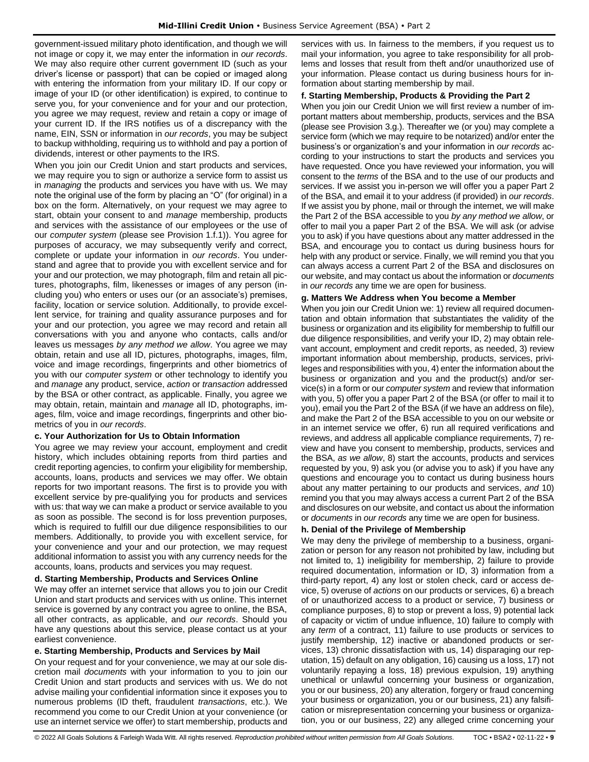government-issued military photo identification, and though we will not image or copy it, we may enter the information in *our records*. We may also require other current government ID (such as your driver's license or passport) that can be copied or imaged along with entering the information from your military ID. If our copy or image of your ID (or other identification) is expired, to continue to serve you, for your convenience and for your and our protection, you agree we may request, review and retain a copy or image of your current ID. If the IRS notifies us of a discrepancy with the name, EIN, SSN or information in *our records*, you may be subject to backup withholding, requiring us to withhold and pay a portion of dividends, interest or other payments to the IRS.

When you join our Credit Union and start products and services, we may require you to sign or authorize a service form to assist us in *managing* the products and services you have with us. We may note the original use of the form by placing an "O" (for original) in a box on the form. Alternatively, on your request we may agree to start, obtain your consent to and *manage* membership, products and services with the assistance of our employees or the use of our *computer system* (please see Provision 1.f.1)). You agree for purposes of accuracy, we may subsequently verify and correct, complete or update your information in *our records*. You understand and agree that to provide you with excellent service and for your and our protection, we may photograph, film and retain all pictures, photographs, film, likenesses or images of any person (including you) who enters or uses our (or an associate's) premises, facility, location or service solution. Additionally, to provide excellent service, for training and quality assurance purposes and for your and our protection, you agree we may record and retain all conversations with you and anyone who contacts, calls and/or leaves us messages *by any method we allow*. You agree we may obtain, retain and use all ID, pictures, photographs, images, film, voice and image recordings, fingerprints and other biometrics of you with our *computer system* or other technology to identify you and *manage* any product, service, *action* or *transaction* addressed by the BSA or other contract, as applicable. Finally, you agree we may obtain, retain, maintain and *manage* all ID, photographs, images, film, voice and image recordings, fingerprints and other biometrics of you in *our records*.

**c. Your Authorization for Us to Obtain Information**

You agree we may review your account, employment and credit history, which includes obtaining reports from third parties and credit reporting agencies, to confirm your eligibility for membership, accounts, loans, products and services we may offer. We obtain reports for two important reasons. The first is to provide you with excellent service by pre-qualifying you for products and services with us: that way we can make a product or service available to you as soon as possible. The second is for loss prevention purposes, which is required to fulfill our due diligence responsibilities to our members. Additionally, to provide you with excellent service, for your convenience and your and our protection, we may request additional information to assist you with any currency needs for the accounts, loans, products and services you may request.

**d. Starting Membership, Products and Services Online**

We may offer an internet service that allows you to join our Credit Union and start products and services with us online. This internet service is governed by any contract you agree to online, the BSA, all other contracts, as applicable, and *our records*. Should you have any questions about this service, please contact us at your earliest convenience.

**e. Starting Membership, Products and Services by Mail**

On your request and for your convenience, we may at our sole discretion mail *documents* with your information to you to join our Credit Union and start products and services with us. We do not advise mailing your confidential information since it exposes you to numerous problems (ID theft, fraudulent *transactions*, etc.). We recommend you come to our Credit Union at your convenience (or use an internet service we offer) to start membership, products and services with us. In fairness to the members, if you request us to mail your information, you agree to take responsibility for all problems and losses that result from theft and/or unauthorized use of your information. Please contact us during business hours for information about starting membership by mail.

**f. Starting Membership, Products & Providing the Part 2**

When you join our Credit Union we will first review a number of important matters about membership, products, services and the BSA (please see Provision 3.g.). Thereafter we (or you) may complete a service form (which we may require to be notarized) and/or enter the business's or organization's and your information in *our records* according to your instructions to start the products and services you have requested. Once you have reviewed your information, you will consent to the *terms* of the BSA and to the use of our products and services. If we assist you in-person we will offer you a paper Part 2 of the BSA, and email it to your address (if provided) in *our records*. If we assist you by phone, mail or through the internet, we will make the Part 2 of the BSA accessible to you *by any method we allow*, or offer to mail you a paper Part 2 of the BSA. We will ask (or advise you to ask) if you have questions about any matter addressed in the BSA, and encourage you to contact us during business hours for help with any product or service. Finally, we will remind you that you can always access a current Part 2 of the BSA and disclosures on our website, and may contact us about the information or *documents* in *our records* any time we are open for business.

**g. Matters We Address when You become a Member**

When you join our Credit Union we: 1) review all required documentation and obtain information that substantiates the validity of the business or organization and its eligibility for membership to fulfill our due diligence responsibilities, and verify your ID, 2) may obtain relevant account, employment and credit reports, as needed, 3) review important information about membership, products, services, privileges and responsibilities with you, 4) enter the information about the business or organization and you and the product(s) and/or service(s) in a form or our *computer system* and review that information with you, 5) offer you a paper Part 2 of the BSA (or offer to mail it to you), email you the Part 2 of the BSA (if we have an address on file), and make the Part 2 of the BSA accessible to you on our website or in an internet service we offer, 6) run all required verifications and reviews, and address all applicable compliance requirements, 7) review and have you consent to membership, products, services and the BSA, *as we allow*, 8) start the accounts, products and services requested by you, 9) ask you (or advise you to ask) if you have any questions and encourage you to contact us during business hours about any matter pertaining to our products and services, *and* 10) remind you that you may always access a current Part 2 of the BSA and disclosures on our website, and contact us about the information or *documents* in *our records* any time we are open for business.

**h. Denial of the Privilege of Membership**

We may deny the privilege of membership to a business, organization or person for any reason not prohibited by law, including but not limited to, 1) ineligibility for membership, 2) failure to provide required documentation, information or ID, 3) information from a third-party report, 4) any lost or stolen check, card or access device, 5) overuse of *actions* on our products or services, 6) a breach of or unauthorized access to a product or service, 7) business or compliance purposes, 8) to stop or prevent a loss, 9) potential lack of capacity or victim of undue influence, 10) failure to comply with any *term* of a contract, 11) failure to use products or services to justify membership, 12) inactive or abandoned products or services, 13) chronic dissatisfaction with us, 14) disparaging our reputation, 15) default on any obligation, 16) causing us a loss, 17) not voluntarily repaying a loss, 18) previous expulsion, 19) anything unethical or unlawful concerning your business or organization, you or our business, 20) any alteration, forgery or fraud concerning your business or organization, you or our business, 21) any falsification or misrepresentation concerning your business or organization, you or our business, 22) any alleged crime concerning your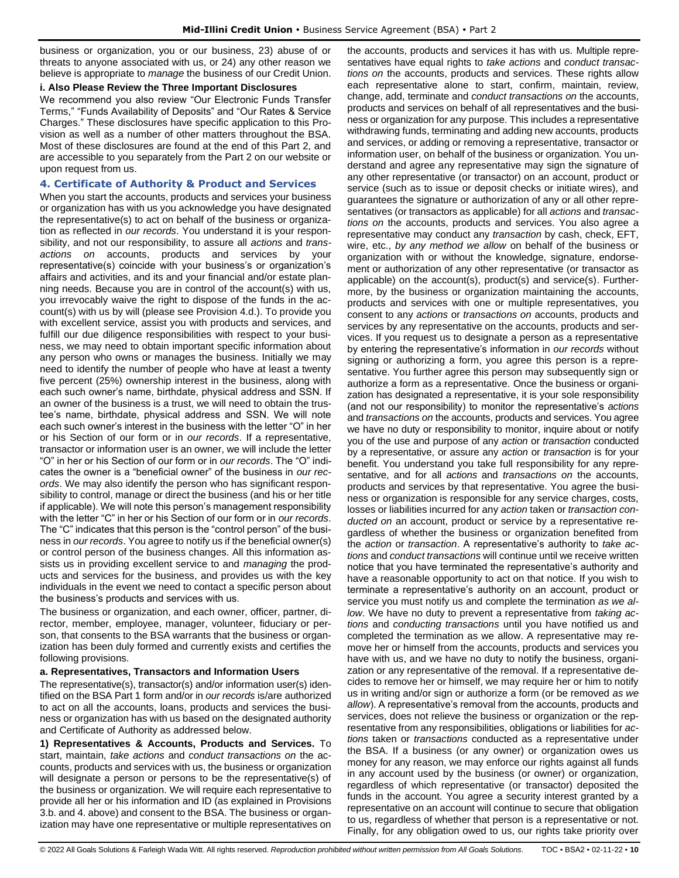business or organization, you or our business, 23) abuse of or threats to anyone associated with us, or 24) any other reason we believe is appropriate to *manage* the business of our Credit Union.

**i. Also Please Review the Three Important Disclosures**

We recommend you also review "Our Electronic Funds Transfer Terms," "Funds Availability of Deposits" and "Our Rates & Service Charges." These disclosures have specific application to this Provision as well as a number of other matters throughout the BSA. Most of these disclosures are found at the end of this Part 2, and are accessible to you separately from the Part 2 on our website or upon request from us.

## 4. Certificate of Authority & Product and Services

When you start the accounts, products and services your business or organization has with us you acknowledge you have designated the representative(s) to act on behalf of the business or organization as reflected in *our records*. You understand it is your responsibility, and not our responsibility, to assure all *actions* and *transactions on* accounts, products and services by your representative(s) coincide with your business's or organization's affairs and activities, and its and your financial and/or estate planning needs. Because you are in control of the account(s) with us, you irrevocably waive the right to dispose of the funds in the account(s) with us by will (please see Provision 4.d.). To provide you with excellent service, assist you with products and services, and fulfill our due diligence responsibilities with respect to your business, we may need to obtain important specific information about any person who owns or manages the business. Initially we may need to identify the number of people who have at least a twenty five percent (25%) ownership interest in the business, along with each such owner's name, birthdate, physical address and SSN. If an owner of the business is a trust, we will need to obtain the trustee's name, birthdate, physical address and SSN. We will note each such owner's interest in the business with the letter "O" in her or his Section of our form or in *our records*. If a representative, transactor or information user is an owner, we will include the letter "O" in her or his Section of our form or in *our records*. The "O" indicates the owner is a "beneficial owner" of the business in *our records*. We may also identify the person who has significant responsibility to control, manage or direct the business (and his or her title if applicable). We will note this person's management responsibility with the letter "C" in her or his Section of our form or in *our records*. The "C" indicates that this person is the "control person" of the business in *our records*. You agree to notify us if the beneficial owner(s) or control person of the business changes. All this information assists us in providing excellent service to and *managing* the products and services for the business, and provides us with the key individuals in the event we need to contact a specific person about the business's products and services with us.

The business or organization, and each owner, officer, partner, director, member, employee, manager, volunteer, fiduciary or person, that consents to the BSA warrants that the business or organization has been duly formed and currently exists and certifies the following provisions.

**a. Representatives, Transactors and Information Users**

The representative(s), transactor(s) and/or information user(s) identified on the BSA Part 1 form and/or in *our records* is/are authorized to act on all the accounts, loans, products and services the business or organization has with us based on the designated authority and Certificate of Authority as addressed below.

**1) Representatives & Accounts, Products and Services.** To start, maintain, *take actions* and *conduct transactions on* the accounts, products and services with us, the business or organization will designate a person or persons to be the representative(s) of the business or organization. We will require each representative to provide all her or his information and ID (as explained in Provisions 3.b. and 4. above) and consent to the BSA. The business or organization may have one representative or multiple representatives on the accounts, products and services it has with us. Multiple representatives have equal rights to *take actions* and *conduct transactions on* the accounts, products and services. These rights allow each representative alone to start, confirm, maintain, review, change, add, terminate and *conduct transactions on* the accounts, products and services on behalf of all representatives and the business or organization for any purpose. This includes a representative withdrawing funds, terminating and adding new accounts, products and services, or adding or removing a representative, transactor or information user, on behalf of the business or organization. You understand and agree any representative may sign the signature of any other representative (or transactor) on an account, product or service (such as to issue or deposit checks or initiate wires), and guarantees the signature or authorization of any or all other representatives (or transactors as applicable) for all *actions* and *transactions on* the accounts, products and services. You also agree a representative may conduct any *transaction* by cash, check, EFT, wire, etc., *by any method we allow* on behalf of the business or organization with or without the knowledge, signature, endorsement or authorization of any other representative (or transactor as applicable) on the account(s), product(s) and service(s). Furthermore, by the business or organization maintaining the accounts, products and services with one or multiple representatives, you consent to any *actions* or *transactions on* accounts, products and services by any representative on the accounts, products and services. If you request us to designate a person as a representative by entering the representative's information in *our records* without signing or authorizing a form, you agree this person is a representative. You further agree this person may subsequently sign or authorize a form as a representative. Once the business or organization has designated a representative, it is your sole responsibility (and not our responsibility) to monitor the representative's *actions* and *transactions on* the accounts, products and services. You agree we have no duty or responsibility to monitor, inquire about or notify you of the use and purpose of any *action* or *transaction* conducted by a representative, or assure any *action* or *transaction* is for your benefit. You understand you take full responsibility for any representative, and for all *actions* and *transactions on* the accounts, products and services by that representative. You agree the business or organization is responsible for any service charges, costs, losses or liabilities incurred for any *action* taken or *transaction conducted on* an account, product or service by a representative regardless of whether the business or organization benefited from the *action* or *transaction*. A representative's authority to *take actions* and *conduct transactions* will continue until we receive written notice that you have terminated the representative's authority and have a reasonable opportunity to act on that notice. If you wish to terminate a representative's authority on an account, product or service you must notify us and complete the termination *as we allow*. We have no duty to prevent a representative from *taking actions* and *conducting transactions* until you have notified us and completed the termination as we allow. A representative may remove her or himself from the accounts, products and services you have with us, and we have no duty to notify the business, organization or any representative of the removal. If a representative decides to remove her or himself, we may require her or him to notify us in writing and/or sign or authorize a form (or be removed *as we allow*). A representative's removal from the accounts, products and services, does not relieve the business or organization or the representative from any responsibilities, obligations or liabilities for *actions* taken or *transactions* conducted as a representative under the BSA. If a business (or any owner) or organization owes us money for any reason, we may enforce our rights against all funds in any account used by the business (or owner) or organization, regardless of which representative (or transactor) deposited the funds in the account. You agree a security interest granted by a representative on an account will continue to secure that obligation to us, regardless of whether that person is a representative or not. Finally, for any obligation owed to us, our rights take priority over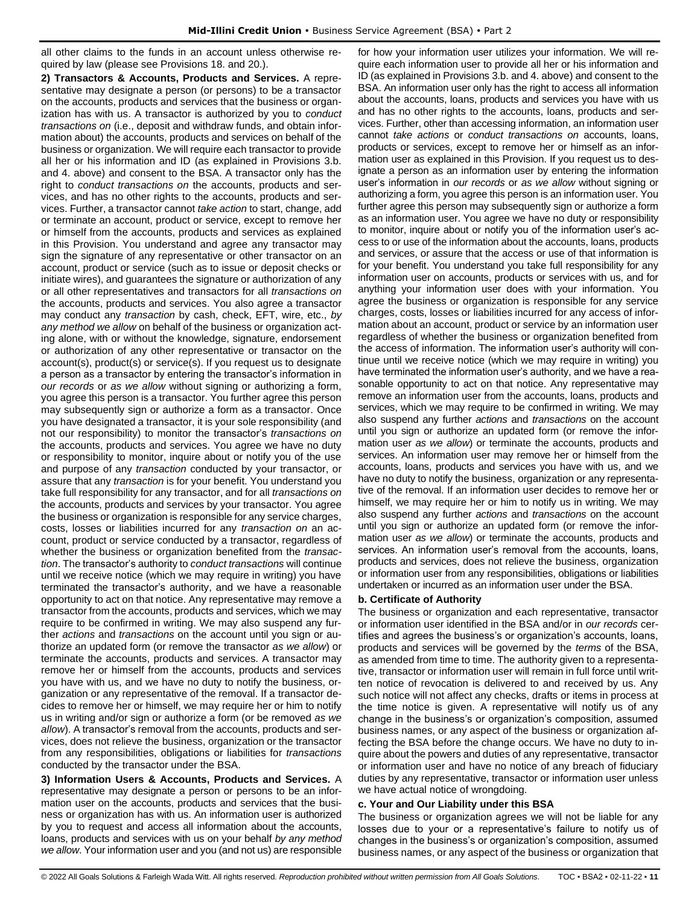all other claims to the funds in an account unless otherwise required by law (please see Provisions 18. and 20.).

**2) Transactors & Accounts, Products and Services.** A representative may designate a person (or persons) to be a transactor on the accounts, products and services that the business or organization has with us. A transactor is authorized by you to *conduct transactions on* (i.e., deposit and withdraw funds, and obtain information about) the accounts, products and services on behalf of the business or organization. We will require each transactor to provide all her or his information and ID (as explained in Provisions 3.b. and 4. above) and consent to the BSA. A transactor only has the right to *conduct transactions on* the accounts, products and services, and has no other rights to the accounts, products and services. Further, a transactor cannot *take action* to start, change, add or terminate an account, product or service, except to remove her or himself from the accounts, products and services as explained in this Provision. You understand and agree any transactor may sign the signature of any representative or other transactor on an account, product or service (such as to issue or deposit checks or initiate wires), and guarantees the signature or authorization of any or all other representatives and transactors for all *transactions on* the accounts, products and services. You also agree a transactor may conduct any *transaction* by cash, check, EFT, wire, etc., *by any method we allow* on behalf of the business or organization acting alone, with or without the knowledge, signature, endorsement or authorization of any other representative or transactor on the account(s), product(s) or service(s). If you request us to designate a person as a transactor by entering the transactor's information in *our records* or *as we allow* without signing or authorizing a form, you agree this person is a transactor. You further agree this person may subsequently sign or authorize a form as a transactor. Once you have designated a transactor, it is your sole responsibility (and not our responsibility) to monitor the transactor's *transactions on* the accounts, products and services. You agree we have no duty or responsibility to monitor, inquire about or notify you of the use and purpose of any *transaction* conducted by your transactor, or assure that any *transaction* is for your benefit. You understand you take full responsibility for any transactor, and for all *transactions on* the accounts, products and services by your transactor. You agree the business or organization is responsible for any service charges, costs, losses or liabilities incurred for any *transaction on* an account, product or service conducted by a transactor, regardless of whether the business or organization benefited from the *transaction*. The transactor's authority to *conduct transactions* will continue until we receive notice (which we may require in writing) you have terminated the transactor's authority, and we have a reasonable opportunity to act on that notice. Any representative may remove a transactor from the accounts, products and services, which we may require to be confirmed in writing. We may also suspend any further *actions* and *transactions* on the account until you sign or authorize an updated form (or remove the transactor *as we allow*) or terminate the accounts, products and services. A transactor may remove her or himself from the accounts, products and services you have with us, and we have no duty to notify the business, organization or any representative of the removal. If a transactor decides to remove her or himself, we may require her or him to notify us in writing and/or sign or authorize a form (or be removed *as we allow*). A transactor's removal from the accounts, products and services, does not relieve the business, organization or the transactor from any responsibilities, obligations or liabilities for *transactions* conducted by the transactor under the BSA.

**3) Information Users & Accounts, Products and Services.** A representative may designate a person or persons to be an information user on the accounts, products and services that the business or organization has with us. An information user is authorized by you to request and access all information about the accounts, loans, products and services with us on your behalf *by any method we allow*. Your information user and you (and not us) are responsible for how your information user utilizes your information. We will require each information user to provide all her or his information and ID (as explained in Provisions 3.b. and 4. above) and consent to the BSA. An information user only has the right to access all information about the accounts, loans, products and services you have with us and has no other rights to the accounts, loans, products and services. Further, other than accessing information, an information user cannot *take actions* or *conduct transactions on* accounts, loans, products or services, except to remove her or himself as an information user as explained in this Provision. If you request us to designate a person as an information user by entering the information user's information in *our records* or *as we allow* without signing or authorizing a form, you agree this person is an information user. You further agree this person may subsequently sign or authorize a form as an information user. You agree we have no duty or responsibility to monitor, inquire about or notify you of the information user's access to or use of the information about the accounts, loans, products and services, or assure that the access or use of that information is for your benefit. You understand you take full responsibility for any information user on accounts, products or services with us, and for anything your information user does with your information. You agree the business or organization is responsible for any service charges, costs, losses or liabilities incurred for any access of information about an account, product or service by an information user regardless of whether the business or organization benefited from the access of information. The information user's authority will continue until we receive notice (which we may require in writing) you have terminated the information user's authority, and we have a reasonable opportunity to act on that notice. Any representative may remove an information user from the accounts, loans, products and services, which we may require to be confirmed in writing. We may also suspend any further *actions* and *transactions* on the account until you sign or authorize an updated form (or remove the information user *as we allow*) or terminate the accounts, products and services. An information user may remove her or himself from the accounts, loans, products and services you have with us, and we have no duty to notify the business, organization or any representative of the removal. If an information user decides to remove her or himself, we may require her or him to notify us in writing. We may also suspend any further *actions* and *transactions* on the account until you sign or authorize an updated form (or remove the information user *as we allow*) or terminate the accounts, products and services. An information user's removal from the accounts, loans, products and services, does not relieve the business, organization or information user from any responsibilities, obligations or liabilities undertaken or incurred as an information user under the BSA.

**b. Certificate of Authority**

The business or organization and each representative, transactor or information user identified in the BSA and/or in *our records* certifies and agrees the business's or organization's accounts, loans, products and services will be governed by the *terms* of the BSA, as amended from time to time. The authority given to a representative, transactor or information user will remain in full force until written notice of revocation is delivered to and received by us. Any such notice will not affect any checks, drafts or items in process at the time notice is given. A representative will notify us of any change in the business's or organization's composition, assumed business names, or any aspect of the business or organization affecting the BSA before the change occurs. We have no duty to inquire about the powers and duties of any representative, transactor or information user and have no notice of any breach of fiduciary duties by any representative, transactor or information user unless we have actual notice of wrongdoing.

**c. Your and Our Liability under this BSA**

The business or organization agrees we will not be liable for any losses due to your or a representative's failure to notify us of changes in the business's or organization's composition, assumed business names, or any aspect of the business or organization that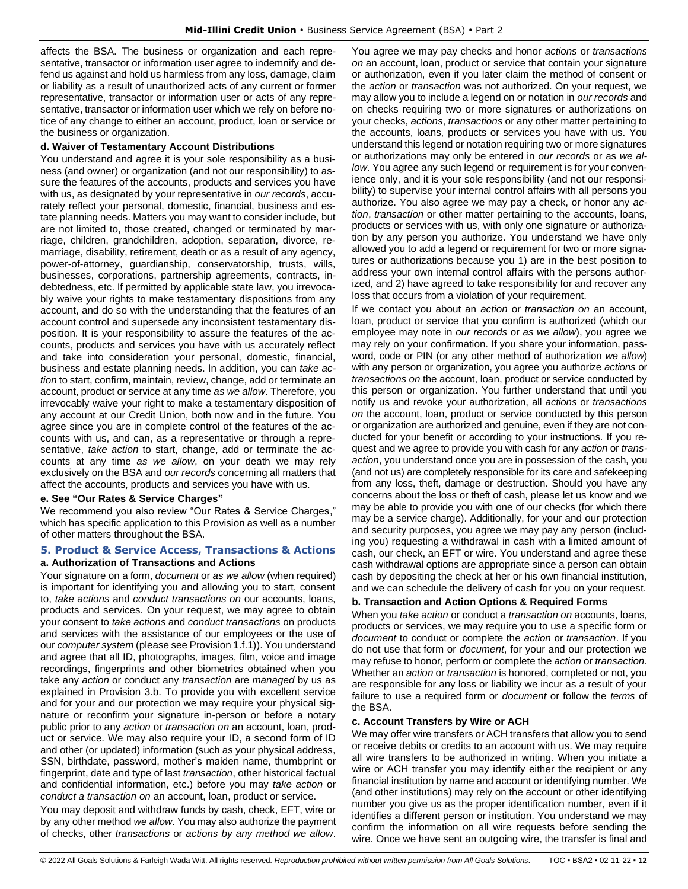affects the BSA. The business or organization and each representative, transactor or information user agree to indemnify and defend us against and hold us harmless from any loss, damage, claim or liability as a result of unauthorized acts of any current or former representative, transactor or information user or acts of any representative, transactor or information user which we rely on before notice of any change to either an account, product, loan or service or the business or organization.

#### d. Waiver of Testamentary Account Distributions

You understand and agree it is your sole responsibility as a business (and owner) or organization (and not our responsibility) to assure the features of the accounts, products and services you have with us, as designated by your representative in *our records*, accurately reflect your personal, domestic, financial, business and estate planning needs. Matters you may want to consider include, but are not limited to, those created, changed or terminated by marriage, children, grandchildren, adoption, separation, divorce, remarriage, disability, retirement, death or as a result of any agency, power-of-attorney, guardianship, conservatorship, trusts, wills, businesses, corporations, partnership agreements, contracts, indebtedness, etc. If permitted by applicable state law, you irrevocably waive your rights to make testamentary dispositions from any account, and do so with the understanding that the features of an account control and supersede any inconsistent testamentary disposition. It is your responsibility to assure the features of the accounts, products and services you have with us accurately reflect and take into consideration your personal, domestic, financial, business and estate planning needs. In addition, you can *take action* to start, confirm, maintain, review, change, add or terminate an account, product or service at any time *as we allow*. Therefore, you irrevocably waive your right to make a testamentary disposition of any account at our Credit Union, both now and in the future. You agree since you are in complete control of the features of the accounts with us, and can, as a representative or through a representative, *take action* to start, change, add or terminate the accounts at any time *as we allow*, on your death we may rely exclusively on the BSA and *our records* concerning all matters that affect the accounts, products and services you have with us.

#### e. See "Our Rates & Service Charges"

We recommend you also review "Our Rates & Service Charges," which has specific application to this Provision as well as a number of other matters throughout the BSA.

### 5. Product & Service Access, Transactions & Actions

#### a. Authorization of Transactions and Actions

Your signature on a form, *document* or *as we allow* (when required) is important for identifying you and allowing you to start, consent to, *take actions* and *conduct transactions on* our accounts, loans, products and services. On your request, we may agree to obtain your consent to *take actions* and *conduct transactions on* products and services with the assistance of our employees or the use of our *computer system* (please see Provision 1.f.1)). You understand and agree that all ID, photographs, images, film, voice and image recordings, fingerprints and other biometrics obtained when you take any *action* or conduct any *transaction* are *managed* by us as explained in Provision 3.b. To provide you with excellent service and for your and our protection we may require your physical signature or reconfirm your signature in-person or before a notary public prior to any *action* or *transaction on* an account, loan, product or service. We may also require your ID, a second form of ID and other (or updated) information (such as your physical address, SSN, birthdate, password, mother's maiden name, thumbprint or fingerprint, date and type of last *transaction*, other historical factual and confidential information, etc.) before you may *take action* or *conduct a transaction on* an account, loan, product or service.

You may deposit and withdraw funds by cash, check, EFT, wire or by any other method *we allow*. You may also authorize the payment of checks, other *transactions* or *actions by any method we allow*. You agree we may pay checks and honor *actions* or *transactions on* an account, loan, product or service that contain your signature or authorization, even if you later claim the method of consent or the *action* or *transaction* was not authorized. On your request, we may allow you to include a legend on or notation in *our records* and on checks requiring two or more signatures or authorizations on your checks, *actions*, *transactions* or any other matter pertaining to the accounts, loans, products or services you have with us. You understand this legend or notation requiring two or more signatures or authorizations may only be entered in *our records* or as *we allow*. You agree any such legend or requirement is for your convenience only, and it is your sole responsibility (and not our responsibility) to supervise your internal control affairs with all persons you authorize. You also agree we may pay a check, or honor any *action*, *transaction* or other matter pertaining to the accounts, loans, products or services with us, with only one signature or authorization by any person you authorize. You understand we have only allowed you to add a legend or requirement for two or more signatures or authorizations because you 1) are in the best position to address your own internal control affairs with the persons authorized, and 2) have agreed to take responsibility for and recover any loss that occurs from a violation of your requirement.

If we contact you about an *action* or *transaction on* an account, loan, product or service that you confirm is authorized (which our employee may note in *our records* or *as we allow*), you agree we may rely on your confirmation. If you share your information, password, code or PIN (or any other method of authorization *we allow*) with any person or organization, you agree you authorize *actions* or *transactions on* the account, loan, product or service conducted by this person or organization. You further understand that until you notify us and revoke your authorization, all *actions* or *transactions on* the account, loan, product or service conducted by this person or organization are authorized and genuine, even if they are not conducted for your benefit or according to your instructions. If you request and we agree to provide you with cash for any *action* or *transaction*, you understand once you are in possession of the cash, you (and not us) are completely responsible for its care and safekeeping from any loss, theft, damage or destruction. Should you have any concerns about the loss or theft of cash, please let us know and we may be able to provide you with one of our checks (for which there may be a service charge). Additionally, for your and our protection and security purposes, you agree we may pay any person (including you) requesting a withdrawal in cash with a limited amount of cash, our check, an EFT or wire. You understand and agree these cash withdrawal options are appropriate since a person can obtain cash by depositing the check at her or his own financial institution, and we can schedule the delivery of cash for you on your request.

#### b. Transaction and Action Options & Required Forms

When you *take action* or conduct a *transaction on* accounts, loans, products or services, we may require you to use a specific form or *document* to conduct or complete the *action* or *transaction*. If you do not use that form or *document*, for your and our protection we may refuse to honor, perform or complete the *action* or *transaction*. Whether an *action* or *transaction* is honored, completed or not, you are responsible for any loss or liability we incur as a result of your failure to use a required form or *document* or follow the *terms* of the BSA.

#### c. Account Transfers by Wire or ACH

We may offer wire transfers or ACH transfers that allow you to send or receive debits or credits to an account with us. We may require all wire transfers to be authorized in writing. When you initiate a wire or ACH transfer you may identify either the recipient or any financial institution by name and account or identifying number. We (and other institutions) may rely on the account or other identifying number you give us as the proper identification number, even if it identifies a different person or institution. You understand we may confirm the information on all wire requests before sending the wire. Once we have sent an outgoing wire, the transfer is final and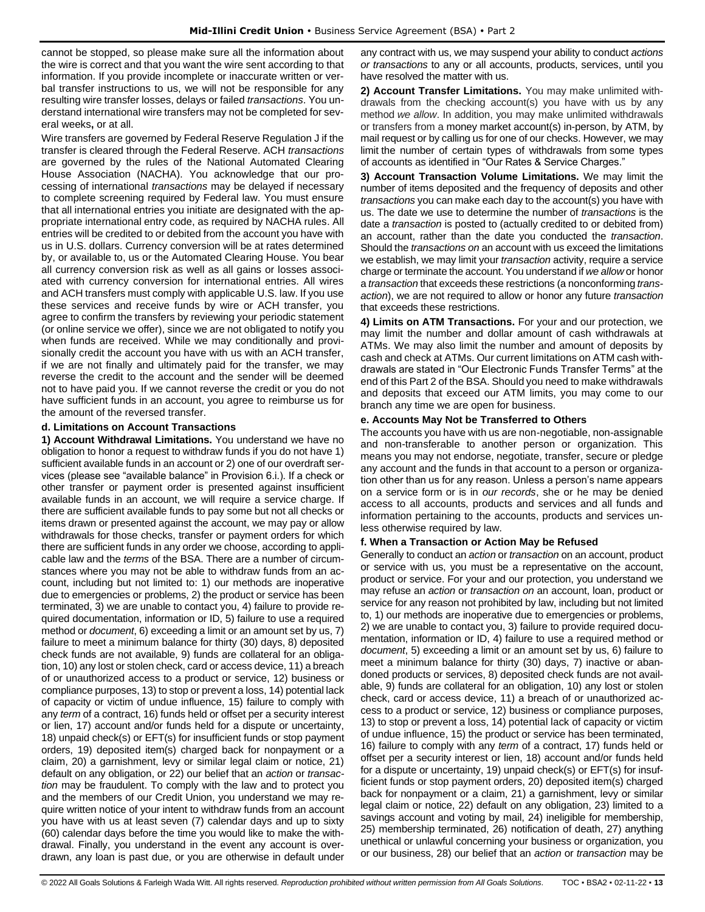cannot be stopped, so please make sure all the information about the wire is correct and that you want the wire sent according to that information. If you provide incomplete or inaccurate written or verbal transfer instructions to us, we will not be responsible for any resulting wire transfer losses, delays or failed *transactions*. You understand international wire transfers may not be completed for several weeks**,** or at all.

Wire transfers are governed by Federal Reserve Regulation J if the transfer is cleared through the Federal Reserve. ACH *transactions* are governed by the rules of the National Automated Clearing House Association (NACHA). You acknowledge that our processing of international *transactions* may be delayed if necessary to complete screening required by Federal law. You must ensure that all international entries you initiate are designated with the appropriate international entry code, as required by NACHA rules. All entries will be credited to or debited from the account you have with us in U.S. dollars. Currency conversion will be at rates determined by, or available to, us or the Automated Clearing House. You bear all currency conversion risk as well as all gains or losses associated with currency conversion for international entries. All wires and ACH transfers must comply with applicable U.S. law. If you use these services and receive funds by wire or ACH transfer, you agree to confirm the transfers by reviewing your periodic statement (or online service we offer), since we are not obligated to notify you when funds are received. While we may conditionally and provisionally credit the account you have with us with an ACH transfer, if we are not finally and ultimately paid for the transfer, we may reverse the credit to the account and the sender will be deemed not to have paid you. If we cannot reverse the credit or you do not have sufficient funds in an account, you agree to reimburse us for the amount of the reversed transfer.

**d. Limitations on Account Transactions**

**1) Account Withdrawal Limitations.** You understand we have no obligation to honor a request to withdraw funds if you do not have 1) sufficient available funds in an account or 2) one of our overdraft services (please see "available balance" in Provision 6.i.). If a check or other transfer or payment order is presented against insufficient available funds in an account, we will require a service charge. If there are sufficient available funds to pay some but not all checks or items drawn or presented against the account, we may pay or allow withdrawals for those checks, transfer or payment orders for which there are sufficient funds in any order we choose, according to applicable law and the *terms* of the BSA. There are a number of circumstances where you may not be able to withdraw funds from an account, including but not limited to: 1) our methods are inoperative due to emergencies or problems, 2) the product or service has been terminated, 3) we are unable to contact you, 4) failure to provide required documentation, information or ID, 5) failure to use a required method or *document*, 6) exceeding a limit or an amount set by us, 7) failure to meet a minimum balance for thirty (30) days, 8) deposited check funds are not available, 9) funds are collateral for an obligation, 10) any lost or stolen check, card or access device, 11) a breach of or unauthorized access to a product or service, 12) business or compliance purposes, 13) to stop or prevent a loss, 14) potential lack of capacity or victim of undue influence, 15) failure to comply with any *term* of a contract, 16) funds held or offset per a security interest or lien, 17) account and/or funds held for a dispute or uncertainty, 18) unpaid check(s) or EFT(s) for insufficient funds or stop payment orders, 19) deposited item(s) charged back for nonpayment or a claim, 20) a garnishment, levy or similar legal claim or notice, 21) default on any obligation, or 22) our belief that an *action* or *transaction* may be fraudulent. To comply with the law and to protect you and the members of our Credit Union, you understand we may require written notice of your intent to withdraw funds from an account you have with us at least seven (7) calendar days and up to sixty (60) calendar days before the time you would like to make the withdrawal. Finally, you understand in the event any account is overdrawn, any loan is past due, or you are otherwise in default under any contract with us, we may suspend your ability to conduct *actions or transactions* to any or all accounts, products, services, until you have resolved the matter with us.

**2) Account Transfer Limitations.** You may make unlimited withdrawals from the checking account(s) you have with us by any method *we allow*. In addition, you may make unlimited withdrawals or transfers from a money market account(s) in-person, by ATM, by mail request or by calling us for one of our checks. However, we may limit the number of certain types of withdrawals from some types of accounts as identified in "Our Rates & Service Charges."

**3) Account Transaction Volume Limitations.** We may limit the number of items deposited and the frequency of deposits and other *transactions* you can make each day to the account(s) you have with us. The date we use to determine the number of *transactions* is the date a *transaction* is posted to (actually credited to or debited from) an account, rather than the date you conducted the *transaction*. Should the *transactions on* an account with us exceed the limitations we establish, we may limit your *transaction* activity, require a service charge or terminate the account. You understand if *we allow* or honor a *transaction* that exceeds these restrictions (a nonconforming *transaction*), we are not required to allow or honor any future *transaction* that exceeds these restrictions.

**4) Limits on ATM Transactions.** For your and our protection, we may limit the number and dollar amount of cash withdrawals at ATMs. We may also limit the number and amount of deposits by cash and check at ATMs. Our current limitations on ATM cash withdrawals are stated in "Our Electronic Funds Transfer Terms" at the end of this Part 2 of the BSA. Should you need to make withdrawals and deposits that exceed our ATM limits, you may come to our branch any time we are open for business.

**e. Accounts May Not be Transferred to Others**

The accounts you have with us are non-negotiable, non-assignable and non-transferable to another person or organization. This means you may not endorse, negotiate, transfer, secure or pledge any account and the funds in that account to a person or organization other than us for any reason. Unless a person's name appears on a service form or is in *our records*, she or he may be denied access to all accounts, products and services and all funds and information pertaining to the accounts, products and services unless otherwise required by law.

**f. When a Transaction or Action May be Refused**

Generally to conduct an *action* or *transaction* on an account, product or service with us, you must be a representative on the account, product or service. For your and our protection, you understand we may refuse an *action* or *transaction on* an account, loan, product or service for any reason not prohibited by law, including but not limited to, 1) our methods are inoperative due to emergencies or problems, 2) we are unable to contact you, 3) failure to provide required documentation, information or ID, 4) failure to use a required method or *document*, 5) exceeding a limit or an amount set by us, 6) failure to meet a minimum balance for thirty (30) days, 7) inactive or abandoned products or services, 8) deposited check funds are not available, 9) funds are collateral for an obligation, 10) any lost or stolen check, card or access device, 11) a breach of or unauthorized access to a product or service, 12) business or compliance purposes, 13) to stop or prevent a loss, 14) potential lack of capacity or victim of undue influence, 15) the product or service has been terminated, 16) failure to comply with any *term* of a contract, 17) funds held or offset per a security interest or lien, 18) account and/or funds held for a dispute or uncertainty, 19) unpaid check(s) or EFT(s) for insufficient funds or stop payment orders, 20) deposited item(s) charged back for nonpayment or a claim, 21) a garnishment, levy or similar legal claim or notice, 22) default on any obligation, 23) limited to a savings account and voting by mail, 24) ineligible for membership, 25) membership terminated, 26) notification of death, 27) anything unethical or unlawful concerning your business or organization, you or our business, 28) our belief that an *action* or *transaction* may be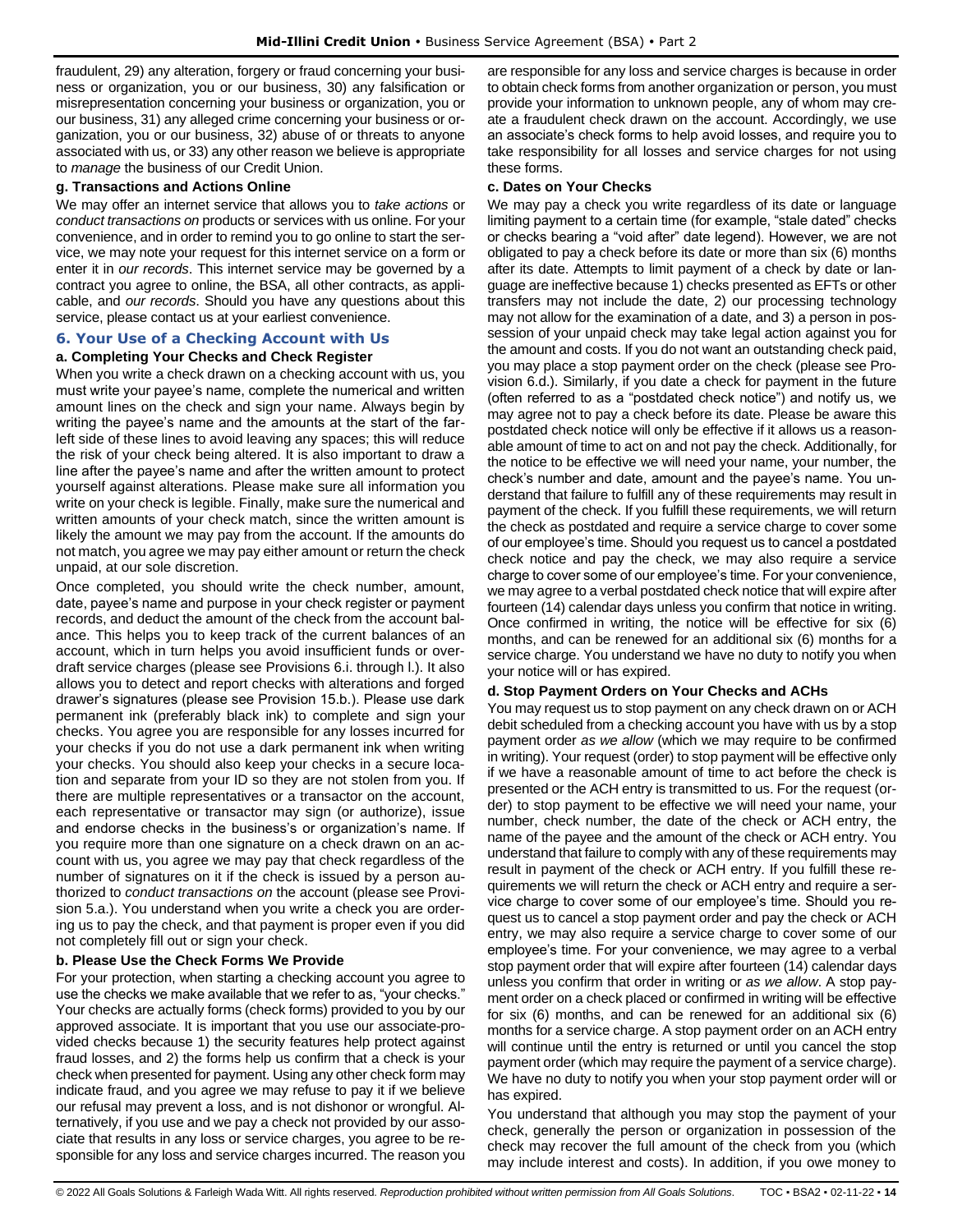fraudulent, 29) any alteration, forgery or fraud concerning your business or organization, you or our business, 30) any falsification or misrepresentation concerning your business or organization, you or our business, 31) any alleged crime concerning your business or organization, you or our business, 32) abuse of or threats to anyone associated with us, or 33) any other reason we believe is appropriate to *manage* the business of our Credit Union.

#### g. Transactions and Actions Online

We may offer an internet service that allows you to *take actions* or *conduct transactions on* products or services with us online. For your convenience, and in order to remind you to go online to start the service, we may note your request for this internet service on a form or enter it in *our records*. This internet service may be governed by a contract you agree to online, the BSA, all other contracts, as applicable, and *our records*. Should you have any questions about this service, please contact us at your earliest convenience.

### 6. Your Use of a Checking Account with Us

#### a. Completing Your Checks and Check Register

When you write a check drawn on a checking account with us, you must write your payee's name, complete the numerical and written amount lines on the check and sign your name. Always begin by writing the payee's name and the amounts at the start of the far-left side of these lines to avoid leaving any spaces; this will reduce the risk of your check being altered. It is also important to draw a line after the payee's name and after the written amount to protect yourself against alterations. Please make sure all information you write on your check is legible. Finally, make sure the numerical and written amounts of your check match, since the written amount is likely the amount we may pay from the account. If the amounts do not match, you agree we may pay either amount or return the check unpaid, at our sole discretion.

Once completed, you should write the check number, amount, date, payee's name and purpose in your check register or payment records, and deduct the amount of the check from the account balance. This helps you to keep track of the current balances of an account, which in turn helps you avoid insufficient funds or overdraft service charges (please see Provisions 6.i. through l.). It also allows you to detect and report checks with alterations and forged drawer's signatures (please see Provision 15.b.). Please use dark permanent ink (preferably black ink) to complete and sign your checks. You agree you are responsible for any losses incurred for your checks if you do not use a dark permanent ink when writing your checks. You should also keep your checks in a secure location and separate from your ID so they are not stolen from you. If there are multiple representatives or a transactor on the account, each representative or transactor may sign (or authorize), issue and endorse checks in the business's or organization's name. If you require more than one signature on a check drawn on an account with us, you agree we may pay that check regardless of the number of signatures on it if the check is issued by a person authorized to *conduct transactions on* the account (please see Provision 5.a.). You understand when you write a check you are ordering us to pay the check, and that payment is proper even if you did not completely fill out or sign your check.

#### b. Please Use the Check Forms We Provide

For your protection, when starting a checking account you agree to use the checks we make available that we refer to as, "your checks." Your checks are actually forms (check forms) provided to you by our approved associate. It is important that you use our associate-provided checks because 1) the security features help protect against fraud losses, and 2) the forms help us confirm that a check is your check when presented for payment. Using any other check form may indicate fraud, and you agree we may refuse to pay it if we believe our refusal may prevent a loss, and is not dishonor or wrongful. Alternatively, if you use and we pay a check not provided by our associate that results in any loss or service charges, you agree to be responsible for any loss and service charges incurred. The reason you are responsible for any loss and service charges is because in order to obtain check forms from another organization or person, you must provide your information to unknown people, any of whom may create a fraudulent check drawn on the account. Accordingly, we use an associate's check forms to help avoid losses, and require you to take responsibility for all losses and service charges for not using these forms.

#### c. Dates on Your Checks

We may pay a check you write regardless of its date or language limiting payment to a certain time (for example, "stale dated" checks or checks bearing a "void after" date legend). However, we are not obligated to pay a check before its date or more than six (6) months after its date. Attempts to limit payment of a check by date or language are ineffective because 1) checks presented as EFTs or other transfers may not include the date, 2) our processing technology may not allow for the examination of a date, and 3) a person in possession of your unpaid check may take legal action against you for the amount and costs. If you do not want an outstanding check paid, you may place a stop payment order on the check (please see Provision 6.d.). Similarly, if you date a check for payment in the future (often referred to as a "postdated check notice") and notify us, we may agree not to pay a check before its date. Please be aware this postdated check notice will only be effective if it allows us a reasonable amount of time to act on and not pay the check. Additionally, for the notice to be effective we will need your name, your number, the check's number and date, amount and the payee's name. You understand that failure to fulfill any of these requirements may result in payment of the check. If you fulfill these requirements, we will return the check as postdated and require a service charge to cover some of our employee's time. Should you request us to cancel a postdated check notice and pay the check, we may also require a service charge to cover some of our employee's time. For your convenience, we may agree to a verbal postdated check notice that will expire after fourteen (14) calendar days unless you confirm that notice in writing. Once confirmed in writing, the notice will be effective for six (6) months, and can be renewed for an additional six (6) months for a service charge. You understand we have no duty to notify you when your notice will or has expired.

#### d. Stop Payment Orders on Your Checks and ACHs

You may request us to stop payment on any check drawn on or ACH debit scheduled from a checking account you have with us by a stop payment order *as we allow* (which we may require to be confirmed in writing). Your request (order) to stop payment will be effective only if we have a reasonable amount of time to act before the check is presented or the ACH entry is transmitted to us. For the request (order) to stop payment to be effective we will need your name, your number, check number, the date of the check or ACH entry, the name of the payee and the amount of the check or ACH entry. You understand that failure to comply with any of these requirements may result in payment of the check or ACH entry. If you fulfill these requirements we will return the check or ACH entry and require a service charge to cover some of our employee's time. Should you request us to cancel a stop payment order and pay the check or ACH entry, we may also require a service charge to cover some of our employee's time. For your convenience, we may agree to a verbal stop payment order that will expire after fourteen (14) calendar days unless you confirm that order in writing or *as we allow*. A stop payment order on a check placed or confirmed in writing will be effective for six (6) months, and can be renewed for an additional six (6) months for a service charge. A stop payment order on an ACH entry will continue until the entry is returned or until you cancel the stop payment order (which may require the payment of a service charge). We have no duty to notify you when your stop payment order will or has expired.

You understand that although you may stop the payment of your check, generally the person or organization in possession of the check may recover the full amount of the check from you (which may include interest and costs). In addition, if you owe money to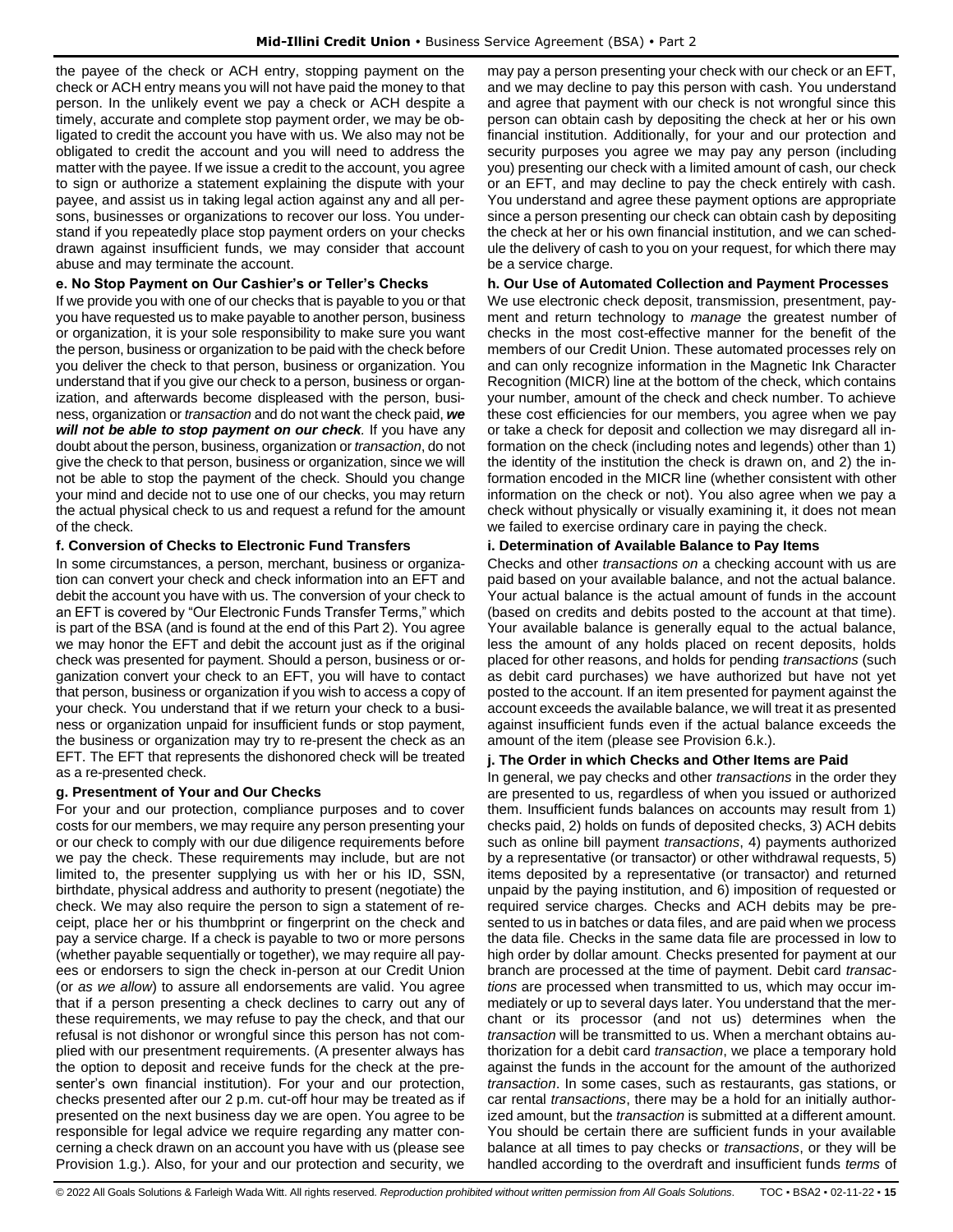the payee of the check or ACH entry, stopping payment on the check or ACH entry means you will not have paid the money to that person. In the unlikely event we pay a check or ACH despite a timely, accurate and complete stop payment order, we may be obligated to credit the account you have with us. We also may not be obligated to credit the account and you will need to address the matter with the payee. If we issue a credit to the account, you agree to sign or authorize a statement explaining the dispute with your payee, and assist us in taking legal action against any and all persons, businesses or organizations to recover our loss. You understand if you repeatedly place stop payment orders on your checks drawn against insufficient funds, we may consider that account abuse and may terminate the account.

#### e. No Stop Payment on Our Cashier's or Teller's Checks

If we provide you with one of our checks that is payable to you or that you have requested us to make payable to another person, business or organization, it is your sole responsibility to make sure you want the person, business or organization to be paid with the check before you deliver the check to that person, business or organization. You understand that if you give our check to a person, business or organization, and afterwards become displeased with the person, business, organization or *transaction* and do not want the check paid, ***we will not be able to stop payment on our check***. If you have any doubt about the person, business, organization or *transaction*, do not give the check to that person, business or organization, since we will not be able to stop the payment of the check. Should you change your mind and decide not to use one of our checks, you may return the actual physical check to us and request a refund for the amount of the check.

#### f. Conversion of Checks to Electronic Fund Transfers

In some circumstances, a person, merchant, business or organization can convert your check and check information into an EFT and debit the account you have with us. The conversion of your check to an EFT is covered by "Our Electronic Funds Transfer Terms," which is part of the BSA (and is found at the end of this Part 2). You agree we may honor the EFT and debit the account just as if the original check was presented for payment. Should a person, business or organization convert your check to an EFT, you will have to contact that person, business or organization if you wish to access a copy of your check. You understand that if we return your check to a business or organization unpaid for insufficient funds or stop payment, the business or organization may try to re-present the check as an EFT. The EFT that represents the dishonored check will be treated as a re-presented check.

#### g. Presentment of Your and Our Checks

For your and our protection, compliance purposes and to cover costs for our members, we may require any person presenting your or our check to comply with our due diligence requirements before we pay the check. These requirements may include, but are not limited to, the presenter supplying us with her or his ID, SSN, birthdate, physical address and authority to present (negotiate) the check. We may also require the person to sign a statement of receipt, place her or his thumbprint or fingerprint on the check and pay a service charge. If a check is payable to two or more persons (whether payable sequentially or together), we may require all payees or endorsers to sign the check in-person at our Credit Union (or *as we allow*) to assure all endorsements are valid. You agree that if a person presenting a check declines to carry out any of these requirements, we may refuse to pay the check, and that our refusal is not dishonor or wrongful since this person has not complied with our presentment requirements. (A presenter always has the option to deposit and receive funds for the check at the presenter's own financial institution). For your and our protection, checks presented after our 2 p.m. cut-off hour may be treated as if presented on the next business day we are open. You agree to be responsible for legal advice we require regarding any matter concerning a check drawn on an account you have with us (please see Provision 1.g.). Also, for your and our protection and security, we may pay a person presenting your check with our check or an EFT, and we may decline to pay this person with cash. You understand and agree that payment with our check is not wrongful since this person can obtain cash by depositing the check at her or his own financial institution. Additionally, for your and our protection and security purposes you agree we may pay any person (including you) presenting our check with a limited amount of cash, our check or an EFT, and may decline to pay the check entirely with cash. You understand and agree these payment options are appropriate since a person presenting our check can obtain cash by depositing the check at her or his own financial institution, and we can schedule the delivery of cash to you on your request, for which there may be a service charge.

#### h. Our Use of Automated Collection and Payment Processes

We use electronic check deposit, transmission, presentment, payment and return technology to *manage* the greatest number of checks in the most cost-effective manner for the benefit of the members of our Credit Union. These automated processes rely on and can only recognize information in the Magnetic Ink Character Recognition (MICR) line at the bottom of the check, which contains your number, amount of the check and check number. To achieve these cost efficiencies for our members, you agree when we pay or take a check for deposit and collection we may disregard all information on the check (including notes and legends) other than 1) the identity of the institution the check is drawn on, and 2) the information encoded in the MICR line (whether consistent with other information on the check or not). You also agree when we pay a check without physically or visually examining it, it does not mean we failed to exercise ordinary care in paying the check.

#### i. Determination of Available Balance to Pay Items

Checks and other *transactions on* a checking account with us are paid based on your available balance, and not the actual balance. Your actual balance is the actual amount of funds in the account (based on credits and debits posted to the account at that time). Your available balance is generally equal to the actual balance, less the amount of any holds placed on recent deposits, holds placed for other reasons, and holds for pending *transactions* (such as debit card purchases) we have authorized but have not yet posted to the account. If an item presented for payment against the account exceeds the available balance, we will treat it as presented against insufficient funds even if the actual balance exceeds the amount of the item (please see Provision 6.k.).

#### j. The Order in which Checks and Other Items are Paid

In general, we pay checks and other *transactions* in the order they are presented to us, regardless of when you issued or authorized them. Insufficient funds balances on accounts may result from 1) checks paid, 2) holds on funds of deposited checks, 3) ACH debits such as online bill payment *transactions*, 4) payments authorized by a representative (or transactor) or other withdrawal requests, 5) items deposited by a representative (or transactor) and returned unpaid by the paying institution, and 6) imposition of requested or required service charges. Checks and ACH debits may be presented to us in batches or data files, and are paid when we process the data file. Checks in the same data file are processed in low to high order by dollar amount. Checks presented for payment at our branch are processed at the time of payment. Debit card *transactions* are processed when transmitted to us, which may occur immediately or up to several days later. You understand that the merchant or its processor (and not us) determines when the *transaction* will be transmitted to us. When a merchant obtains authorization for a debit card *transaction*, we place a temporary hold against the funds in the account for the amount of the authorized *transaction*. In some cases, such as restaurants, gas stations, or car rental *transactions*, there may be a hold for an initially authorized amount, but the *transaction* is submitted at a different amount. You should be certain there are sufficient funds in your available balance at all times to pay checks or *transactions*, or they will be handled according to the overdraft and insufficient funds *terms* of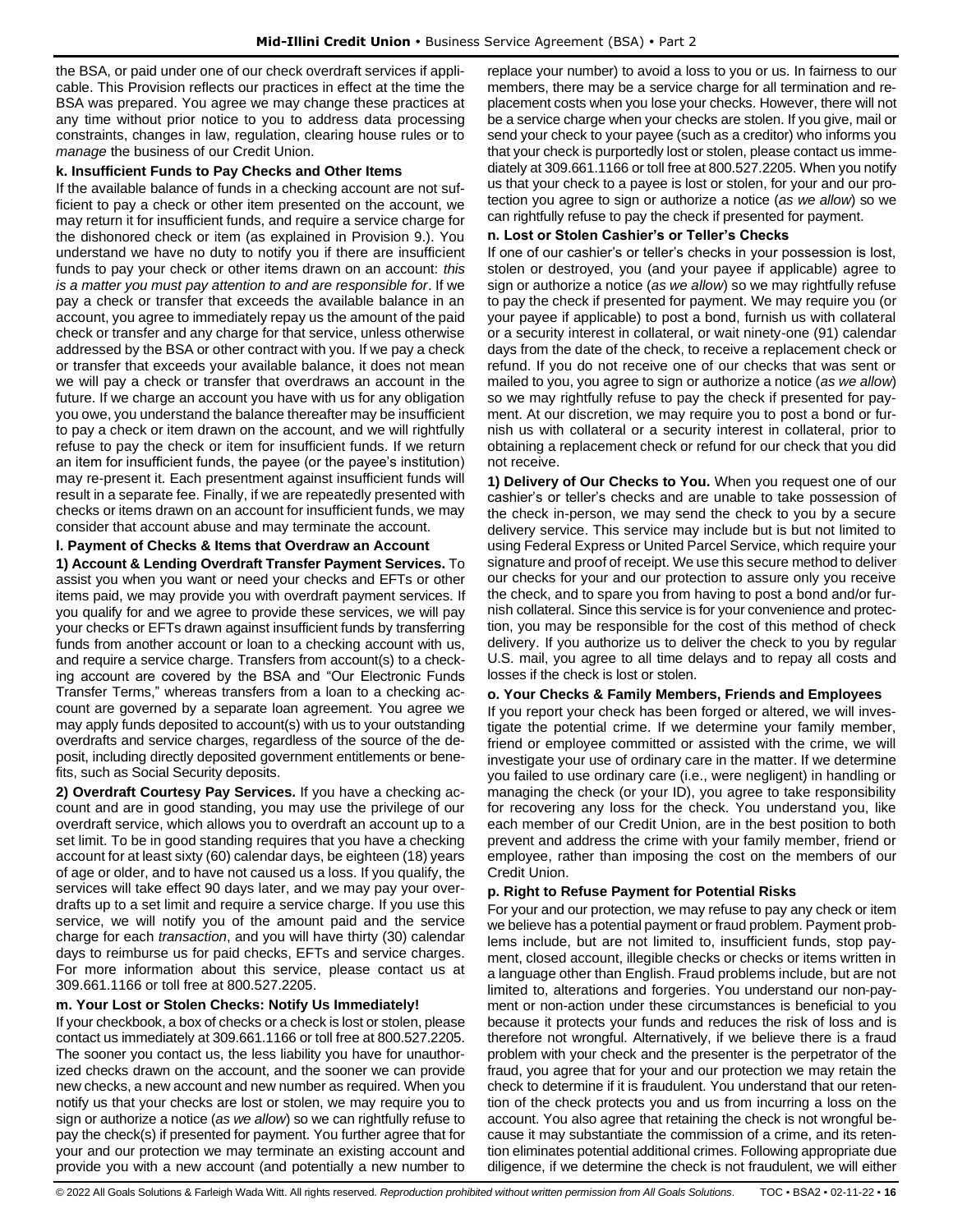the BSA, or paid under one of our check overdraft services if applicable. This Provision reflects our practices in effect at the time the BSA was prepared. You agree we may change these practices at any time without prior notice to you to address data processing constraints, changes in law, regulation, clearing house rules or to *manage* the business of our Credit Union.

**k. Insufficient Funds to Pay Checks and Other Items**

If the available balance of funds in a checking account are not sufficient to pay a check or other item presented on the account, we may return it for insufficient funds, and require a service charge for the dishonored check or item (as explained in Provision 9.). You understand we have no duty to notify you if there are insufficient funds to pay your check or other items drawn on an account: *this is a matter you must pay attention to and are responsible for*. If we pay a check or transfer that exceeds the available balance in an account, you agree to immediately repay us the amount of the paid check or transfer and any charge for that service, unless otherwise addressed by the BSA or other contract with you. If we pay a check or transfer that exceeds your available balance, it does not mean we will pay a check or transfer that overdraws an account in the future. If we charge an account you have with us for any obligation you owe, you understand the balance thereafter may be insufficient to pay a check or item drawn on the account, and we will rightfully refuse to pay the check or item for insufficient funds. If we return an item for insufficient funds, the payee (or the payee's institution) may re-present it. Each presentment against insufficient funds will result in a separate fee. Finally, if we are repeatedly presented with checks or items drawn on an account for insufficient funds, we may consider that account abuse and may terminate the account.

**l. Payment of Checks & Items that Overdraw an Account**

**1) Account & Lending Overdraft Transfer Payment Services.** To assist you when you want or need your checks and EFTs or other items paid, we may provide you with overdraft payment services. If you qualify for and we agree to provide these services, we will pay your checks or EFTs drawn against insufficient funds by transferring funds from another account or loan to a checking account with us, and require a service charge. Transfers from account(s) to a checking account are covered by the BSA and "Our Electronic Funds Transfer Terms," whereas transfers from a loan to a checking account are governed by a separate loan agreement. You agree we may apply funds deposited to account(s) with us to your outstanding overdrafts and service charges, regardless of the source of the deposit, including directly deposited government entitlements or benefits, such as Social Security deposits.

**2) Overdraft Courtesy Pay Services.** If you have a checking account and are in good standing, you may use the privilege of our overdraft service, which allows you to overdraft an account up to a set limit. To be in good standing requires that you have a checking account for at least sixty (60) calendar days, be eighteen (18) years of age or older, and to have not caused us a loss. If you qualify, the services will take effect 90 days later, and we may pay your overdrafts up to a set limit and require a service charge. If you use this service, we will notify you of the amount paid and the service charge for each *transaction*, and you will have thirty (30) calendar days to reimburse us for paid checks, EFTs and service charges. For more information about this service, please contact us at 309.661.1166 or toll free at 800.527.2205.

**m. Your Lost or Stolen Checks: Notify Us Immediately!**

If your checkbook, a box of checks or a check is lost or stolen, please contact us immediately at 309.661.1166 or toll free at 800.527.2205. The sooner you contact us, the less liability you have for unauthorized checks drawn on the account, and the sooner we can provide new checks, a new account and new number as required. When you notify us that your checks are lost or stolen, we may require you to sign or authorize a notice (*as we allow*) so we can rightfully refuse to pay the check(s) if presented for payment. You further agree that for your and our protection we may terminate an existing account and provide you with a new account (and potentially a new number to replace your number) to avoid a loss to you or us. In fairness to our members, there may be a service charge for all termination and replacement costs when you lose your checks. However, there will not be a service charge when your checks are stolen. If you give, mail or send your check to your payee (such as a creditor) who informs you that your check is purportedly lost or stolen, please contact us immediately at 309.661.1166 or toll free at 800.527.2205. When you notify us that your check to a payee is lost or stolen, for your and our protection you agree to sign or authorize a notice (*as we allow*) so we can rightfully refuse to pay the check if presented for payment.

**n. Lost or Stolen Cashier's or Teller's Checks**

If one of our cashier's or teller's checks in your possession is lost, stolen or destroyed, you (and your payee if applicable) agree to sign or authorize a notice (*as we allow*) so we may rightfully refuse to pay the check if presented for payment. We may require you (or your payee if applicable) to post a bond, furnish us with collateral or a security interest in collateral, or wait ninety-one (91) calendar days from the date of the check, to receive a replacement check or refund. If you do not receive one of our checks that was sent or mailed to you, you agree to sign or authorize a notice (*as we allow*) so we may rightfully refuse to pay the check if presented for payment. At our discretion, we may require you to post a bond or furnish us with collateral or a security interest in collateral, prior to obtaining a replacement check or refund for our check that you did not receive.

**1) Delivery of Our Checks to You.** When you request one of our cashier's or teller's checks and are unable to take possession of the check in-person, we may send the check to you by a secure delivery service. This service may include but is but not limited to using Federal Express or United Parcel Service, which require your signature and proof of receipt. We use this secure method to deliver our checks for your and our protection to assure only you receive the check, and to spare you from having to post a bond and/or furnish collateral. Since this service is for your convenience and protection, you may be responsible for the cost of this method of check delivery. If you authorize us to deliver the check to you by regular U.S. mail, you agree to all time delays and to repay all costs and losses if the check is lost or stolen.

**o. Your Checks & Family Members, Friends and Employees**

If you report your check has been forged or altered, we will investigate the potential crime. If we determine your family member, friend or employee committed or assisted with the crime, we will investigate your use of ordinary care in the matter. If we determine you failed to use ordinary care (i.e., were negligent) in handling or managing the check (or your ID), you agree to take responsibility for recovering any loss for the check. You understand you, like each member of our Credit Union, are in the best position to both prevent and address the crime with your family member, friend or employee, rather than imposing the cost on the members of our Credit Union.

**p. Right to Refuse Payment for Potential Risks**

For your and our protection, we may refuse to pay any check or item we believe has a potential payment or fraud problem. Payment problems include, but are not limited to, insufficient funds, stop payment, closed account, illegible checks or checks or items written in a language other than English. Fraud problems include, but are not limited to, alterations and forgeries. You understand our non-payment or non-action under these circumstances is beneficial to you because it protects your funds and reduces the risk of loss and is therefore not wrongful. Alternatively, if we believe there is a fraud problem with your check and the presenter is the perpetrator of the fraud, you agree that for your and our protection we may retain the check to determine if it is fraudulent. You understand that our retention of the check protects you and us from incurring a loss on the account. You also agree that retaining the check is not wrongful because it may substantiate the commission of a crime, and its retention eliminates potential additional crimes. Following appropriate due diligence, if we determine the check is not fraudulent, we will either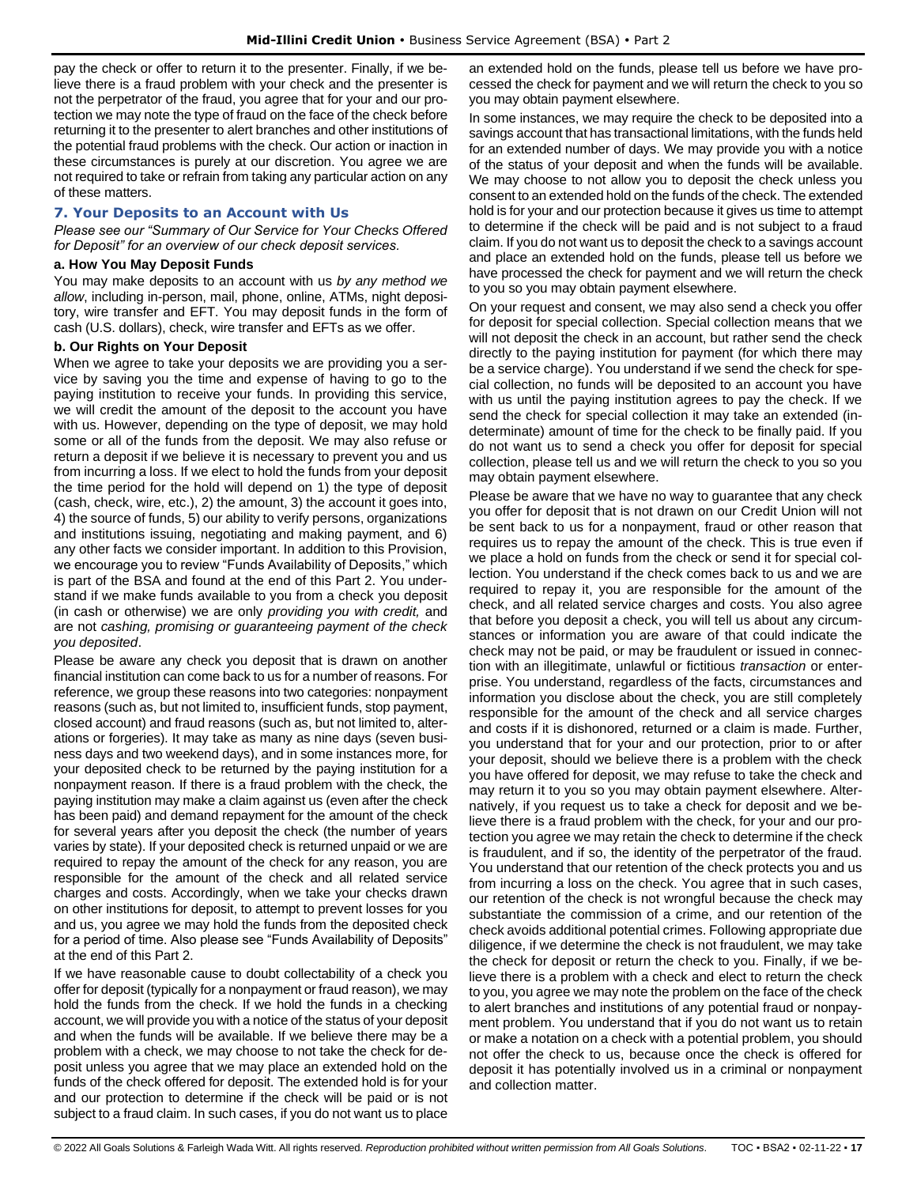pay the check or offer to return it to the presenter. Finally, if we believe there is a fraud problem with your check and the presenter is not the perpetrator of the fraud, you agree that for your and our protection we may note the type of fraud on the face of the check before returning it to the presenter to alert branches and other institutions of the potential fraud problems with the check. Our action or inaction in these circumstances is purely at our discretion. You agree we are not required to take or refrain from taking any particular action on any of these matters.

### 7. Your Deposits to an Account with Us

*Please see our "Summary of Our Service for Your Checks Offered for Deposit" for an overview of our check deposit services.*

**a. How You May Deposit Funds**

You may make deposits to an account with us *by any method we allow*, including in-person, mail, phone, online, ATMs, night depository, wire transfer and EFT. You may deposit funds in the form of cash (U.S. dollars), check, wire transfer and EFTs as we offer.

**b. Our Rights on Your Deposit**

When we agree to take your deposits we are providing you a service by saving you the time and expense of having to go to the paying institution to receive your funds. In providing this service, we will credit the amount of the deposit to the account you have with us. However, depending on the type of deposit, we may hold some or all of the funds from the deposit. We may also refuse or return a deposit if we believe it is necessary to prevent you and us from incurring a loss. If we elect to hold the funds from your deposit the time period for the hold will depend on 1) the type of deposit (cash, check, wire, etc.), 2) the amount, 3) the account it goes into, 4) the source of funds, 5) our ability to verify persons, organizations and institutions issuing, negotiating and making payment, and 6) any other facts we consider important. In addition to this Provision, we encourage you to review "Funds Availability of Deposits," which is part of the BSA and found at the end of this Part 2. You understand if we make funds available to you from a check you deposit (in cash or otherwise) we are only *providing you with credit,* and are not *cashing, promising or guaranteeing payment of the check you deposited*.

Please be aware any check you deposit that is drawn on another financial institution can come back to us for a number of reasons. For reference, we group these reasons into two categories: nonpayment reasons (such as, but not limited to, insufficient funds, stop payment, closed account) and fraud reasons (such as, but not limited to, alterations or forgeries). It may take as many as nine days (seven business days and two weekend days), and in some instances more, for your deposited check to be returned by the paying institution for a nonpayment reason. If there is a fraud problem with the check, the paying institution may make a claim against us (even after the check has been paid) and demand repayment for the amount of the check for several years after you deposit the check (the number of years varies by state). If your deposited check is returned unpaid or we are required to repay the amount of the check for any reason, you are responsible for the amount of the check and all related service charges and costs. Accordingly, when we take your checks drawn on other institutions for deposit, to attempt to prevent losses for you and us, you agree we may hold the funds from the deposited check for a period of time. Also please see "Funds Availability of Deposits" at the end of this Part 2.

If we have reasonable cause to doubt collectability of a check you offer for deposit (typically for a nonpayment or fraud reason), we may hold the funds from the check. If we hold the funds in a checking account, we will provide you with a notice of the status of your deposit and when the funds will be available. If we believe there may be a problem with a check, we may choose to not take the check for deposit unless you agree that we may place an extended hold on the funds of the check offered for deposit. The extended hold is for your and our protection to determine if the check will be paid or is not subject to a fraud claim. In such cases, if you do not want us to place an extended hold on the funds, please tell us before we have processed the check for payment and we will return the check to you so you may obtain payment elsewhere.

In some instances, we may require the check to be deposited into a savings account that has transactional limitations, with the funds held for an extended number of days. We may provide you with a notice of the status of your deposit and when the funds will be available. We may choose to not allow you to deposit the check unless you consent to an extended hold on the funds of the check. The extended hold is for your and our protection because it gives us time to attempt to determine if the check will be paid and is not subject to a fraud claim. If you do not want us to deposit the check to a savings account and place an extended hold on the funds, please tell us before we have processed the check for payment and we will return the check to you so you may obtain payment elsewhere.

On your request and consent, we may also send a check you offer for deposit for special collection. Special collection means that we will not deposit the check in an account, but rather send the check directly to the paying institution for payment (for which there may be a service charge). You understand if we send the check for special collection, no funds will be deposited to an account you have with us until the paying institution agrees to pay the check. If we send the check for special collection it may take an extended (indeterminate) amount of time for the check to be finally paid. If you do not want us to send a check you offer for deposit for special collection, please tell us and we will return the check to you so you may obtain payment elsewhere.

Please be aware that we have no way to guarantee that any check you offer for deposit that is not drawn on our Credit Union will not be sent back to us for a nonpayment, fraud or other reason that requires us to repay the amount of the check. This is true even if we place a hold on funds from the check or send it for special collection. You understand if the check comes back to us and we are required to repay it, you are responsible for the amount of the check, and all related service charges and costs. You also agree that before you deposit a check, you will tell us about any circumstances or information you are aware of that could indicate the check may not be paid, or may be fraudulent or issued in connection with an illegitimate, unlawful or fictitious *transaction* or enterprise. You understand, regardless of the facts, circumstances and information you disclose about the check, you are still completely responsible for the amount of the check and all service charges and costs if it is dishonored, returned or a claim is made. Further, you understand that for your and our protection, prior to or after your deposit, should we believe there is a problem with the check you have offered for deposit, we may refuse to take the check and may return it to you so you may obtain payment elsewhere. Alternatively, if you request us to take a check for deposit and we believe there is a fraud problem with the check, for your and our protection you agree we may retain the check to determine if the check is fraudulent, and if so, the identity of the perpetrator of the fraud. You understand that our retention of the check protects you and us from incurring a loss on the check. You agree that in such cases, our retention of the check is not wrongful because the check may substantiate the commission of a crime, and our retention of the check avoids additional potential crimes. Following appropriate due diligence, if we determine the check is not fraudulent, we may take the check for deposit or return the check to you. Finally, if we believe there is a problem with a check and elect to return the check to you, you agree we may note the problem on the face of the check to alert branches and institutions of any potential fraud or nonpayment problem. You understand that if you do not want us to retain or make a notation on a check with a potential problem, you should not offer the check to us, because once the check is offered for deposit it has potentially involved us in a criminal or nonpayment and collection matter.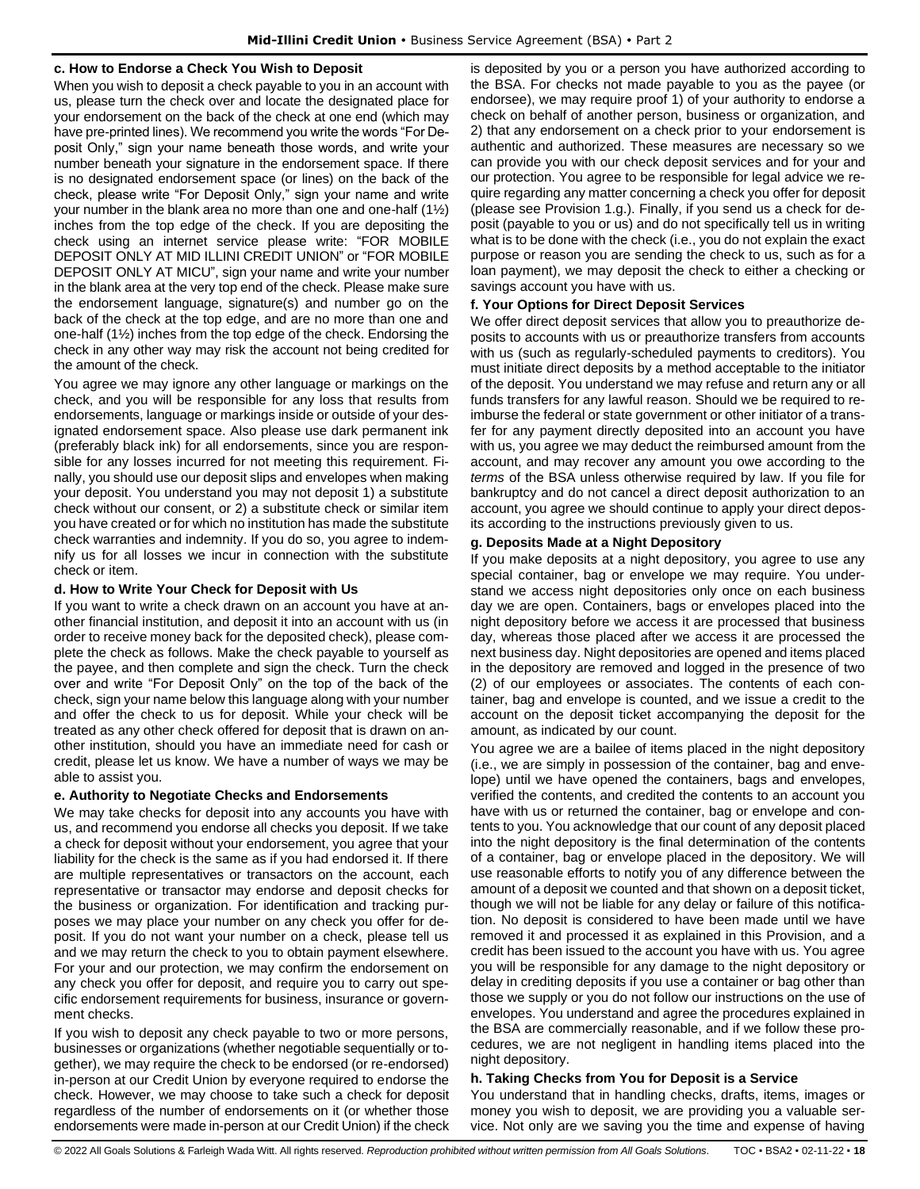#### c. How to Endorse a Check You Wish to Deposit

When you wish to deposit a check payable to you in an account with us, please turn the check over and locate the designated place for your endorsement on the back of the check at one end (which may have pre-printed lines). We recommend you write the words "For Deposit Only," sign your name beneath those words, and write your number beneath your signature in the endorsement space. If there is no designated endorsement space (or lines) on the back of the check, please write "For Deposit Only," sign your name and write your number in the blank area no more than one and one-half (1½) inches from the top edge of the check. If you are depositing the check using an internet service please write: "FOR MOBILE DEPOSIT ONLY AT MID ILLINI CREDIT UNION" or "FOR MOBILE DEPOSIT ONLY AT MICU", sign your name and write your number in the blank area at the very top end of the check. Please make sure the endorsement language, signature(s) and number go on the back of the check at the top edge, and are no more than one and one-half (1½) inches from the top edge of the check. Endorsing the check in any other way may risk the account not being credited for the amount of the check.

You agree we may ignore any other language or markings on the check, and you will be responsible for any loss that results from endorsements, language or markings inside or outside of your designated endorsement space. Also please use dark permanent ink (preferably black ink) for all endorsements, since you are responsible for any losses incurred for not meeting this requirement. Finally, you should use our deposit slips and envelopes when making your deposit. You understand you may not deposit 1) a substitute check without our consent, or 2) a substitute check or similar item you have created or for which no institution has made the substitute check warranties and indemnity. If you do so, you agree to indemnify us for all losses we incur in connection with the substitute check or item.

#### d. How to Write Your Check for Deposit with Us

If you want to write a check drawn on an account you have at another financial institution, and deposit it into an account with us (in order to receive money back for the deposited check), please complete the check as follows. Make the check payable to yourself as the payee, and then complete and sign the check. Turn the check over and write "For Deposit Only" on the top of the back of the check, sign your name below this language along with your number and offer the check to us for deposit. While your check will be treated as any other check offered for deposit that is drawn on another institution, should you have an immediate need for cash or credit, please let us know. We have a number of ways we may be able to assist you.

#### e. Authority to Negotiate Checks and Endorsements

We may take checks for deposit into any accounts you have with us, and recommend you endorse all checks you deposit. If we take a check for deposit without your endorsement, you agree that your liability for the check is the same as if you had endorsed it. If there are multiple representatives or transactors on the account, each representative or transactor may endorse and deposit checks for the business or organization. For identification and tracking purposes we may place your number on any check you offer for deposit. If you do not want your number on a check, please tell us and we may return the check to you to obtain payment elsewhere. For your and our protection, we may confirm the endorsement on any check you offer for deposit, and require you to carry out specific endorsement requirements for business, insurance or government checks.

If you wish to deposit any check payable to two or more persons, businesses or organizations (whether negotiable sequentially or together), we may require the check to be endorsed (or re-endorsed) in-person at our Credit Union by everyone required to endorse the check. However, we may choose to take such a check for deposit regardless of the number of endorsements on it (or whether those endorsements were made in-person at our Credit Union) if the check is deposited by you or a person you have authorized according to the BSA. For checks not made payable to you as the payee (or endorsee), we may require proof 1) of your authority to endorse a check on behalf of another person, business or organization, and 2) that any endorsement on a check prior to your endorsement is authentic and authorized. These measures are necessary so we can provide you with our check deposit services and for your and our protection. You agree to be responsible for legal advice we require regarding any matter concerning a check you offer for deposit (please see Provision 1.g.). Finally, if you send us a check for deposit (payable to you or us) and do not specifically tell us in writing what is to be done with the check (i.e., you do not explain the exact purpose or reason you are sending the check to us, such as for a loan payment), we may deposit the check to either a checking or savings account you have with us.

#### f. Your Options for Direct Deposit Services

We offer direct deposit services that allow you to preauthorize deposits to accounts with us or preauthorize transfers from accounts with us (such as regularly-scheduled payments to creditors). You must initiate direct deposits by a method acceptable to the initiator of the deposit. You understand we may refuse and return any or all funds transfers for any lawful reason. Should we be required to reimburse the federal or state government or other initiator of a transfer for any payment directly deposited into an account you have with us, you agree we may deduct the reimbursed amount from the account, and may recover any amount you owe according to the *terms* of the BSA unless otherwise required by law. If you file for bankruptcy and do not cancel a direct deposit authorization to an account, you agree we should continue to apply your direct deposits according to the instructions previously given to us.

#### g. Deposits Made at a Night Depository

If you make deposits at a night depository, you agree to use any special container, bag or envelope we may require. You understand we access night depositories only once on each business day we are open. Containers, bags or envelopes placed into the night depository before we access it are processed that business day, whereas those placed after we access it are processed the next business day. Night depositories are opened and items placed in the depository are removed and logged in the presence of two (2) of our employees or associates. The contents of each container, bag and envelope is counted, and we issue a credit to the account on the deposit ticket accompanying the deposit for the amount, as indicated by our count.

You agree we are a bailee of items placed in the night depository (i.e., we are simply in possession of the container, bag and envelope) until we have opened the containers, bags and envelopes, verified the contents, and credited the contents to an account you have with us or returned the container, bag or envelope and contents to you. You acknowledge that our count of any deposit placed into the night depository is the final determination of the contents of a container, bag or envelope placed in the depository. We will use reasonable efforts to notify you of any difference between the amount of a deposit we counted and that shown on a deposit ticket, though we will not be liable for any delay or failure of this notification. No deposit is considered to have been made until we have removed it and processed it as explained in this Provision, and a credit has been issued to the account you have with us. You agree you will be responsible for any damage to the night depository or delay in crediting deposits if you use a container or bag other than those we supply or you do not follow our instructions on the use of envelopes. You understand and agree the procedures explained in the BSA are commercially reasonable, and if we follow these procedures, we are not negligent in handling items placed into the night depository.

#### h. Taking Checks from You for Deposit is a Service

You understand that in handling checks, drafts, items, images or money you wish to deposit, we are providing you a valuable service. Not only are we saving you the time and expense of having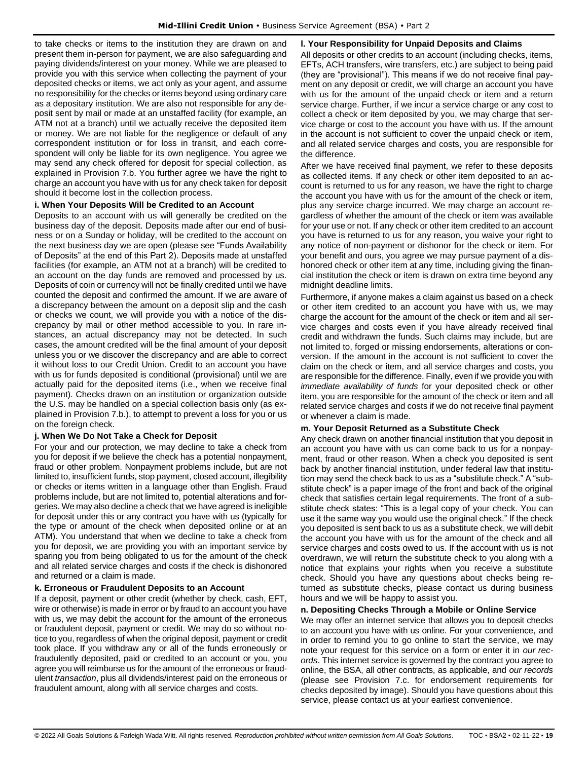to take checks or items to the institution they are drawn on and present them in-person for payment, we are also safeguarding and paying dividends/interest on your money. While we are pleased to provide you with this service when collecting the payment of your deposited checks or items, we act only as your agent, and assume no responsibility for the checks or items beyond using ordinary care as a depositary institution. We are also not responsible for any deposit sent by mail or made at an unstaffed facility (for example, an ATM not at a branch) until we actually receive the deposited item or money. We are not liable for the negligence or default of any correspondent institution or for loss in transit, and each correspondent will only be liable for its own negligence. You agree we may send any check offered for deposit for special collection, as explained in Provision 7.b. You further agree we have the right to charge an account you have with us for any check taken for deposit should it become lost in the collection process.

**i. When Your Deposits Will be Credited to an Account**

Deposits to an account with us will generally be credited on the business day of the deposit. Deposits made after our end of business or on a Sunday or holiday, will be credited to the account on the next business day we are open (please see "Funds Availability of Deposits" at the end of this Part 2). Deposits made at unstaffed facilities (for example, an ATM not at a branch) will be credited to an account on the day funds are removed and processed by us. Deposits of coin or currency will not be finally credited until we have counted the deposit and confirmed the amount. If we are aware of a discrepancy between the amount on a deposit slip and the cash or checks we count, we will provide you with a notice of the discrepancy by mail or other method accessible to you. In rare instances, an actual discrepancy may not be detected. In such cases, the amount credited will be the final amount of your deposit unless you or we discover the discrepancy and are able to correct it without loss to our Credit Union. Credit to an account you have with us for funds deposited is conditional (provisional) until we are actually paid for the deposited items (i.e., when we receive final payment). Checks drawn on an institution or organization outside the U.S. may be handled on a special collection basis only (as explained in Provision 7.b.), to attempt to prevent a loss for you or us on the foreign check.

**j. When We Do Not Take a Check for Deposit**

For your and our protection, we may decline to take a check from you for deposit if we believe the check has a potential nonpayment, fraud or other problem. Nonpayment problems include, but are not limited to, insufficient funds, stop payment, closed account, illegibility or checks or items written in a language other than English. Fraud problems include, but are not limited to, potential alterations and forgeries. We may also decline a check that we have agreed is ineligible for deposit under this or any contract you have with us (typically for the type or amount of the check when deposited online or at an ATM). You understand that when we decline to take a check from you for deposit, we are providing you with an important service by sparing you from being obligated to us for the amount of the check and all related service charges and costs if the check is dishonored and returned or a claim is made.

**k. Erroneous or Fraudulent Deposits to an Account**

If a deposit, payment or other credit (whether by check, cash, EFT, wire or otherwise) is made in error or by fraud to an account you have with us, we may debit the account for the amount of the erroneous or fraudulent deposit, payment or credit. We may do so without notice to you, regardless of when the original deposit, payment or credit took place. If you withdraw any or all of the funds erroneously or fraudulently deposited, paid or credited to an account or you, you agree you will reimburse us for the amount of the erroneous or fraudulent *transaction*, plus all dividends/interest paid on the erroneous or fraudulent amount, along with all service charges and costs.

**l. Your Responsibility for Unpaid Deposits and Claims**

All deposits or other credits to an account (including checks, items, EFTs, ACH transfers, wire transfers, etc.) are subject to being paid (they are "provisional"). This means if we do not receive final payment on any deposit or credit, we will charge an account you have with us for the amount of the unpaid check or item and a return service charge. Further, if we incur a service charge or any cost to collect a check or item deposited by you, we may charge that service charge or cost to the account you have with us. If the amount in the account is not sufficient to cover the unpaid check or item, and all related service charges and costs, you are responsible for the difference.

After we have received final payment, we refer to these deposits as collected items. If any check or other item deposited to an account is returned to us for any reason, we have the right to charge the account you have with us for the amount of the check or item, plus any service charge incurred. We may charge an account regardless of whether the amount of the check or item was available for your use or not. If any check or other item credited to an account you have is returned to us for any reason, you waive your right to any notice of non-payment or dishonor for the check or item. For your benefit and ours, you agree we may pursue payment of a dishonored check or other item at any time, including giving the financial institution the check or item is drawn on extra time beyond any midnight deadline limits.

Furthermore, if anyone makes a claim against us based on a check or other item credited to an account you have with us, we may charge the account for the amount of the check or item and all service charges and costs even if you have already received final credit and withdrawn the funds. Such claims may include, but are not limited to, forged or missing endorsements, alterations or conversion. If the amount in the account is not sufficient to cover the claim on the check or item, and all service charges and costs, you are responsible for the difference. Finally, even if we provide you with *immediate availability of funds* for your deposited check or other item, you are responsible for the amount of the check or item and all related service charges and costs if we do not receive final payment or whenever a claim is made.

**m. Your Deposit Returned as a Substitute Check**

Any check drawn on another financial institution that you deposit in an account you have with us can come back to us for a nonpayment, fraud or other reason. When a check you deposited is sent back by another financial institution, under federal law that institution may send the check back to us as a "substitute check." A "substitute check" is a paper image of the front and back of the original check that satisfies certain legal requirements. The front of a substitute check states: "This is a legal copy of your check. You can use it the same way you would use the original check." If the check you deposited is sent back to us as a substitute check, we will debit the account you have with us for the amount of the check and all service charges and costs owed to us. If the account with us is not overdrawn, we will return the substitute check to you along with a notice that explains your rights when you receive a substitute check. Should you have any questions about checks being returned as substitute checks, please contact us during business hours and we will be happy to assist you.

**n. Depositing Checks Through a Mobile or Online Service**

We may offer an internet service that allows you to deposit checks to an account you have with us online. For your convenience, and in order to remind you to go online to start the service, we may note your request for this service on a form or enter it in *our records*. This internet service is governed by the contract you agree to online, the BSA, all other contracts, as applicable, and *our records* (please see Provision 7.c. for endorsement requirements for checks deposited by image). Should you have questions about this service, please contact us at your earliest convenience.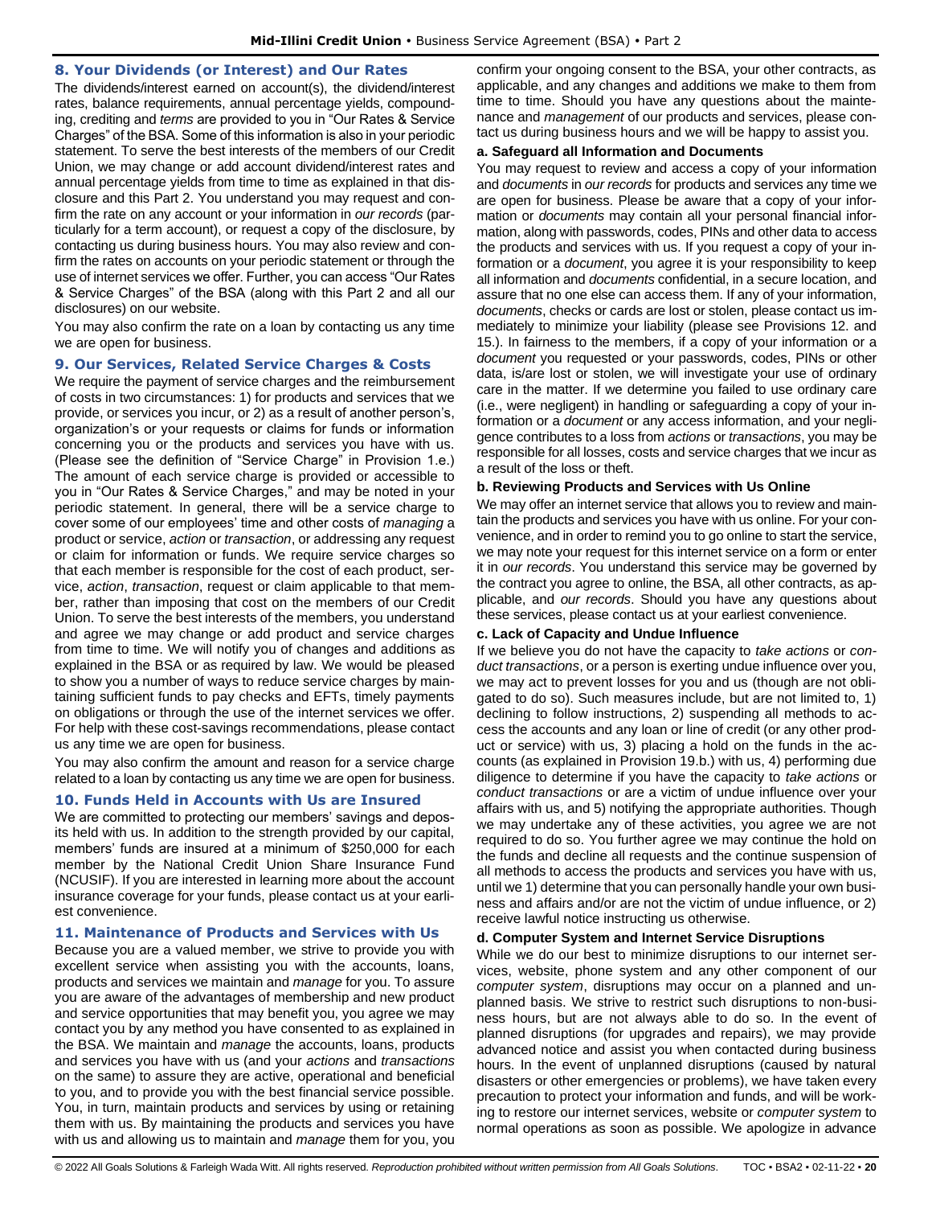## 8. Your Dividends (or Interest) and Our Rates

The dividends/interest earned on account(s), the dividend/interest rates, balance requirements, annual percentage yields, compounding, crediting and *terms* are provided to you in "Our Rates & Service Charges" of the BSA. Some of this information is also in your periodic statement. To serve the best interests of the members of our Credit Union, we may change or add account dividend/interest rates and annual percentage yields from time to time as explained in that disclosure and this Part 2. You understand you may request and confirm the rate on any account or your information in *our records* (particularly for a term account), or request a copy of the disclosure, by contacting us during business hours. You may also review and confirm the rates on accounts on your periodic statement or through the use of internet services we offer. Further, you can access "Our Rates & Service Charges" of the BSA (along with this Part 2 and all our disclosures) on our website.

You may also confirm the rate on a loan by contacting us any time we are open for business.

## 9. Our Services, Related Service Charges & Costs

We require the payment of service charges and the reimbursement of costs in two circumstances: 1) for products and services that we provide, or services you incur, or 2) as a result of another person's, organization's or your requests or claims for funds or information concerning you or the products and services you have with us. (Please see the definition of "Service Charge" in Provision 1.e.) The amount of each service charge is provided or accessible to you in "Our Rates & Service Charges," and may be noted in your periodic statement. In general, there will be a service charge to cover some of our employees' time and other costs of *managing* a product or service, *action* or *transaction*, or addressing any request or claim for information or funds. We require service charges so that each member is responsible for the cost of each product, service, *action*, *transaction*, request or claim applicable to that member, rather than imposing that cost on the members of our Credit Union. To serve the best interests of the members, you understand and agree we may change or add product and service charges from time to time. We will notify you of changes and additions as explained in the BSA or as required by law. We would be pleased to show you a number of ways to reduce service charges by maintaining sufficient funds to pay checks and EFTs, timely payments on obligations or through the use of the internet services we offer. For help with these cost-savings recommendations, please contact us any time we are open for business.

You may also confirm the amount and reason for a service charge related to a loan by contacting us any time we are open for business.

## 10. Funds Held in Accounts with Us are Insured

We are committed to protecting our members' savings and deposits held with us. In addition to the strength provided by our capital, members' funds are insured at a minimum of $250,000 for each member by the National Credit Union Share Insurance Fund (NCUSIF). If you are interested in learning more about the account insurance coverage for your funds, please contact us at your earliest convenience.

## 11. Maintenance of Products and Services with Us

Because you are a valued member, we strive to provide you with excellent service when assisting you with the accounts, loans, products and services we maintain and *manage* for you. To assure you are aware of the advantages of membership and new product and service opportunities that may benefit you, you agree we may contact you by any method you have consented to as explained in the BSA. We maintain and *manage* the accounts, loans, products and services you have with us (and your *actions* and *transactions* on the same) to assure they are active, operational and beneficial to you, and to provide you with the best financial service possible. You, in turn, maintain products and services by using or retaining them with us. By maintaining the products and services you have with us and allowing us to maintain and *manage* them for you, you confirm your ongoing consent to the BSA, your other contracts, as applicable, and any changes and additions we make to them from time to time. Should you have any questions about the maintenance and *management* of our products and services, please contact us during business hours and we will be happy to assist you.

**a. Safeguard all Information and Documents**

You may request to review and access a copy of your information and *documents* in *our records* for products and services any time we are open for business. Please be aware that a copy of your information or *documents* may contain all your personal financial information, along with passwords, codes, PINs and other data to access the products and services with us. If you request a copy of your information or a *document*, you agree it is your responsibility to keep all information and *documents* confidential, in a secure location, and assure that no one else can access them. If any of your information, *documents*, checks or cards are lost or stolen, please contact us immediately to minimize your liability (please see Provisions 12. and 15.). In fairness to the members, if a copy of your information or a *document* you requested or your passwords, codes, PINs or other data, is/are lost or stolen, we will investigate your use of ordinary care in the matter. If we determine you failed to use ordinary care (i.e., were negligent) in handling or safeguarding a copy of your information or a *document* or any access information, and your negligence contributes to a loss from *actions* or *transactions*, you may be responsible for all losses, costs and service charges that we incur as a result of the loss or theft.

**b. Reviewing Products and Services with Us Online**

We may offer an internet service that allows you to review and maintain the products and services you have with us online. For your convenience, and in order to remind you to go online to start the service, we may note your request for this internet service on a form or enter it in *our records*. You understand this service may be governed by the contract you agree to online, the BSA, all other contracts, as applicable, and *our records*. Should you have any questions about these services, please contact us at your earliest convenience.

**c. Lack of Capacity and Undue Influence**

If we believe you do not have the capacity to *take actions* or *conduct transactions*, or a person is exerting undue influence over you, we may act to prevent losses for you and us (though are not obligated to do so). Such measures include, but are not limited to, 1) declining to follow instructions, 2) suspending all methods to access the accounts and any loan or line of credit (or any other product or service) with us, 3) placing a hold on the funds in the accounts (as explained in Provision 19.b.) with us, 4) performing due diligence to determine if you have the capacity to *take actions* or *conduct transactions* or are a victim of undue influence over your affairs with us, and 5) notifying the appropriate authorities. Though we may undertake any of these activities, you agree we are not required to do so. You further agree we may continue the hold on the funds and decline all requests and the continue suspension of all methods to access the products and services you have with us, until we 1) determine that you can personally handle your own business and affairs and/or are not the victim of undue influence, or 2) receive lawful notice instructing us otherwise.

**d. Computer System and Internet Service Disruptions**

While we do our best to minimize disruptions to our internet services, website, phone system and any other component of our *computer system*, disruptions may occur on a planned and unplanned basis. We strive to restrict such disruptions to non-business hours, but are not always able to do so. In the event of planned disruptions (for upgrades and repairs), we may provide advanced notice and assist you when contacted during business hours. In the event of unplanned disruptions (caused by natural disasters or other emergencies or problems), we have taken every precaution to protect your information and funds, and will be working to restore our internet services, website or *computer system* to normal operations as soon as possible. We apologize in advance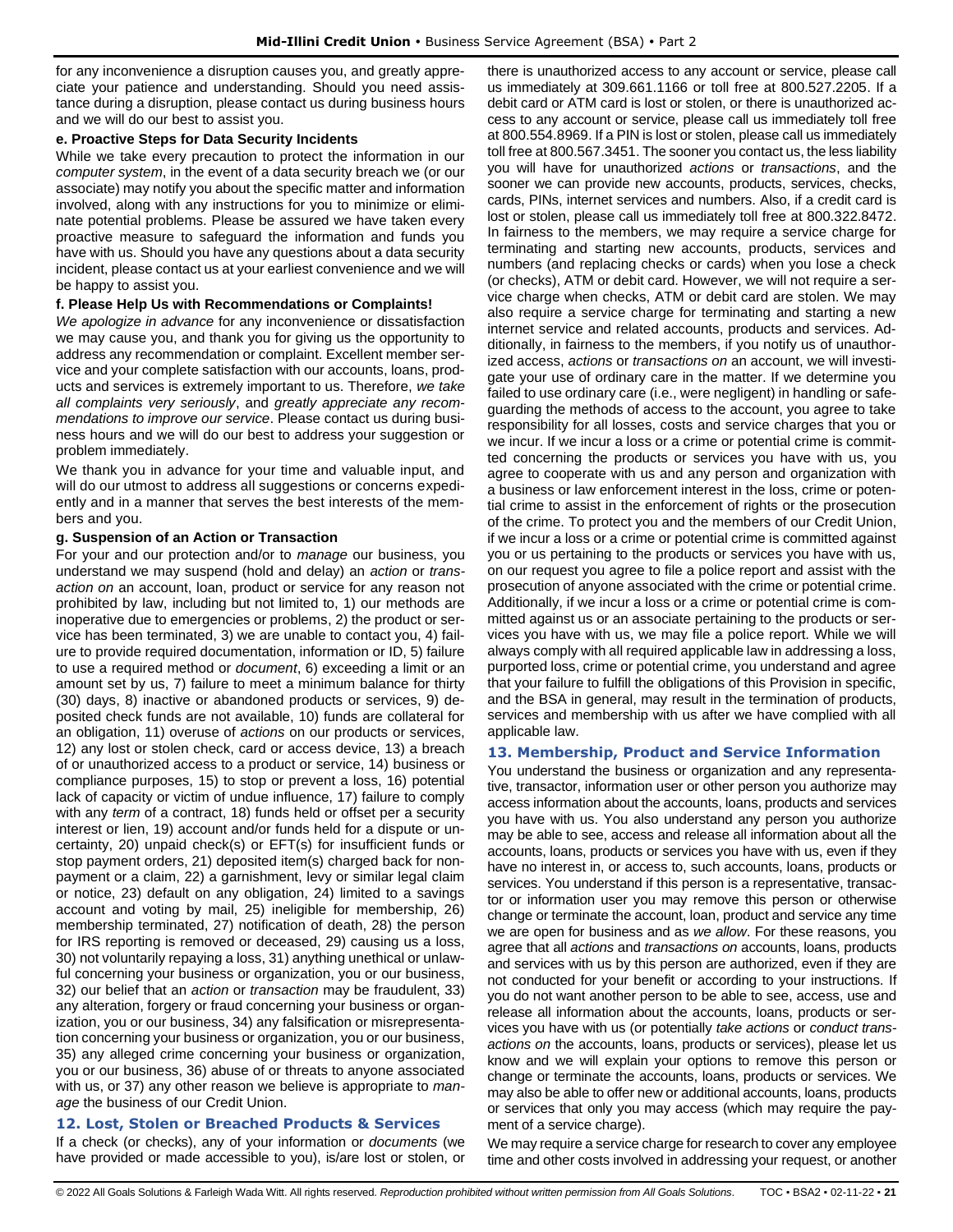for any inconvenience a disruption causes you, and greatly appreciate your patience and understanding. Should you need assistance during a disruption, please contact us during business hours and we will do our best to assist you.

**e. Proactive Steps for Data Security Incidents**

While we take every precaution to protect the information in our *computer system*, in the event of a data security breach we (or our associate) may notify you about the specific matter and information involved, along with any instructions for you to minimize or eliminate potential problems. Please be assured we have taken every proactive measure to safeguard the information and funds you have with us. Should you have any questions about a data security incident, please contact us at your earliest convenience and we will be happy to assist you.

**f. Please Help Us with Recommendations or Complaints!**

*We apologize in advance* for any inconvenience or dissatisfaction we may cause you, and thank you for giving us the opportunity to address any recommendation or complaint. Excellent member service and your complete satisfaction with our accounts, loans, products and services is extremely important to us. Therefore, *we take all complaints very seriously*, and *greatly appreciate any recommendations to improve our service*. Please contact us during business hours and we will do our best to address your suggestion or problem immediately.

We thank you in advance for your time and valuable input, and will do our utmost to address all suggestions or concerns expediently and in a manner that serves the best interests of the members and you.

**g. Suspension of an Action or Transaction**

For your and our protection and/or to *manage* our business, you understand we may suspend (hold and delay) an *action* or *transaction on* an account, loan, product or service for any reason not prohibited by law, including but not limited to, 1) our methods are inoperative due to emergencies or problems, 2) the product or service has been terminated, 3) we are unable to contact you, 4) failure to provide required documentation, information or ID, 5) failure to use a required method or *document*, 6) exceeding a limit or an amount set by us, 7) failure to meet a minimum balance for thirty (30) days, 8) inactive or abandoned products or services, 9) deposited check funds are not available, 10) funds are collateral for an obligation, 11) overuse of *actions* on our products or services, 12) any lost or stolen check, card or access device, 13) a breach of or unauthorized access to a product or service, 14) business or compliance purposes, 15) to stop or prevent a loss, 16) potential lack of capacity or victim of undue influence, 17) failure to comply with any *term* of a contract, 18) funds held or offset per a security interest or lien, 19) account and/or funds held for a dispute or uncertainty, 20) unpaid check(s) or EFT(s) for insufficient funds or stop payment orders, 21) deposited item(s) charged back for nonpayment or a claim, 22) a garnishment, levy or similar legal claim or notice, 23) default on any obligation, 24) limited to a savings account and voting by mail, 25) ineligible for membership, 26) membership terminated, 27) notification of death, 28) the person for IRS reporting is removed or deceased, 29) causing us a loss, 30) not voluntarily repaying a loss, 31) anything unethical or unlawful concerning your business or organization, you or our business, 32) our belief that an *action* or *transaction* may be fraudulent, 33) any alteration, forgery or fraud concerning your business or organization, you or our business, 34) any falsification or misrepresentation concerning your business or organization, you or our business, 35) any alleged crime concerning your business or organization, you or our business, 36) abuse of or threats to anyone associated with us, or 37) any other reason we believe is appropriate to *manage* the business of our Credit Union.

## 12. Lost, Stolen or Breached Products & Services

If a check (or checks), any of your information or *documents* (we have provided or made accessible to you), is/are lost or stolen, or there is unauthorized access to any account or service, please call us immediately at 309.661.1166 or toll free at 800.527.2205. If a debit card or ATM card is lost or stolen, or there is unauthorized access to any account or service, please call us immediately toll free at 800.554.8969. If a PIN is lost or stolen, please call us immediately toll free at 800.567.3451. The sooner you contact us, the less liability you will have for unauthorized *actions* or *transactions*, and the sooner we can provide new accounts, products, services, checks, cards, PINs, internet services and numbers. Also, if a credit card is lost or stolen, please call us immediately toll free at 800.322.8472. In fairness to the members, we may require a service charge for terminating and starting new accounts, products, services and numbers (and replacing checks or cards) when you lose a check (or checks), ATM or debit card. However, we will not require a service charge when checks, ATM or debit card are stolen. We may also require a service charge for terminating and starting a new internet service and related accounts, products and services. Additionally, in fairness to the members, if you notify us of unauthorized access, *actions* or *transactions on* an account, we will investigate your use of ordinary care in the matter. If we determine you failed to use ordinary care (i.e., were negligent) in handling or safeguarding the methods of access to the account, you agree to take responsibility for all losses, costs and service charges that you or we incur. If we incur a loss or a crime or potential crime is committed concerning the products or services you have with us, you agree to cooperate with us and any person and organization with a business or law enforcement interest in the loss, crime or potential crime to assist in the enforcement of rights or the prosecution of the crime. To protect you and the members of our Credit Union, if we incur a loss or a crime or potential crime is committed against you or us pertaining to the products or services you have with us, on our request you agree to file a police report and assist with the prosecution of anyone associated with the crime or potential crime. Additionally, if we incur a loss or a crime or potential crime is committed against us or an associate pertaining to the products or services you have with us, we may file a police report. While we will always comply with all required applicable law in addressing a loss, purported loss, crime or potential crime, you understand and agree that your failure to fulfill the obligations of this Provision in specific, and the BSA in general, may result in the termination of products, services and membership with us after we have complied with all applicable law.

## 13. Membership, Product and Service Information

You understand the business or organization and any representative, transactor, information user or other person you authorize may access information about the accounts, loans, products and services you have with us. You also understand any person you authorize may be able to see, access and release all information about all the accounts, loans, products or services you have with us, even if they have no interest in, or access to, such accounts, loans, products or services. You understand if this person is a representative, transactor or information user you may remove this person or otherwise change or terminate the account, loan, product and service any time we are open for business and as *we allow*. For these reasons, you agree that all *actions* and *transactions on* accounts, loans, products and services with us by this person are authorized, even if they are not conducted for your benefit or according to your instructions. If you do not want another person to be able to see, access, use and release all information about the accounts, loans, products or services you have with us (or potentially *take actions* or *conduct transactions on* the accounts, loans, products or services), please let us know and we will explain your options to remove this person or change or terminate the accounts, loans, products or services. We may also be able to offer new or additional accounts, loans, products or services that only you may access (which may require the payment of a service charge).

We may require a service charge for research to cover any employee time and other costs involved in addressing your request, or another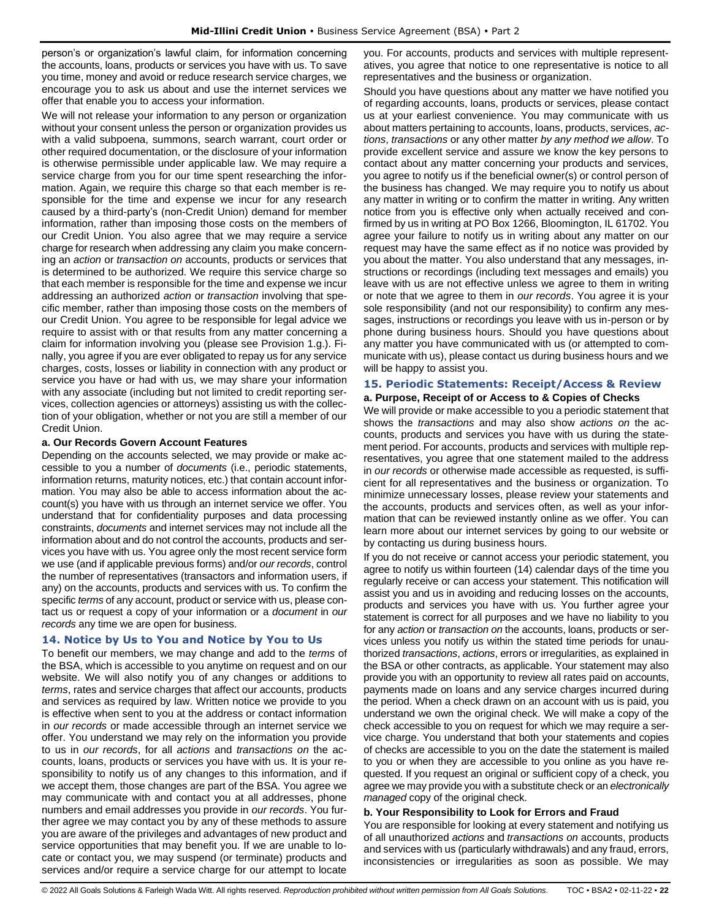person's or organization's lawful claim, for information concerning the accounts, loans, products or services you have with us. To save you time, money and avoid or reduce research service charges, we encourage you to ask us about and use the internet services we offer that enable you to access your information.

We will not release your information to any person or organization without your consent unless the person or organization provides us with a valid subpoena, summons, search warrant, court order or other required documentation, or the disclosure of your information is otherwise permissible under applicable law. We may require a service charge from you for our time spent researching the information. Again, we require this charge so that each member is responsible for the time and expense we incur for any research caused by a third-party's (non-Credit Union) demand for member information, rather than imposing those costs on the members of our Credit Union. You also agree that we may require a service charge for research when addressing any claim you make concerning an *action* or *transaction on* accounts, products or services that is determined to be authorized. We require this service charge so that each member is responsible for the time and expense we incur addressing an authorized *action* or *transaction* involving that specific member, rather than imposing those costs on the members of our Credit Union. You agree to be responsible for legal advice we require to assist with or that results from any matter concerning a claim for information involving you (please see Provision 1.g.). Finally, you agree if you are ever obligated to repay us for any service charges, costs, losses or liability in connection with any product or service you have or had with us, we may share your information with any associate (including but not limited to credit reporting services, collection agencies or attorneys) assisting us with the collection of your obligation, whether or not you are still a member of our Credit Union.

**a. Our Records Govern Account Features**

Depending on the accounts selected, we may provide or make accessible to you a number of *documents* (i.e., periodic statements, information returns, maturity notices, etc.) that contain account information. You may also be able to access information about the account(s) you have with us through an internet service we offer. You understand that for confidentiality purposes and data processing constraints, *documents* and internet services may not include all the information about and do not control the accounts, products and services you have with us. You agree only the most recent service form we use (and if applicable previous forms) and/or *our records*, control the number of representatives (transactors and information users, if any) on the accounts, products and services with us. To confirm the specific *terms* of any account, product or service with us, please contact us or request a copy of your information or a *document* in *our records* any time we are open for business.

## 14. Notice by Us to You and Notice by You to Us

To benefit our members, we may change and add to the *terms* of the BSA, which is accessible to you anytime on request and on our website. We will also notify you of any changes or additions to *terms*, rates and service charges that affect our accounts, products and services as required by law. Written notice we provide to you is effective when sent to you at the address or contact information in *our records* or made accessible through an internet service we offer. You understand we may rely on the information you provide to us in *our records*, for all *actions* and *transactions on* the accounts, loans, products or services you have with us. It is your responsibility to notify us of any changes to this information, and if we accept them, those changes are part of the BSA. You agree we may communicate with and contact you at all addresses, phone numbers and email addresses you provide in *our records*. You further agree we may contact you by any of these methods to assure you are aware of the privileges and advantages of new product and service opportunities that may benefit you. If we are unable to locate or contact you, we may suspend (or terminate) products and services and/or require a service charge for our attempt to locate you. For accounts, products and services with multiple representatives, you agree that notice to one representative is notice to all representatives and the business or organization.

Should you have questions about any matter we have notified you of regarding accounts, loans, products or services, please contact us at your earliest convenience. You may communicate with us about matters pertaining to accounts, loans, products, services, *actions*, *transactions* or any other matter *by any method we allow*. To provide excellent service and assure we know the key persons to contact about any matter concerning your products and services, you agree to notify us if the beneficial owner(s) or control person of the business has changed. We may require you to notify us about any matter in writing or to confirm the matter in writing. Any written notice from you is effective only when actually received and confirmed by us in writing at PO Box 1266, Bloomington, IL 61702. You agree your failure to notify us in writing about any matter on our request may have the same effect as if no notice was provided by you about the matter. You also understand that any messages, instructions or recordings (including text messages and emails) you leave with us are not effective unless we agree to them in writing or note that we agree to them in *our records*. You agree it is your sole responsibility (and not our responsibility) to confirm any messages, instructions or recordings you leave with us in-person or by phone during business hours. Should you have questions about any matter you have communicated with us (or attempted to communicate with us), please contact us during business hours and we will be happy to assist you.

## 15. Periodic Statements: Receipt/Access & Review

**a. Purpose, Receipt of or Access to & Copies of Checks**

We will provide or make accessible to you a periodic statement that shows the *transactions* and may also show *actions on* the accounts, products and services you have with us during the statement period. For accounts, products and services with multiple representatives, you agree that one statement mailed to the address in *our records* or otherwise made accessible as requested, is sufficient for all representatives and the business or organization. To minimize unnecessary losses, please review your statements and the accounts, products and services often, as well as your information that can be reviewed instantly online as we offer. You can learn more about our internet services by going to our website or by contacting us during business hours.

If you do not receive or cannot access your periodic statement, you agree to notify us within fourteen (14) calendar days of the time you regularly receive or can access your statement. This notification will assist you and us in avoiding and reducing losses on the accounts, products and services you have with us. You further agree your statement is correct for all purposes and we have no liability to you for any *action* or *transaction on* the accounts, loans, products or services unless you notify us within the stated time periods for unauthorized *transactions*, *actions*, errors or irregularities, as explained in the BSA or other contracts, as applicable. Your statement may also provide you with an opportunity to review all rates paid on accounts, payments made on loans and any service charges incurred during the period. When a check drawn on an account with us is paid, you understand we own the original check. We will make a copy of the check accessible to you on request for which we may require a service charge. You understand that both your statements and copies of checks are accessible to you on the date the statement is mailed to you or when they are accessible to you online as you have requested. If you request an original or sufficient copy of a check, you agree we may provide you with a substitute check or an *electronically managed* copy of the original check.

**b. Your Responsibility to Look for Errors and Fraud**

You are responsible for looking at every statement and notifying us of all unauthorized *actions* and *transactions on* accounts, products and services with us (particularly withdrawals) and any fraud, errors, inconsistencies or irregularities as soon as possible. We may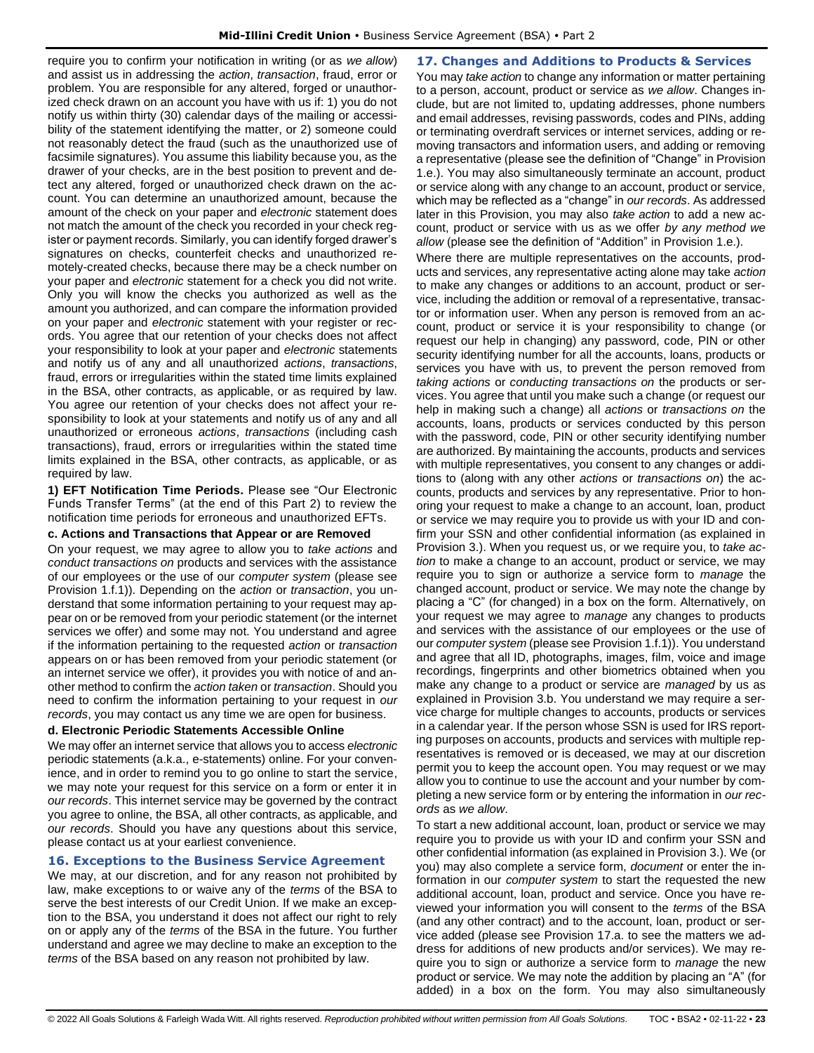require you to confirm your notification in writing (or as *we allow*) and assist us in addressing the *action*, *transaction*, fraud, error or problem. You are responsible for any altered, forged or unauthorized check drawn on an account you have with us if: 1) you do not notify us within thirty (30) calendar days of the mailing or accessibility of the statement identifying the matter, or 2) someone could not reasonably detect the fraud (such as the unauthorized use of facsimile signatures). You assume this liability because you, as the drawer of your checks, are in the best position to prevent and detect any altered, forged or unauthorized check drawn on the account. You can determine an unauthorized amount, because the amount of the check on your paper and *electronic* statement does not match the amount of the check you recorded in your check register or payment records. Similarly, you can identify forged drawer's signatures on checks, counterfeit checks and unauthorized remotely-created checks, because there may be a check number on your paper and *electronic* statement for a check you did not write. Only you will know the checks you authorized as well as the amount you authorized, and can compare the information provided on your paper and *electronic* statement with your register or records. You agree that our retention of your checks does not affect your responsibility to look at your paper and *electronic* statements and notify us of any and all unauthorized *actions*, *transactions*, fraud, errors or irregularities within the stated time limits explained in the BSA, other contracts, as applicable, or as required by law. You agree our retention of your checks does not affect your responsibility to look at your statements and notify us of any and all unauthorized or erroneous *actions*, *transactions* (including cash transactions), fraud, errors or irregularities within the stated time limits explained in the BSA, other contracts, as applicable, or as required by law.

**1) EFT Notification Time Periods.** Please see "Our Electronic Funds Transfer Terms" (at the end of this Part 2) to review the notification time periods for erroneous and unauthorized EFTs.

**c. Actions and Transactions that Appear or are Removed**

On your request, we may agree to allow you to *take actions* and *conduct transactions on* products and services with the assistance of our employees or the use of our *computer system* (please see Provision 1.f.1)). Depending on the *action* or *transaction*, you understand that some information pertaining to your request may appear on or be removed from your periodic statement (or the internet services we offer) and some may not. You understand and agree if the information pertaining to the requested *action* or *transaction* appears on or has been removed from your periodic statement (or an internet service we offer), it provides you with notice of and another method to confirm the *action taken* or *transaction*. Should you need to confirm the information pertaining to your request in *our records*, you may contact us any time we are open for business.

**d. Electronic Periodic Statements Accessible Online**

We may offer an internet service that allows you to access *electronic* periodic statements (a.k.a., e-statements) online. For your convenience, and in order to remind you to go online to start the service, we may note your request for this service on a form or enter it in *our records*. This internet service may be governed by the contract you agree to online, the BSA, all other contracts, as applicable, and *our records*. Should you have any questions about this service, please contact us at your earliest convenience.

## 16. Exceptions to the Business Service Agreement

We may, at our discretion, and for any reason not prohibited by law, make exceptions to or waive any of the *terms* of the BSA to serve the best interests of our Credit Union. If we make an exception to the BSA, you understand it does not affect our right to rely on or apply any of the *terms* of the BSA in the future. You further understand and agree we may decline to make an exception to the *terms* of the BSA based on any reason not prohibited by law.

## 17. Changes and Additions to Products & Services

You may *take action* to change any information or matter pertaining to a person, account, product or service as *we allow*. Changes include, but are not limited to, updating addresses, phone numbers and email addresses, revising passwords, codes and PINs, adding or terminating overdraft services or internet services, adding or removing transactors and information users, and adding or removing a representative (please see the definition of "Change" in Provision 1.e.). You may also simultaneously terminate an account, product or service along with any change to an account, product or service, which may be reflected as a "change" in *our records*. As addressed later in this Provision, you may also *take action* to add a new account, product or service with us as we offer *by any method we allow* (please see the definition of "Addition" in Provision 1.e.).

Where there are multiple representatives on the accounts, products and services, any representative acting alone may take *action* to make any changes or additions to an account, product or service, including the addition or removal of a representative, transactor or information user. When any person is removed from an account, product or service it is your responsibility to change (or request our help in changing) any password, code, PIN or other security identifying number for all the accounts, loans, products or services you have with us, to prevent the person removed from *taking actions* or *conducting transactions on* the products or services. You agree that until you make such a change (or request our help in making such a change) all *actions* or *transactions on* the accounts, loans, products or services conducted by this person with the password, code, PIN or other security identifying number are authorized. By maintaining the accounts, products and services with multiple representatives, you consent to any changes or additions to (along with any other *actions* or *transactions on*) the accounts, products and services by any representative. Prior to honoring your request to make a change to an account, loan, product or service we may require you to provide us with your ID and confirm your SSN and other confidential information (as explained in Provision 3.). When you request us, or we require you, to *take action* to make a change to an account, product or service, we may require you to sign or authorize a service form to *manage* the changed account, product or service. We may note the change by placing a "C" (for changed) in a box on the form. Alternatively, on your request we may agree to *manage* any changes to products and services with the assistance of our employees or the use of our *computer system* (please see Provision 1.f.1)). You understand and agree that all ID, photographs, images, film, voice and image recordings, fingerprints and other biometrics obtained when you make any change to a product or service are *managed* by us as explained in Provision 3.b. You understand we may require a service charge for multiple changes to accounts, products or services in a calendar year. If the person whose SSN is used for IRS reporting purposes on accounts, products and services with multiple representatives is removed or is deceased, we may at our discretion permit you to keep the account open. You may request or we may allow you to continue to use the account and your number by completing a new service form or by entering the information in *our records* as *we allow*.

To start a new additional account, loan, product or service we may require you to provide us with your ID and confirm your SSN and other confidential information (as explained in Provision 3.). We (or you) may also complete a service form, *document* or enter the information in our *computer system* to start the requested the new additional account, loan, product and service. Once you have reviewed your information you will consent to the *terms* of the BSA (and any other contract) and to the account, loan, product or service added (please see Provision 17.a. to see the matters we address for additions of new products and/or services). We may require you to sign or authorize a service form to *manage* the new product or service. We may note the addition by placing an "A" (for added) in a box on the form. You may also simultaneously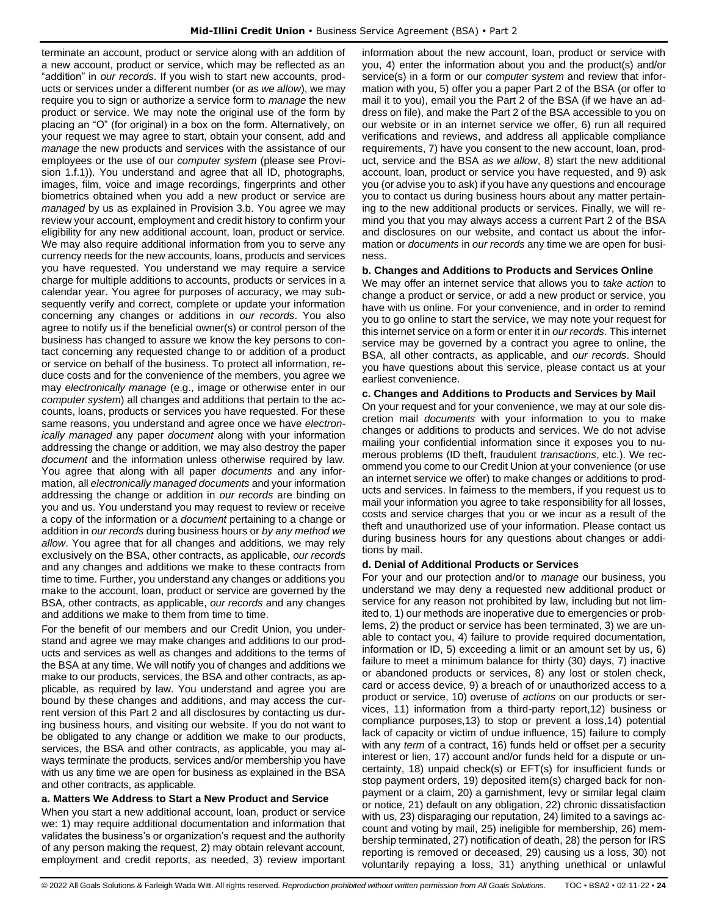terminate an account, product or service along with an addition of a new account, product or service, which may be reflected as an "addition" in *our records*. If you wish to start new accounts, products or services under a different number (or *as we allow*), we may require you to sign or authorize a service form to *manage* the new product or service. We may note the original use of the form by placing an "O" (for original) in a box on the form. Alternatively, on your request we may agree to start, obtain your consent, add and *manage* the new products and services with the assistance of our employees or the use of our *computer system* (please see Provision 1.f.1)). You understand and agree that all ID, photographs, images, film, voice and image recordings, fingerprints and other biometrics obtained when you add a new product or service are *managed* by us as explained in Provision 3.b. You agree we may review your account, employment and credit history to confirm your eligibility for any new additional account, loan, product or service. We may also require additional information from you to serve any currency needs for the new accounts, loans, products and services you have requested. You understand we may require a service charge for multiple additions to accounts, products or services in a calendar year. You agree for purposes of accuracy, we may subsequently verify and correct, complete or update your information concerning any changes or additions in *our records*. You also agree to notify us if the beneficial owner(s) or control person of the business has changed to assure we know the key persons to contact concerning any requested change to or addition of a product or service on behalf of the business. To protect all information, reduce costs and for the convenience of the members, you agree we may *electronically manage* (e.g., image or otherwise enter in our *computer system*) all changes and additions that pertain to the accounts, loans, products or services you have requested. For these same reasons, you understand and agree once we have *electronically managed* any paper *document* along with your information addressing the change or addition, we may also destroy the paper *document* and the information unless otherwise required by law. You agree that along with all paper *documents* and any information, all *electronically managed documents* and your information addressing the change or addition in *our records* are binding on you and us. You understand you may request to review or receive a copy of the information or a *document* pertaining to a change or addition in *our records* during business hours or *by any method we allow*. You agree that for all changes and additions, we may rely exclusively on the BSA, other contracts, as applicable, *our records* and any changes and additions we make to these contracts from time to time. Further, you understand any changes or additions you make to the account, loan, product or service are governed by the BSA, other contracts, as applicable, *our records* and any changes and additions we make to them from time to time.

For the benefit of our members and our Credit Union, you understand and agree we may make changes and additions to our products and services as well as changes and additions to the terms of the BSA at any time. We will notify you of changes and additions we make to our products, services, the BSA and other contracts, as applicable, as required by law. You understand and agree you are bound by these changes and additions, and may access the current version of this Part 2 and all disclosures by contacting us during business hours, and visiting our website. If you do not want to be obligated to any change or addition we make to our products, services, the BSA and other contracts, as applicable, you may always terminate the products, services and/or membership you have with us any time we are open for business as explained in the BSA and other contracts, as applicable.

**a. Matters We Address to Start a New Product and Service**

When you start a new additional account, loan, product or service we: 1) may require additional documentation and information that validates the business's or organization's request and the authority of any person making the request, 2) may obtain relevant account, employment and credit reports, as needed, 3) review important information about the new account, loan, product or service with you, 4) enter the information about you and the product(s) and/or service(s) in a form or our *computer system* and review that information with you, 5) offer you a paper Part 2 of the BSA (or offer to mail it to you), email you the Part 2 of the BSA (if we have an address on file), and make the Part 2 of the BSA accessible to you on our website or in an internet service we offer, 6) run all required verifications and reviews, and address all applicable compliance requirements, 7) have you consent to the new account, loan, product, service and the BSA *as we allow*, 8) start the new additional account, loan, product or service you have requested, and 9) ask you (or advise you to ask) if you have any questions and encourage you to contact us during business hours about any matter pertaining to the new additional products or services. Finally, we will remind you that you may always access a current Part 2 of the BSA and disclosures on our website, and contact us about the information or *documents* in *our records* any time we are open for business.

**b. Changes and Additions to Products and Services Online**

We may offer an internet service that allows you to *take action* to change a product or service, or add a new product or service, you have with us online. For your convenience, and in order to remind you to go online to start the service, we may note your request for this internet service on a form or enter it in *our records*. This internet service may be governed by a contract you agree to online, the BSA, all other contracts, as applicable, and *our records*. Should you have questions about this service, please contact us at your earliest convenience.

**c. Changes and Additions to Products and Services by Mail**

On your request and for your convenience, we may at our sole discretion mail *documents* with your information to you to make changes or additions to products and services. We do not advise mailing your confidential information since it exposes you to numerous problems (ID theft, fraudulent *transactions*, etc.). We recommend you come to our Credit Union at your convenience (or use an internet service we offer) to make changes or additions to products and services. In fairness to the members, if you request us to mail your information you agree to take responsibility for all losses, costs and service charges that you or we incur as a result of the theft and unauthorized use of your information. Please contact us during business hours for any questions about changes or additions by mail.

**d. Denial of Additional Products or Services**

For your and our protection and/or to *manage* our business, you understand we may deny a requested new additional product or service for any reason not prohibited by law, including but not limited to, 1) our methods are inoperative due to emergencies or problems, 2) the product or service has been terminated, 3) we are unable to contact you, 4) failure to provide required documentation, information or ID, 5) exceeding a limit or an amount set by us, 6) failure to meet a minimum balance for thirty (30) days, 7) inactive or abandoned products or services, 8) any lost or stolen check, card or access device, 9) a breach of or unauthorized access to a product or service, 10) overuse of *actions* on our products or services, 11) information from a third-party report,12) business or compliance purposes,13) to stop or prevent a loss,14) potential lack of capacity or victim of undue influence, 15) failure to comply with any *term* of a contract, 16) funds held or offset per a security interest or lien, 17) account and/or funds held for a dispute or uncertainty, 18) unpaid check(s) or EFT(s) for insufficient funds or stop payment orders, 19) deposited item(s) charged back for nonpayment or a claim, 20) a garnishment, levy or similar legal claim or notice, 21) default on any obligation, 22) chronic dissatisfaction with us, 23) disparaging our reputation, 24) limited to a savings account and voting by mail, 25) ineligible for membership, 26) membership terminated, 27) notification of death, 28) the person for IRS reporting is removed or deceased, 29) causing us a loss, 30) not voluntarily repaying a loss, 31) anything unethical or unlawful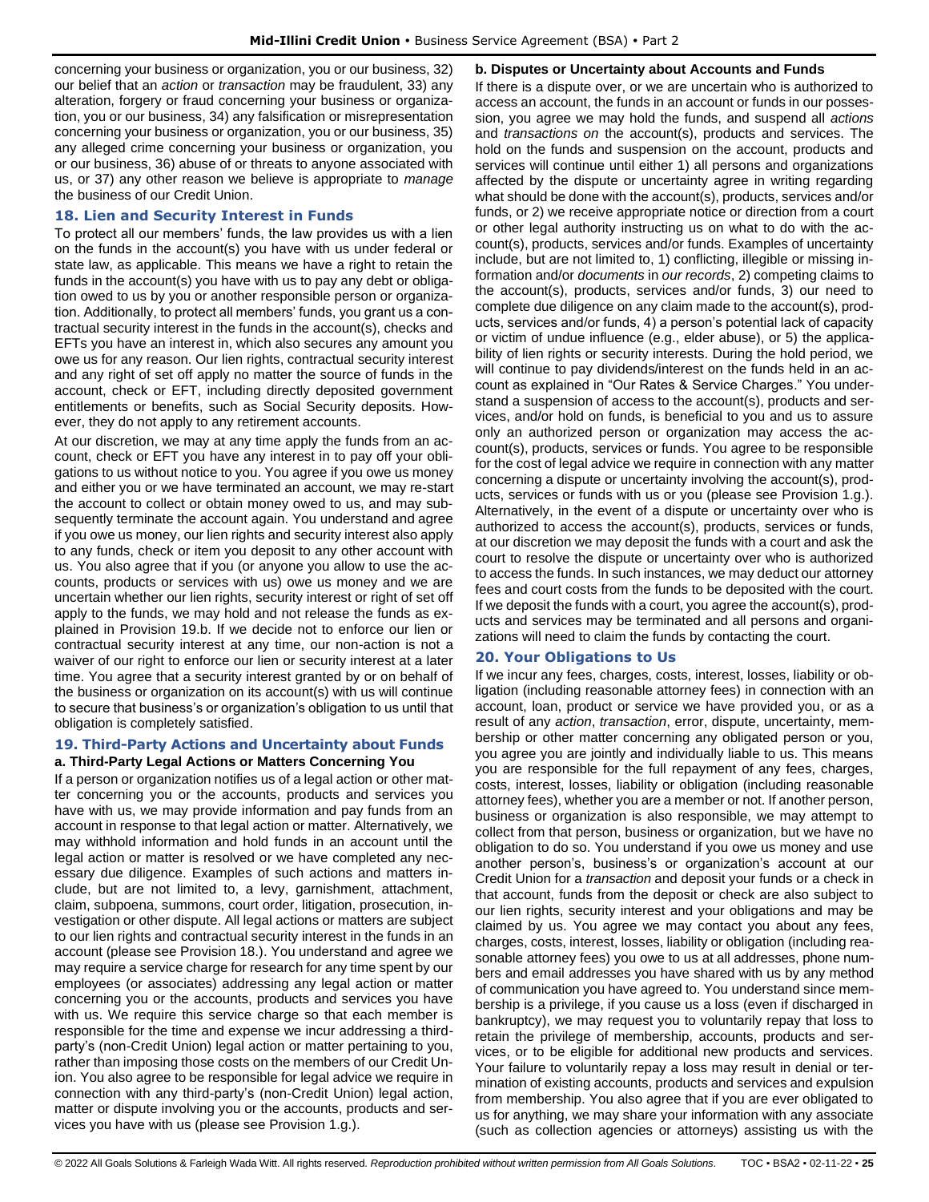concerning your business or organization, you or our business, 32) our belief that an *action* or *transaction* may be fraudulent, 33) any alteration, forgery or fraud concerning your business or organization, you or our business, 34) any falsification or misrepresentation concerning your business or organization, you or our business, 35) any alleged crime concerning your business or organization, you or our business, 36) abuse of or threats to anyone associated with us, or 37) any other reason we believe is appropriate to *manage* the business of our Credit Union.

## 18. Lien and Security Interest in Funds

To protect all our members' funds, the law provides us with a lien on the funds in the account(s) you have with us under federal or state law, as applicable. This means we have a right to retain the funds in the account(s) you have with us to pay any debt or obligation owed to us by you or another responsible person or organization. Additionally, to protect all members' funds, you grant us a contractual security interest in the funds in the account(s), checks and EFTs you have an interest in, which also secures any amount you owe us for any reason. Our lien rights, contractual security interest and any right of set off apply no matter the source of funds in the account, check or EFT, including directly deposited government entitlements or benefits, such as Social Security deposits. However, they do not apply to any retirement accounts.

At our discretion, we may at any time apply the funds from an account, check or EFT you have any interest in to pay off your obligations to us without notice to you. You agree if you owe us money and either you or we have terminated an account, we may re-start the account to collect or obtain money owed to us, and may subsequently terminate the account again. You understand and agree if you owe us money, our lien rights and security interest also apply to any funds, check or item you deposit to any other account with us. You also agree that if you (or anyone you allow to use the accounts, products or services with us) owe us money and we are uncertain whether our lien rights, security interest or right of set off apply to the funds, we may hold and not release the funds as explained in Provision 19.b. If we decide not to enforce our lien or contractual security interest at any time, our non-action is not a waiver of our right to enforce our lien or security interest at a later time. You agree that a security interest granted by or on behalf of the business or organization on its account(s) with us will continue to secure that business's or organization's obligation to us until that obligation is completely satisfied.

## 19. Third-Party Actions and Uncertainty about Funds

### a. Third-Party Legal Actions or Matters Concerning You

If a person or organization notifies us of a legal action or other matter concerning you or the accounts, products and services you have with us, we may provide information and pay funds from an account in response to that legal action or matter. Alternatively, we may withhold information and hold funds in an account until the legal action or matter is resolved or we have completed any necessary due diligence. Examples of such actions and matters include, but are not limited to, a levy, garnishment, attachment, claim, subpoena, summons, court order, litigation, prosecution, investigation or other dispute. All legal actions or matters are subject to our lien rights and contractual security interest in the funds in an account (please see Provision 18.). You understand and agree we may require a service charge for research for any time spent by our employees (or associates) addressing any legal action or matter concerning you or the accounts, products and services you have with us. We require this service charge so that each member is responsible for the time and expense we incur addressing a third-party's (non-Credit Union) legal action or matter pertaining to you, rather than imposing those costs on the members of our Credit Union. You also agree to be responsible for legal advice we require in connection with any third-party's (non-Credit Union) legal action, matter or dispute involving you or the accounts, products and services you have with us (please see Provision 1.g.).

### b. Disputes or Uncertainty about Accounts and Funds

If there is a dispute over, or we are uncertain who is authorized to access an account, the funds in an account or funds in our possession, you agree we may hold the funds, and suspend all *actions* and *transactions on* the account(s), products and services. The hold on the funds and suspension on the account, products and services will continue until either 1) all persons and organizations affected by the dispute or uncertainty agree in writing regarding what should be done with the account(s), products, services and/or funds, or 2) we receive appropriate notice or direction from a court or other legal authority instructing us on what to do with the account(s), products, services and/or funds. Examples of uncertainty include, but are not limited to, 1) conflicting, illegible or missing information and/or *documents* in *our records*, 2) competing claims to the account(s), products, services and/or funds, 3) our need to complete due diligence on any claim made to the account(s), products, services and/or funds, 4) a person's potential lack of capacity or victim of undue influence (e.g., elder abuse), or 5) the applicability of lien rights or security interests. During the hold period, we will continue to pay dividends/interest on the funds held in an account as explained in "Our Rates & Service Charges." You understand a suspension of access to the account(s), products and services, and/or hold on funds, is beneficial to you and us to assure only an authorized person or organization may access the account(s), products, services or funds. You agree to be responsible for the cost of legal advice we require in connection with any matter concerning a dispute or uncertainty involving the account(s), products, services or funds with us or you (please see Provision 1.g.). Alternatively, in the event of a dispute or uncertainty over who is authorized to access the account(s), products, services or funds, at our discretion we may deposit the funds with a court and ask the court to resolve the dispute or uncertainty over who is authorized to access the funds. In such instances, we may deduct our attorney fees and court costs from the funds to be deposited with the court. If we deposit the funds with a court, you agree the account(s), products and services may be terminated and all persons and organizations will need to claim the funds by contacting the court.

## 20. Your Obligations to Us

If we incur any fees, charges, costs, interest, losses, liability or obligation (including reasonable attorney fees) in connection with an account, loan, product or service we have provided you, or as a result of any *action*, *transaction*, error, dispute, uncertainty, membership or other matter concerning any obligated person or you, you agree you are jointly and individually liable to us. This means you are responsible for the full repayment of any fees, charges, costs, interest, losses, liability or obligation (including reasonable attorney fees), whether you are a member or not. If another person, business or organization is also responsible, we may attempt to collect from that person, business or organization, but we have no obligation to do so. You understand if you owe us money and use another person's, business's or organization's account at our Credit Union for a *transaction* and deposit your funds or a check in that account, funds from the deposit or check are also subject to our lien rights, security interest and your obligations and may be claimed by us. You agree we may contact you about any fees, charges, costs, interest, losses, liability or obligation (including reasonable attorney fees) you owe to us at all addresses, phone numbers and email addresses you have shared with us by any method of communication you have agreed to. You understand since membership is a privilege, if you cause us a loss (even if discharged in bankruptcy), we may request you to voluntarily repay that loss to retain the privilege of membership, accounts, products and services, or to be eligible for additional new products and services. Your failure to voluntarily repay a loss may result in denial or termination of existing accounts, products and services and expulsion from membership. You also agree that if you are ever obligated to us for anything, we may share your information with any associate (such as collection agencies or attorneys) assisting us with the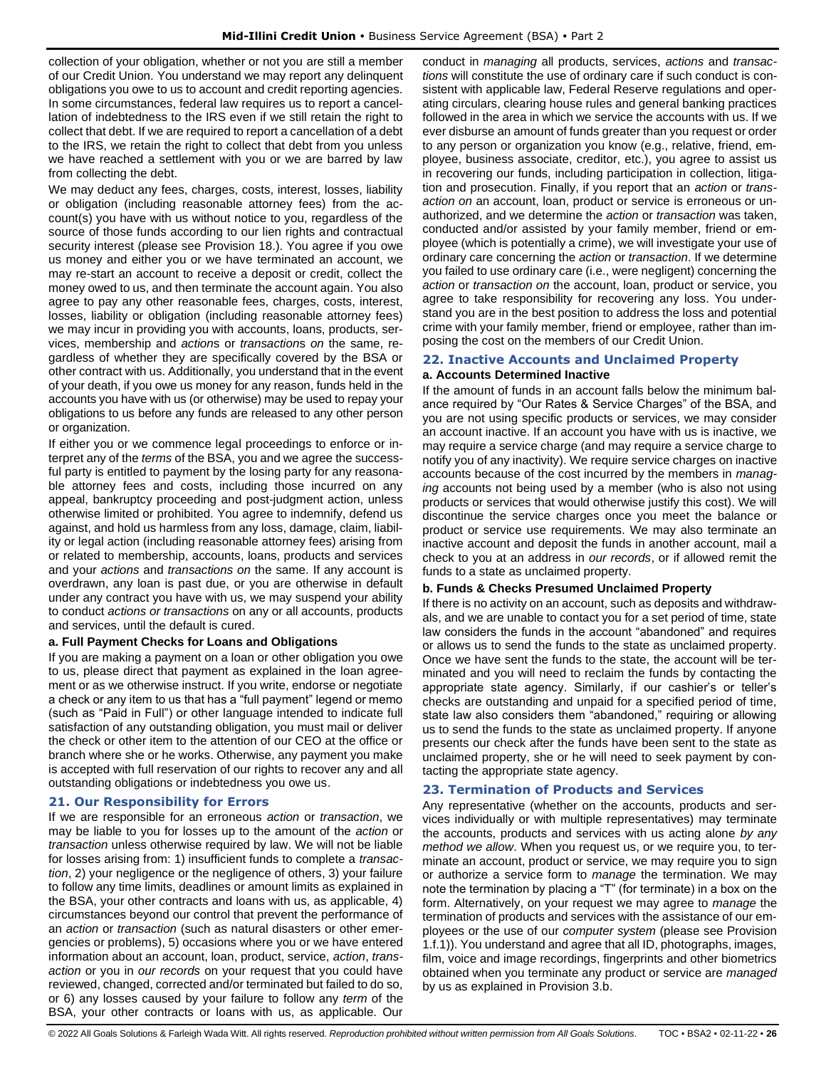collection of your obligation, whether or not you are still a member of our Credit Union. You understand we may report any delinquent obligations you owe to us to account and credit reporting agencies. In some circumstances, federal law requires us to report a cancellation of indebtedness to the IRS even if we still retain the right to collect that debt. If we are required to report a cancellation of a debt to the IRS, we retain the right to collect that debt from you unless we have reached a settlement with you or we are barred by law from collecting the debt.

We may deduct any fees, charges, costs, interest, losses, liability or obligation (including reasonable attorney fees) from the account(s) you have with us without notice to you, regardless of the source of those funds according to our lien rights and contractual security interest (please see Provision 18.). You agree if you owe us money and either you or we have terminated an account, we may re-start an account to receive a deposit or credit, collect the money owed to us, and then terminate the account again. You also agree to pay any other reasonable fees, charges, costs, interest, losses, liability or obligation (including reasonable attorney fees) we may incur in providing you with accounts, loans, products, services, membership and *action*s or *transaction*s *on* the same, regardless of whether they are specifically covered by the BSA or other contract with us. Additionally, you understand that in the event of your death, if you owe us money for any reason, funds held in the accounts you have with us (or otherwise) may be used to repay your obligations to us before any funds are released to any other person or organization.

If either you or we commence legal proceedings to enforce or interpret any of the *terms* of the BSA, you and we agree the successful party is entitled to payment by the losing party for any reasonable attorney fees and costs, including those incurred on any appeal, bankruptcy proceeding and post-judgment action, unless otherwise limited or prohibited. You agree to indemnify, defend us against, and hold us harmless from any loss, damage, claim, liability or legal action (including reasonable attorney fees) arising from or related to membership, accounts, loans, products and services and your *actions* and *transactions on* the same. If any account is overdrawn, any loan is past due, or you are otherwise in default under any contract you have with us, we may suspend your ability to conduct *actions or transactions* on any or all accounts, products and services, until the default is cured.

**a. Full Payment Checks for Loans and Obligations**

If you are making a payment on a loan or other obligation you owe to us, please direct that payment as explained in the loan agreement or as we otherwise instruct. If you write, endorse or negotiate a check or any item to us that has a "full payment" legend or memo (such as "Paid in Full") or other language intended to indicate full satisfaction of any outstanding obligation, you must mail or deliver the check or other item to the attention of our CEO at the office or branch where she or he works. Otherwise, any payment you make is accepted with full reservation of our rights to recover any and all outstanding obligations or indebtedness you owe us.

## 21. Our Responsibility for Errors

If we are responsible for an erroneous *action* or *transaction*, we may be liable to you for losses up to the amount of the *action* or *transaction* unless otherwise required by law. We will not be liable for losses arising from: 1) insufficient funds to complete a *transaction*, 2) your negligence or the negligence of others, 3) your failure to follow any time limits, deadlines or amount limits as explained in the BSA, your other contracts and loans with us, as applicable, 4) circumstances beyond our control that prevent the performance of an *action* or *transaction* (such as natural disasters or other emergencies or problems), 5) occasions where you or we have entered information about an account, loan, product, service, *action*, *transaction* or you in *our records* on your request that you could have reviewed, changed, corrected and/or terminated but failed to do so, or 6) any losses caused by your failure to follow any *term* of the BSA, your other contracts or loans with us, as applicable. Our conduct in *managing* all products, services, *actions* and *transactions* will constitute the use of ordinary care if such conduct is consistent with applicable law, Federal Reserve regulations and operating circulars, clearing house rules and general banking practices followed in the area in which we service the accounts with us. If we ever disburse an amount of funds greater than you request or order to any person or organization you know (e.g., relative, friend, employee, business associate, creditor, etc.), you agree to assist us in recovering our funds, including participation in collection, litigation and prosecution. Finally, if you report that an *action* or *transaction on* an account, loan, product or service is erroneous or unauthorized, and we determine the *action* or *transaction* was taken, conducted and/or assisted by your family member, friend or employee (which is potentially a crime), we will investigate your use of ordinary care concerning the *action* or *transaction*. If we determine you failed to use ordinary care (i.e., were negligent) concerning the *action* or *transaction on* the account, loan, product or service, you agree to take responsibility for recovering any loss. You understand you are in the best position to address the loss and potential crime with your family member, friend or employee, rather than imposing the cost on the members of our Credit Union.

## 22. Inactive Accounts and Unclaimed Property

**a. Accounts Determined Inactive**

If the amount of funds in an account falls below the minimum balance required by "Our Rates & Service Charges" of the BSA, and you are not using specific products or services, we may consider an account inactive. If an account you have with us is inactive, we may require a service charge (and may require a service charge to notify you of any inactivity). We require service charges on inactive accounts because of the cost incurred by the members in *managing* accounts not being used by a member (who is also not using products or services that would otherwise justify this cost). We will discontinue the service charges once you meet the balance or product or service use requirements. We may also terminate an inactive account and deposit the funds in another account, mail a check to you at an address in *our records*, or if allowed remit the funds to a state as unclaimed property.

**b. Funds & Checks Presumed Unclaimed Property**

If there is no activity on an account, such as deposits and withdrawals, and we are unable to contact you for a set period of time, state law considers the funds in the account "abandoned" and requires or allows us to send the funds to the state as unclaimed property. Once we have sent the funds to the state, the account will be terminated and you will need to reclaim the funds by contacting the appropriate state agency. Similarly, if our cashier's or teller's checks are outstanding and unpaid for a specified period of time, state law also considers them "abandoned," requiring or allowing us to send the funds to the state as unclaimed property. If anyone presents our check after the funds have been sent to the state as unclaimed property, she or he will need to seek payment by contacting the appropriate state agency.

## 23. Termination of Products and Services

Any representative (whether on the accounts, products and services individually or with multiple representatives) may terminate the accounts, products and services with us acting alone *by any method we allow*. When you request us, or we require you, to terminate an account, product or service, we may require you to sign or authorize a service form to *manage* the termination. We may note the termination by placing a "T" (for terminate) in a box on the form. Alternatively, on your request we may agree to *manage* the termination of products and services with the assistance of our employees or the use of our *computer system* (please see Provision 1.f.1)). You understand and agree that all ID, photographs, images, film, voice and image recordings, fingerprints and other biometrics obtained when you terminate any product or service are *managed* by us as explained in Provision 3.b.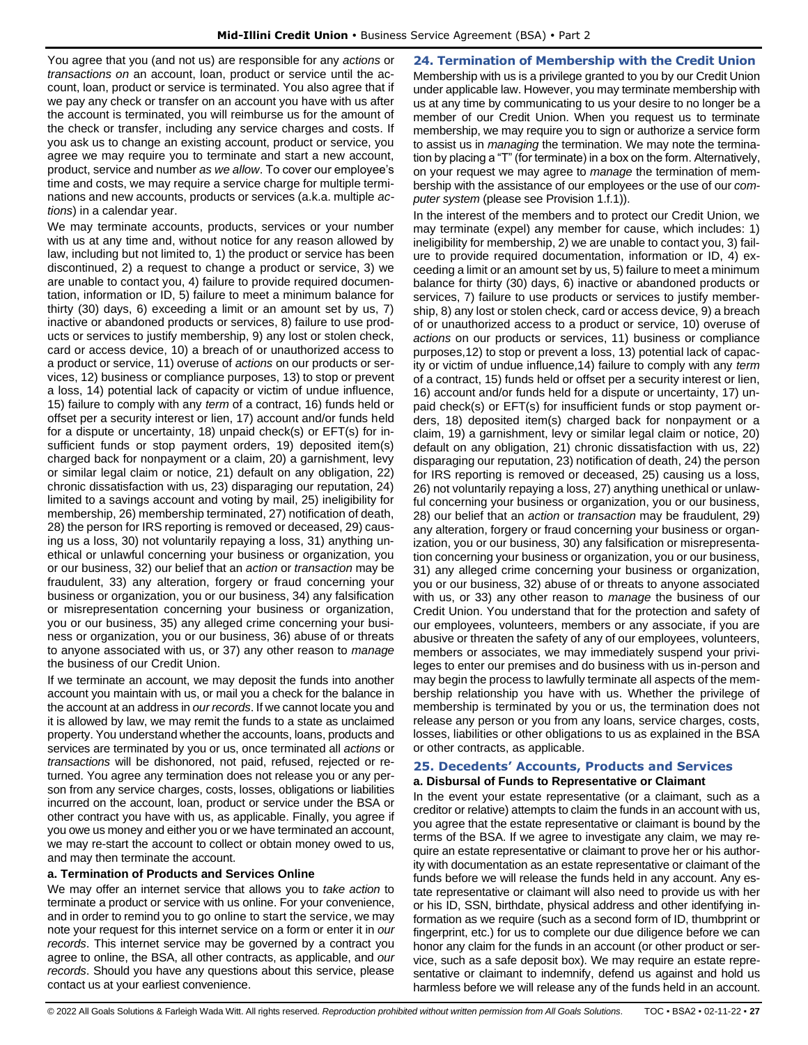You agree that you (and not us) are responsible for any *actions* or *transactions on* an account, loan, product or service until the account, loan, product or service is terminated. You also agree that if we pay any check or transfer on an account you have with us after the account is terminated, you will reimburse us for the amount of the check or transfer, including any service charges and costs. If you ask us to change an existing account, product or service, you agree we may require you to terminate and start a new account, product, service and number *as we allow*. To cover our employee's time and costs, we may require a service charge for multiple terminations and new accounts, products or services (a.k.a. multiple *actions*) in a calendar year.

We may terminate accounts, products, services or your number with us at any time and, without notice for any reason allowed by law, including but not limited to, 1) the product or service has been discontinued, 2) a request to change a product or service, 3) we are unable to contact you, 4) failure to provide required documentation, information or ID, 5) failure to meet a minimum balance for thirty (30) days, 6) exceeding a limit or an amount set by us, 7) inactive or abandoned products or services, 8) failure to use products or services to justify membership, 9) any lost or stolen check, card or access device, 10) a breach of or unauthorized access to a product or service, 11) overuse of *actions* on our products or services, 12) business or compliance purposes, 13) to stop or prevent a loss, 14) potential lack of capacity or victim of undue influence, 15) failure to comply with any *term* of a contract, 16) funds held or offset per a security interest or lien, 17) account and/or funds held for a dispute or uncertainty, 18) unpaid check(s) or EFT(s) for insufficient funds or stop payment orders, 19) deposited item(s) charged back for nonpayment or a claim, 20) a garnishment, levy or similar legal claim or notice, 21) default on any obligation, 22) chronic dissatisfaction with us, 23) disparaging our reputation, 24) limited to a savings account and voting by mail, 25) ineligibility for membership, 26) membership terminated, 27) notification of death, 28) the person for IRS reporting is removed or deceased, 29) causing us a loss, 30) not voluntarily repaying a loss, 31) anything unethical or unlawful concerning your business or organization, you or our business, 32) our belief that an *action* or *transaction* may be fraudulent, 33) any alteration, forgery or fraud concerning your business or organization, you or our business, 34) any falsification or misrepresentation concerning your business or organization, you or our business, 35) any alleged crime concerning your business or organization, you or our business, 36) abuse of or threats to anyone associated with us, or 37) any other reason to *manage* the business of our Credit Union.

If we terminate an account, we may deposit the funds into another account you maintain with us, or mail you a check for the balance in the account at an address in *our records*. If we cannot locate you and it is allowed by law, we may remit the funds to a state as unclaimed property. You understand whether the accounts, loans, products and services are terminated by you or us, once terminated all *actions* or *transactions* will be dishonored, not paid, refused, rejected or returned. You agree any termination does not release you or any person from any service charges, costs, losses, obligations or liabilities incurred on the account, loan, product or service under the BSA or other contract you have with us, as applicable. Finally, you agree if you owe us money and either you or we have terminated an account, we may re-start the account to collect or obtain money owed to us, and may then terminate the account.

### a. Termination of Products and Services Online

We may offer an internet service that allows you to *take action* to terminate a product or service with us online. For your convenience, and in order to remind you to go online to start the service, we may note your request for this internet service on a form or enter it in *our records*. This internet service may be governed by a contract you agree to online, the BSA, all other contracts, as applicable, and *our records*. Should you have any questions about this service, please contact us at your earliest convenience.

## 24. Termination of Membership with the Credit Union

Membership with us is a privilege granted to you by our Credit Union under applicable law. However, you may terminate membership with us at any time by communicating to us your desire to no longer be a member of our Credit Union. When you request us to terminate membership, we may require you to sign or authorize a service form to assist us in *managing* the termination. We may note the termination by placing a "T" (for terminate) in a box on the form. Alternatively, on your request we may agree to *manage* the termination of membership with the assistance of our employees or the use of our *computer system* (please see Provision 1.f.1)).

In the interest of the members and to protect our Credit Union, we may terminate (expel) any member for cause, which includes: 1) ineligibility for membership, 2) we are unable to contact you, 3) failure to provide required documentation, information or ID, 4) exceeding a limit or an amount set by us, 5) failure to meet a minimum balance for thirty (30) days, 6) inactive or abandoned products or services, 7) failure to use products or services to justify membership, 8) any lost or stolen check, card or access device, 9) a breach of or unauthorized access to a product or service, 10) overuse of *actions* on our products or services, 11) business or compliance purposes,12) to stop or prevent a loss, 13) potential lack of capacity or victim of undue influence,14) failure to comply with any *term* of a contract, 15) funds held or offset per a security interest or lien, 16) account and/or funds held for a dispute or uncertainty, 17) unpaid check(s) or EFT(s) for insufficient funds or stop payment orders, 18) deposited item(s) charged back for nonpayment or a claim, 19) a garnishment, levy or similar legal claim or notice, 20) default on any obligation, 21) chronic dissatisfaction with us, 22) disparaging our reputation, 23) notification of death, 24) the person for IRS reporting is removed or deceased, 25) causing us a loss, 26) not voluntarily repaying a loss, 27) anything unethical or unlawful concerning your business or organization, you or our business, 28) our belief that an *action* or *transaction* may be fraudulent, 29) any alteration, forgery or fraud concerning your business or organization, you or our business, 30) any falsification or misrepresentation concerning your business or organization, you or our business, 31) any alleged crime concerning your business or organization, you or our business, 32) abuse of or threats to anyone associated with us, or 33) any other reason to *manage* the business of our Credit Union. You understand that for the protection and safety of our employees, volunteers, members or any associate, if you are abusive or threaten the safety of any of our employees, volunteers, members or associates, we may immediately suspend your privileges to enter our premises and do business with us in-person and may begin the process to lawfully terminate all aspects of the membership relationship you have with us. Whether the privilege of membership is terminated by you or us, the termination does not release any person or you from any loans, service charges, costs, losses, liabilities or other obligations to us as explained in the BSA or other contracts, as applicable.

## 25. Decedents' Accounts, Products and Services

### a. Disbursal of Funds to Representative or Claimant

In the event your estate representative (or a claimant, such as a creditor or relative) attempts to claim the funds in an account with us, you agree that the estate representative or claimant is bound by the terms of the BSA. If we agree to investigate any claim, we may require an estate representative or claimant to prove her or his authority with documentation as an estate representative or claimant of the funds before we will release the funds held in any account. Any estate representative or claimant will also need to provide us with her or his ID, SSN, birthdate, physical address and other identifying information as we require (such as a second form of ID, thumbprint or fingerprint, etc.) for us to complete our due diligence before we can honor any claim for the funds in an account (or other product or service, such as a safe deposit box). We may require an estate representative or claimant to indemnify, defend us against and hold us harmless before we will release any of the funds held in an account.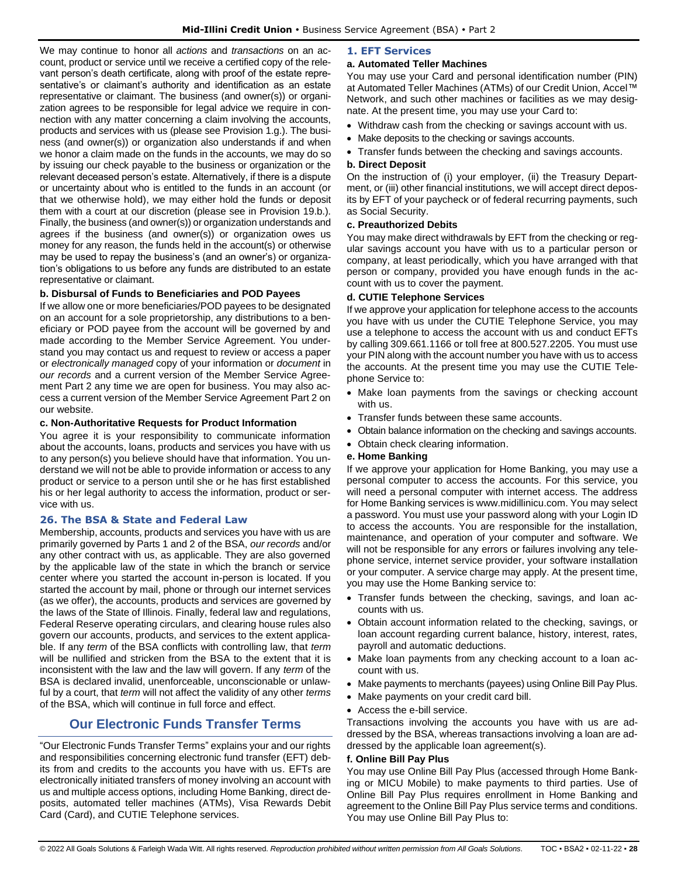We may continue to honor all *actions* and *transactions* on an account, product or service until we receive a certified copy of the relevant person's death certificate, along with proof of the estate representative's or claimant's authority and identification as an estate representative or claimant. The business (and owner(s)) or organization agrees to be responsible for legal advice we require in connection with any matter concerning a claim involving the accounts, products and services with us (please see Provision 1.g.). The business (and owner(s)) or organization also understands if and when we honor a claim made on the funds in the accounts, we may do so by issuing our check payable to the business or organization or the relevant deceased person's estate. Alternatively, if there is a dispute or uncertainty about who is entitled to the funds in an account (or that we otherwise hold), we may either hold the funds or deposit them with a court at our discretion (please see in Provision 19.b.). Finally, the business (and owner(s)) or organization understands and agrees if the business (and owner(s)) or organization owes us money for any reason, the funds held in the account(s) or otherwise may be used to repay the business's (and an owner's) or organization's obligations to us before any funds are distributed to an estate representative or claimant.

#### b. Disbursal of Funds to Beneficiaries and POD Payees

If we allow one or more beneficiaries/POD payees to be designated on an account for a sole proprietorship, any distributions to a beneficiary or POD payee from the account will be governed by and made according to the Member Service Agreement. You understand you may contact us and request to review or access a paper or *electronically managed* copy of your information or *document* in *our records* and a current version of the Member Service Agreement Part 2 any time we are open for business. You may also access a current version of the Member Service Agreement Part 2 on our website.

#### c. Non-Authoritative Requests for Product Information

You agree it is your responsibility to communicate information about the accounts, loans, products and services you have with us to any person(s) you believe should have that information. You understand we will not be able to provide information or access to any product or service to a person until she or he has first established his or her legal authority to access the information, product or service with us.

### 26. The BSA & State and Federal Law

Membership, accounts, products and services you have with us are primarily governed by Parts 1 and 2 of the BSA, *our records* and/or any other contract with us, as applicable. They are also governed by the applicable law of the state in which the branch or service center where you started the account in-person is located. If you started the account by mail, phone or through our internet services (as we offer), the accounts, products and services are governed by the laws of the State of Illinois. Finally, federal law and regulations, Federal Reserve operating circulars, and clearing house rules also govern our accounts, products, and services to the extent applicable. If any *term* of the BSA conflicts with controlling law, that *term* will be nullified and stricken from the BSA to the extent that it is inconsistent with the law and the law will govern. If any *term* of the BSA is declared invalid, unenforceable, unconscionable or unlawful by a court, that *term* will not affect the validity of any other *terms* of the BSA, which will continue in full force and effect.

## Our Electronic Funds Transfer Terms

"Our Electronic Funds Transfer Terms" explains your and our rights and responsibilities concerning electronic fund transfer (EFT) debits from and credits to the accounts you have with us. EFTs are electronically initiated transfers of money involving an account with us and multiple access options, including Home Banking, direct deposits, automated teller machines (ATMs), Visa Rewards Debit Card (Card), and CUTIE Telephone services.

### 1. EFT Services

#### a. Automated Teller Machines

You may use your Card and personal identification number (PIN) at Automated Teller Machines (ATMs) of our Credit Union, Accel™ Network, and such other machines or facilities as we may designate. At the present time, you may use your Card to:

- Withdraw cash from the checking or savings account with us.
- Make deposits to the checking or savings accounts.
- Transfer funds between the checking and savings accounts.

#### b. Direct Deposit

On the instruction of (i) your employer, (ii) the Treasury Department, or (iii) other financial institutions, we will accept direct deposits by EFT of your paycheck or of federal recurring payments, such as Social Security.

#### c. Preauthorized Debits

You may make direct withdrawals by EFT from the checking or regular savings account you have with us to a particular person or company, at least periodically, which you have arranged with that person or company, provided you have enough funds in the account with us to cover the payment.

#### d. CUTIE Telephone Services

If we approve your application for telephone access to the accounts you have with us under the CUTIE Telephone Service, you may use a telephone to access the account with us and conduct EFTs by calling 309.661.1166 or toll free at 800.527.2205. You must use your PIN along with the account number you have with us to access the accounts. At the present time you may use the CUTIE Telephone Service to:

- Make loan payments from the savings or checking account with us.
- Transfer funds between these same accounts.
- Obtain balance information on the checking and savings accounts.
- Obtain check clearing information.

#### e. Home Banking

If we approve your application for Home Banking, you may use a personal computer to access the accounts. For this service, you will need a personal computer with internet access. The address for Home Banking services is www.midillinicu.com. You may select a password. You must use your password along with your Login ID to access the accounts. You are responsible for the installation, maintenance, and operation of your computer and software. We will not be responsible for any errors or failures involving any telephone service, internet service provider, your software installation or your computer. A service charge may apply. At the present time, you may use the Home Banking service to:

- Transfer funds between the checking, savings, and loan accounts with us.
- Obtain account information related to the checking, savings, or loan account regarding current balance, history, interest, rates, payroll and automatic deductions.
- Make loan payments from any checking account to a loan account with us.
- Make payments to merchants (payees) using Online Bill Pay Plus.
- Make payments on your credit card bill.
- Access the e-bill service.

Transactions involving the accounts you have with us are addressed by the BSA, whereas transactions involving a loan are addressed by the applicable loan agreement(s).

#### f. Online Bill Pay Plus

You may use Online Bill Pay Plus (accessed through Home Banking or MICU Mobile) to make payments to third parties. Use of Online Bill Pay Plus requires enrollment in Home Banking and agreement to the Online Bill Pay Plus service terms and conditions. You may use Online Bill Pay Plus to: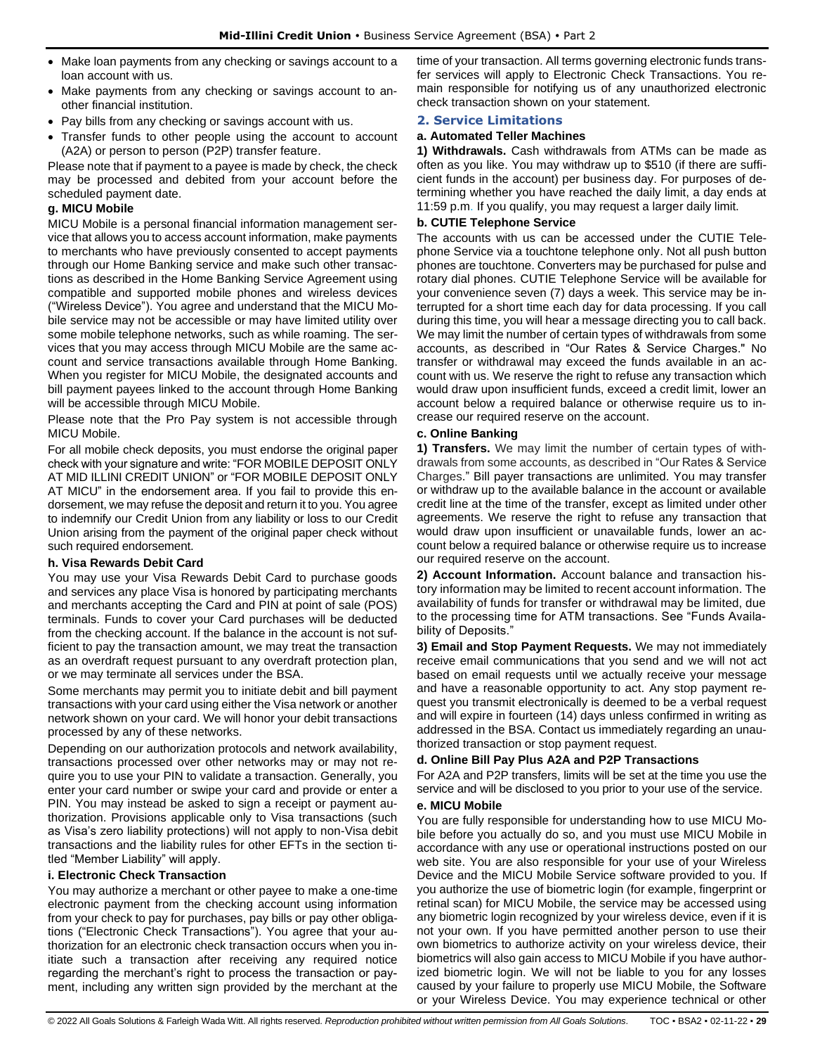- Make loan payments from any checking or savings account to a loan account with us.
- Make payments from any checking or savings account to another financial institution.
- Pay bills from any checking or savings account with us.
- Transfer funds to other people using the account to account (A2A) or person to person (P2P) transfer feature.

Please note that if payment to a payee is made by check, the check may be processed and debited from your account before the scheduled payment date.

#### g. MICU Mobile

MICU Mobile is a personal financial information management service that allows you to access account information, make payments to merchants who have previously consented to accept payments through our Home Banking service and make such other transactions as described in the Home Banking Service Agreement using compatible and supported mobile phones and wireless devices ("Wireless Device"). You agree and understand that the MICU Mobile service may not be accessible or may have limited utility over some mobile telephone networks, such as while roaming. The services that you may access through MICU Mobile are the same account and service transactions available through Home Banking. When you register for MICU Mobile, the designated accounts and bill payment payees linked to the account through Home Banking will be accessible through MICU Mobile.

Please note that the Pro Pay system is not accessible through MICU Mobile.

For all mobile check deposits, you must endorse the original paper check with your signature and write: "FOR MOBILE DEPOSIT ONLY AT MID ILLINI CREDIT UNION" or "FOR MOBILE DEPOSIT ONLY AT MICU" in the endorsement area. If you fail to provide this endorsement, we may refuse the deposit and return it to you. You agree to indemnify our Credit Union from any liability or loss to our Credit Union arising from the payment of the original paper check without such required endorsement.

#### h. Visa Rewards Debit Card

You may use your Visa Rewards Debit Card to purchase goods and services any place Visa is honored by participating merchants and merchants accepting the Card and PIN at point of sale (POS) terminals. Funds to cover your Card purchases will be deducted from the checking account. If the balance in the account is not sufficient to pay the transaction amount, we may treat the transaction as an overdraft request pursuant to any overdraft protection plan, or we may terminate all services under the BSA.

Some merchants may permit you to initiate debit and bill payment transactions with your card using either the Visa network or another network shown on your card. We will honor your debit transactions processed by any of these networks.

Depending on our authorization protocols and network availability, transactions processed over other networks may or may not require you to use your PIN to validate a transaction. Generally, you enter your card number or swipe your card and provide or enter a PIN. You may instead be asked to sign a receipt or payment authorization. Provisions applicable only to Visa transactions (such as Visa's zero liability protections) will not apply to non-Visa debit transactions and the liability rules for other EFTs in the section titled "Member Liability" will apply.

#### i. Electronic Check Transaction

You may authorize a merchant or other payee to make a one-time electronic payment from the checking account using information from your check to pay for purchases, pay bills or pay other obligations ("Electronic Check Transactions"). You agree that your authorization for an electronic check transaction occurs when you initiate such a transaction after receiving any required notice regarding the merchant's right to process the transaction or payment, including any written sign provided by the merchant at the time of your transaction. All terms governing electronic funds transfer services will apply to Electronic Check Transactions. You remain responsible for notifying us of any unauthorized electronic check transaction shown on your statement.

### 2. Service Limitations

#### a. Automated Teller Machines

**1) Withdrawals.** Cash withdrawals from ATMs can be made as often as you like. You may withdraw up to $510 (if there are sufficient funds in the account) per business day. For purposes of determining whether you have reached the daily limit, a day ends at 11:59 p.m. If you qualify, you may request a larger daily limit.

#### b. CUTIE Telephone Service

The accounts with us can be accessed under the CUTIE Telephone Service via a touchtone telephone only. Not all push button phones are touchtone. Converters may be purchased for pulse and rotary dial phones. CUTIE Telephone Service will be available for your convenience seven (7) days a week. This service may be interrupted for a short time each day for data processing. If you call during this time, you will hear a message directing you to call back. We may limit the number of certain types of withdrawals from some accounts, as described in "Our Rates & Service Charges." No transfer or withdrawal may exceed the funds available in an account with us. We reserve the right to refuse any transaction which would draw upon insufficient funds, exceed a credit limit, lower an account below a required balance or otherwise require us to increase our required reserve on the account.

#### c. Online Banking

**1) Transfers.** We may limit the number of certain types of withdrawals from some accounts, as described in "Our Rates & Service Charges." Bill payer transactions are unlimited. You may transfer or withdraw up to the available balance in the account or available credit line at the time of the transfer, except as limited under other agreements. We reserve the right to refuse any transaction that would draw upon insufficient or unavailable funds, lower an account below a required balance or otherwise require us to increase our required reserve on the account.

**2) Account Information.** Account balance and transaction history information may be limited to recent account information. The availability of funds for transfer or withdrawal may be limited, due to the processing time for ATM transactions. See "Funds Availability of Deposits."

**3) Email and Stop Payment Requests.** We may not immediately receive email communications that you send and we will not act based on email requests until we actually receive your message and have a reasonable opportunity to act. Any stop payment request you transmit electronically is deemed to be a verbal request and will expire in fourteen (14) days unless confirmed in writing as addressed in the BSA. Contact us immediately regarding an unauthorized transaction or stop payment request.

#### d. Online Bill Pay Plus A2A and P2P Transactions

For A2A and P2P transfers, limits will be set at the time you use the service and will be disclosed to you prior to your use of the service.

#### e. MICU Mobile

You are fully responsible for understanding how to use MICU Mobile before you actually do so, and you must use MICU Mobile in accordance with any use or operational instructions posted on our web site. You are also responsible for your use of your Wireless Device and the MICU Mobile Service software provided to you. If you authorize the use of biometric login (for example, fingerprint or retinal scan) for MICU Mobile, the service may be accessed using any biometric login recognized by your wireless device, even if it is not your own. If you have permitted another person to use their own biometrics to authorize activity on your wireless device, their biometrics will also gain access to MICU Mobile if you have authorized biometric login. We will not be liable to you for any losses caused by your failure to properly use MICU Mobile, the Software or your Wireless Device. You may experience technical or other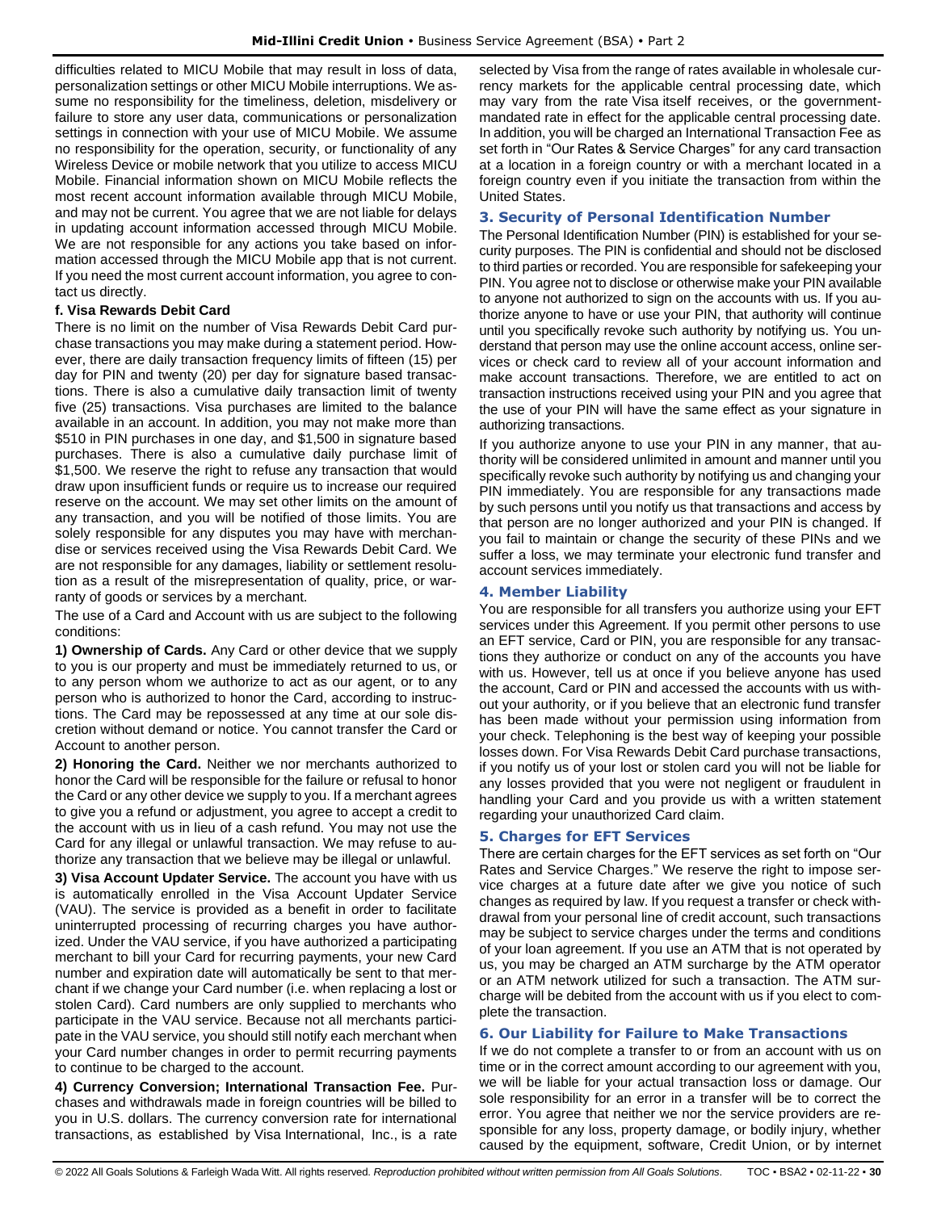difficulties related to MICU Mobile that may result in loss of data, personalization settings or other MICU Mobile interruptions. We assume no responsibility for the timeliness, deletion, misdelivery or failure to store any user data, communications or personalization settings in connection with your use of MICU Mobile. We assume no responsibility for the operation, security, or functionality of any Wireless Device or mobile network that you utilize to access MICU Mobile. Financial information shown on MICU Mobile reflects the most recent account information available through MICU Mobile, and may not be current. You agree that we are not liable for delays in updating account information accessed through MICU Mobile. We are not responsible for any actions you take based on information accessed through the MICU Mobile app that is not current. If you need the most current account information, you agree to contact us directly.

#### f. Visa Rewards Debit Card

There is no limit on the number of Visa Rewards Debit Card purchase transactions you may make during a statement period. However, there are daily transaction frequency limits of fifteen (15) per day for PIN and twenty (20) per day for signature based transactions. There is also a cumulative daily transaction limit of twenty five (25) transactions. Visa purchases are limited to the balance available in an account. In addition, you may not make more than $510 in PIN purchases in one day, and $1,500 in signature based purchases. There is also a cumulative daily purchase limit of $1,500. We reserve the right to refuse any transaction that would draw upon insufficient funds or require us to increase our required reserve on the account. We may set other limits on the amount of any transaction, and you will be notified of those limits. You are solely responsible for any disputes you may have with merchandise or services received using the Visa Rewards Debit Card. We are not responsible for any damages, liability or settlement resolution as a result of the misrepresentation of quality, price, or warranty of goods or services by a merchant.

The use of a Card and Account with us are subject to the following conditions:

**1) Ownership of Cards.** Any Card or other device that we supply to you is our property and must be immediately returned to us, or to any person whom we authorize to act as our agent, or to any person who is authorized to honor the Card, according to instructions. The Card may be repossessed at any time at our sole discretion without demand or notice. You cannot transfer the Card or Account to another person.

**2) Honoring the Card.** Neither we nor merchants authorized to honor the Card will be responsible for the failure or refusal to honor the Card or any other device we supply to you. If a merchant agrees to give you a refund or adjustment, you agree to accept a credit to the account with us in lieu of a cash refund. You may not use the Card for any illegal or unlawful transaction. We may refuse to authorize any transaction that we believe may be illegal or unlawful.

**3) Visa Account Updater Service.** The account you have with us is automatically enrolled in the Visa Account Updater Service (VAU). The service is provided as a benefit in order to facilitate uninterrupted processing of recurring charges you have authorized. Under the VAU service, if you have authorized a participating merchant to bill your Card for recurring payments, your new Card number and expiration date will automatically be sent to that merchant if we change your Card number (i.e. when replacing a lost or stolen Card). Card numbers are only supplied to merchants who participate in the VAU service. Because not all merchants participate in the VAU service, you should still notify each merchant when your Card number changes in order to permit recurring payments to continue to be charged to the account.

**4) Currency Conversion; International Transaction Fee.** Purchases and withdrawals made in foreign countries will be billed to you in U.S. dollars. The currency conversion rate for international transactions, as established by Visa International, Inc., is a rate selected by Visa from the range of rates available in wholesale currency markets for the applicable central processing date, which may vary from the rate Visa itself receives, or the government-mandated rate in effect for the applicable central processing date. In addition, you will be charged an International Transaction Fee as set forth in "Our Rates & Service Charges" for any card transaction at a location in a foreign country or with a merchant located in a foreign country even if you initiate the transaction from within the United States.

### 3. Security of Personal Identification Number

The Personal Identification Number (PIN) is established for your security purposes. The PIN is confidential and should not be disclosed to third parties or recorded. You are responsible for safekeeping your PIN. You agree not to disclose or otherwise make your PIN available to anyone not authorized to sign on the accounts with us. If you authorize anyone to have or use your PIN, that authority will continue until you specifically revoke such authority by notifying us. You understand that person may use the online account access, online services or check card to review all of your account information and make account transactions. Therefore, we are entitled to act on transaction instructions received using your PIN and you agree that the use of your PIN will have the same effect as your signature in authorizing transactions.

If you authorize anyone to use your PIN in any manner, that authority will be considered unlimited in amount and manner until you specifically revoke such authority by notifying us and changing your PIN immediately. You are responsible for any transactions made by such persons until you notify us that transactions and access by that person are no longer authorized and your PIN is changed. If you fail to maintain or change the security of these PINs and we suffer a loss, we may terminate your electronic fund transfer and account services immediately.

### 4. Member Liability

You are responsible for all transfers you authorize using your EFT services under this Agreement. If you permit other persons to use an EFT service, Card or PIN, you are responsible for any transactions they authorize or conduct on any of the accounts you have with us. However, tell us at once if you believe anyone has used the account, Card or PIN and accessed the accounts with us without your authority, or if you believe that an electronic fund transfer has been made without your permission using information from your check. Telephoning is the best way of keeping your possible losses down. For Visa Rewards Debit Card purchase transactions, if you notify us of your lost or stolen card you will not be liable for any losses provided that you were not negligent or fraudulent in handling your Card and you provide us with a written statement regarding your unauthorized Card claim.

### 5. Charges for EFT Services

There are certain charges for the EFT services as set forth on "Our Rates and Service Charges." We reserve the right to impose service charges at a future date after we give you notice of such changes as required by law. If you request a transfer or check withdrawal from your personal line of credit account, such transactions may be subject to service charges under the terms and conditions of your loan agreement. If you use an ATM that is not operated by us, you may be charged an ATM surcharge by the ATM operator or an ATM network utilized for such a transaction. The ATM surcharge will be debited from the account with us if you elect to complete the transaction.

### 6. Our Liability for Failure to Make Transactions

If we do not complete a transfer to or from an account with us on time or in the correct amount according to our agreement with you, we will be liable for your actual transaction loss or damage. Our sole responsibility for an error in a transfer will be to correct the error. You agree that neither we nor the service providers are responsible for any loss, property damage, or bodily injury, whether caused by the equipment, software, Credit Union, or by internet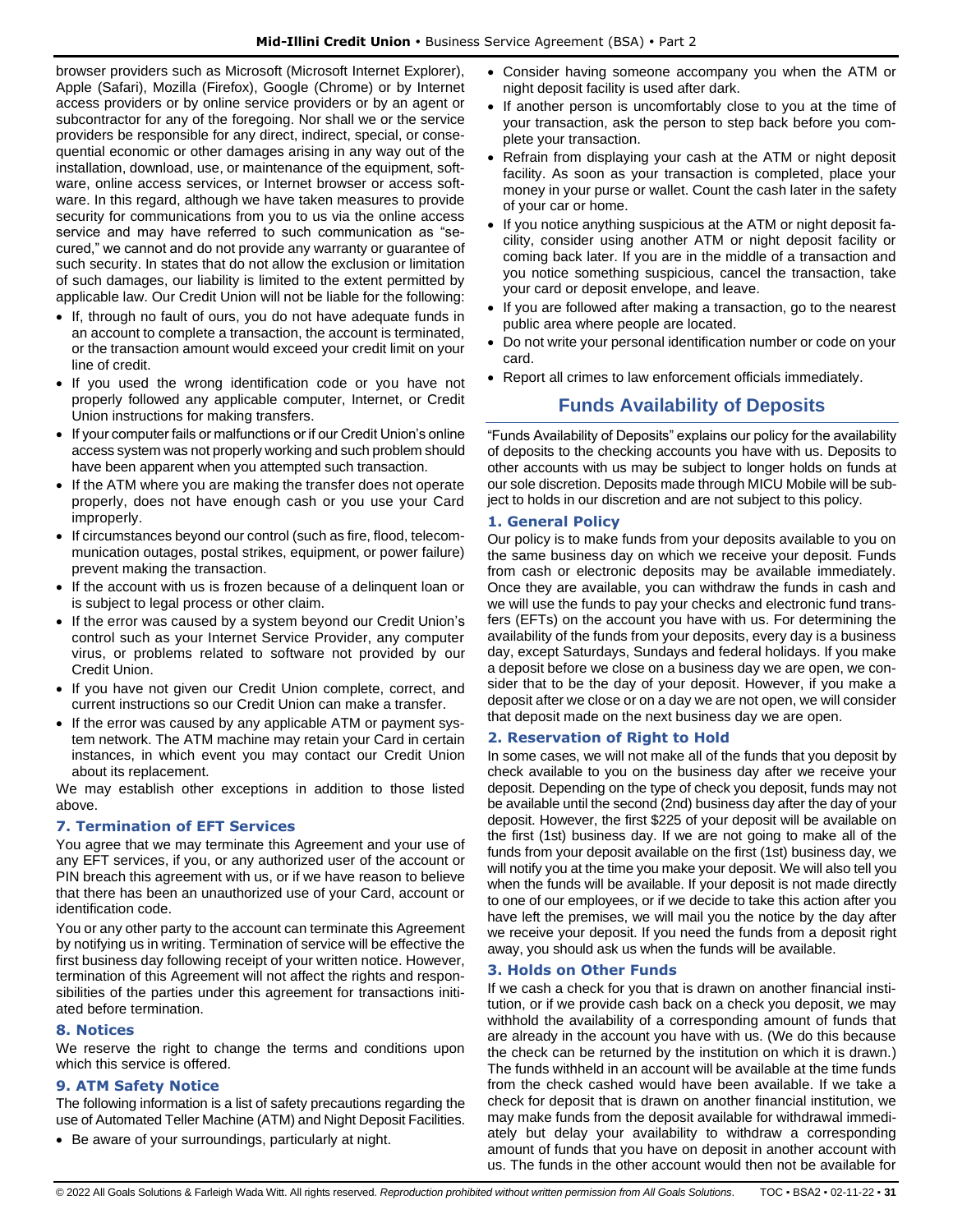browser providers such as Microsoft (Microsoft Internet Explorer), Apple (Safari), Mozilla (Firefox), Google (Chrome) or by Internet access providers or by online service providers or by an agent or subcontractor for any of the foregoing. Nor shall we or the service providers be responsible for any direct, indirect, special, or consequential economic or other damages arising in any way out of the installation, download, use, or maintenance of the equipment, software, online access services, or Internet browser or access software. In this regard, although we have taken measures to provide security for communications from you to us via the online access service and may have referred to such communication as "secured," we cannot and do not provide any warranty or guarantee of such security. In states that do not allow the exclusion or limitation of such damages, our liability is limited to the extent permitted by applicable law. Our Credit Union will not be liable for the following:

- If, through no fault of ours, you do not have adequate funds in an account to complete a transaction, the account is terminated, or the transaction amount would exceed your credit limit on your line of credit.
- If you used the wrong identification code or you have not properly followed any applicable computer, Internet, or Credit Union instructions for making transfers.
- If your computer fails or malfunctions or if our Credit Union's online access system was not properly working and such problem should have been apparent when you attempted such transaction.
- If the ATM where you are making the transfer does not operate properly, does not have enough cash or you use your Card improperly.
- If circumstances beyond our control (such as fire, flood, telecommunication outages, postal strikes, equipment, or power failure) prevent making the transaction.
- If the account with us is frozen because of a delinquent loan or is subject to legal process or other claim.
- If the error was caused by a system beyond our Credit Union's control such as your Internet Service Provider, any computer virus, or problems related to software not provided by our Credit Union.
- If you have not given our Credit Union complete, correct, and current instructions so our Credit Union can make a transfer.
- If the error was caused by any applicable ATM or payment system network. The ATM machine may retain your Card in certain instances, in which event you may contact our Credit Union about its replacement.

We may establish other exceptions in addition to those listed above.

### 7. Termination of EFT Services

You agree that we may terminate this Agreement and your use of any EFT services, if you, or any authorized user of the account or PIN breach this agreement with us, or if we have reason to believe that there has been an unauthorized use of your Card, account or identification code.

You or any other party to the account can terminate this Agreement by notifying us in writing. Termination of service will be effective the first business day following receipt of your written notice. However, termination of this Agreement will not affect the rights and responsibilities of the parties under this agreement for transactions initiated before termination.

### 8. Notices

We reserve the right to change the terms and conditions upon which this service is offered.

### 9. ATM Safety Notice

The following information is a list of safety precautions regarding the use of Automated Teller Machine (ATM) and Night Deposit Facilities.

- Be aware of your surroundings, particularly at night.
- Consider having someone accompany you when the ATM or night deposit facility is used after dark.
- If another person is uncomfortably close to you at the time of your transaction, ask the person to step back before you complete your transaction.
- Refrain from displaying your cash at the ATM or night deposit facility. As soon as your transaction is completed, place your money in your purse or wallet. Count the cash later in the safety of your car or home.
- If you notice anything suspicious at the ATM or night deposit facility, consider using another ATM or night deposit facility or coming back later. If you are in the middle of a transaction and you notice something suspicious, cancel the transaction, take your card or deposit envelope, and leave.
- If you are followed after making a transaction, go to the nearest public area where people are located.
- Do not write your personal identification number or code on your card.
- Report all crimes to law enforcement officials immediately.

## Funds Availability of Deposits

"Funds Availability of Deposits" explains our policy for the availability of deposits to the checking accounts you have with us. Deposits to other accounts with us may be subject to longer holds on funds at our sole discretion. Deposits made through MICU Mobile will be subject to holds in our discretion and are not subject to this policy.

### 1. General Policy

Our policy is to make funds from your deposits available to you on the same business day on which we receive your deposit. Funds from cash or electronic deposits may be available immediately. Once they are available, you can withdraw the funds in cash and we will use the funds to pay your checks and electronic fund transfers (EFTs) on the account you have with us. For determining the availability of the funds from your deposits, every day is a business day, except Saturdays, Sundays and federal holidays. If you make a deposit before we close on a business day we are open, we consider that to be the day of your deposit. However, if you make a deposit after we close or on a day we are not open, we will consider that deposit made on the next business day we are open.

### 2. Reservation of Right to Hold

In some cases, we will not make all of the funds that you deposit by check available to you on the business day after we receive your deposit. Depending on the type of check you deposit, funds may not be available until the second (2nd) business day after the day of your deposit. However, the first $225 of your deposit will be available on the first (1st) business day. If we are not going to make all of the funds from your deposit available on the first (1st) business day, we will notify you at the time you make your deposit. We will also tell you when the funds will be available. If your deposit is not made directly to one of our employees, or if we decide to take this action after you have left the premises, we will mail you the notice by the day after we receive your deposit. If you need the funds from a deposit right away, you should ask us when the funds will be available.

### 3. Holds on Other Funds

If we cash a check for you that is drawn on another financial institution, or if we provide cash back on a check you deposit, we may withhold the availability of a corresponding amount of funds that are already in the account you have with us. (We do this because the check can be returned by the institution on which it is drawn.) The funds withheld in an account will be available at the time funds from the check cashed would have been available. If we take a check for deposit that is drawn on another financial institution, we may make funds from the deposit available for withdrawal immediately but delay your availability to withdraw a corresponding amount of funds that you have on deposit in another account with us. The funds in the other account would then not be available for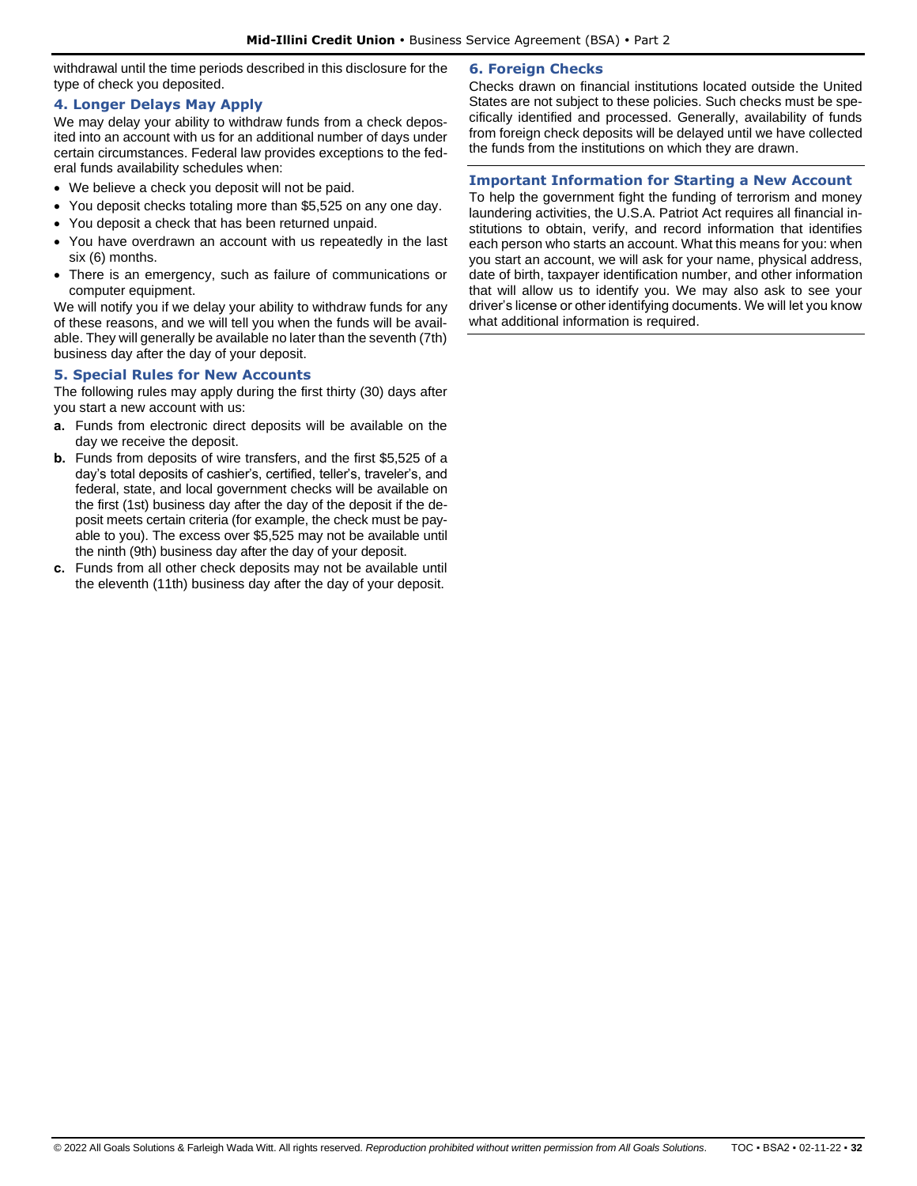withdrawal until the time periods described in this disclosure for the type of check you deposited.

### 4. Longer Delays May Apply

We may delay your ability to withdraw funds from a check deposited into an account with us for an additional number of days under certain circumstances. Federal law provides exceptions to the federal funds availability schedules when:

- We believe a check you deposit will not be paid.
- You deposit checks totaling more than $5,525 on any one day.
- You deposit a check that has been returned unpaid.
- You have overdrawn an account with us repeatedly in the last six (6) months.
- There is an emergency, such as failure of communications or computer equipment.

We will notify you if we delay your ability to withdraw funds for any of these reasons, and we will tell you when the funds will be available. They will generally be available no later than the seventh (7th) business day after the day of your deposit.

### 5. Special Rules for New Accounts

The following rules may apply during the first thirty (30) days after you start a new account with us:

**a.** Funds from electronic direct deposits will be available on the day we receive the deposit.

**b.** Funds from deposits of wire transfers, and the first $5,525 of a day's total deposits of cashier's, certified, teller's, traveler's, and federal, state, and local government checks will be available on the first (1st) business day after the day of the deposit if the deposit meets certain criteria (for example, the check must be payable to you). The excess over $5,525 may not be available until the ninth (9th) business day after the day of your deposit.

**c.** Funds from all other check deposits may not be available until the eleventh (11th) business day after the day of your deposit.

### 6. Foreign Checks

Checks drawn on financial institutions located outside the United States are not subject to these policies. Such checks must be specifically identified and processed. Generally, availability of funds from foreign check deposits will be delayed until we have collected the funds from the institutions on which they are drawn.

## Important Information for Starting a New Account

To help the government fight the funding of terrorism and money laundering activities, the U.S.A. Patriot Act requires all financial institutions to obtain, verify, and record information that identifies each person who starts an account. What this means for you: when you start an account, we will ask for your name, physical address, date of birth, taxpayer identification number, and other information that will allow us to identify you. We may also ask to see your driver's license or other identifying documents. We will let you know what additional information is required.